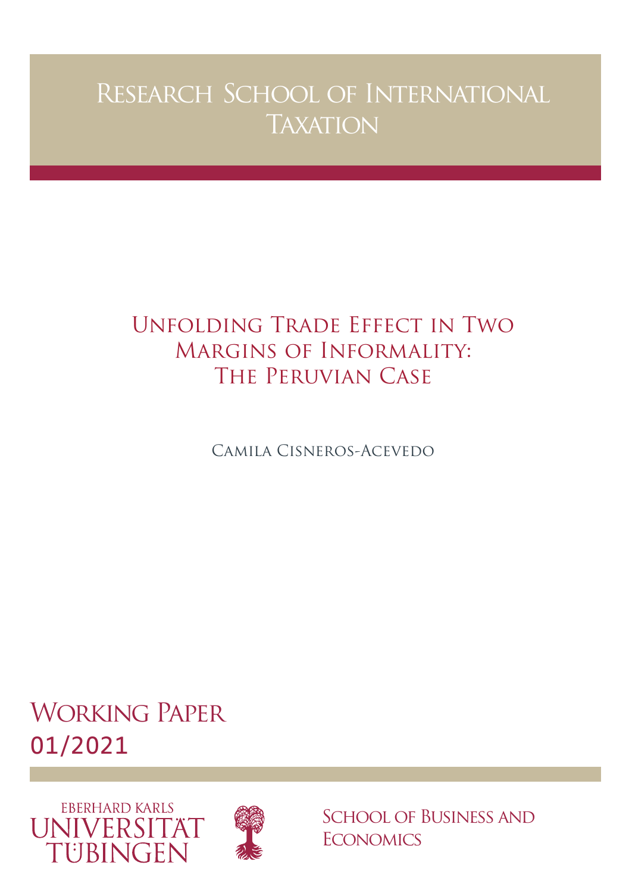# Research School of International Taxation

# Unfolding Trade Effect in Two Margins of Informality: The Peruvian Case

Camila Cisneros-Acevedo

## Working Paper 01/2021

Eberhard Karls Universität Tübingen

School of Business and Economics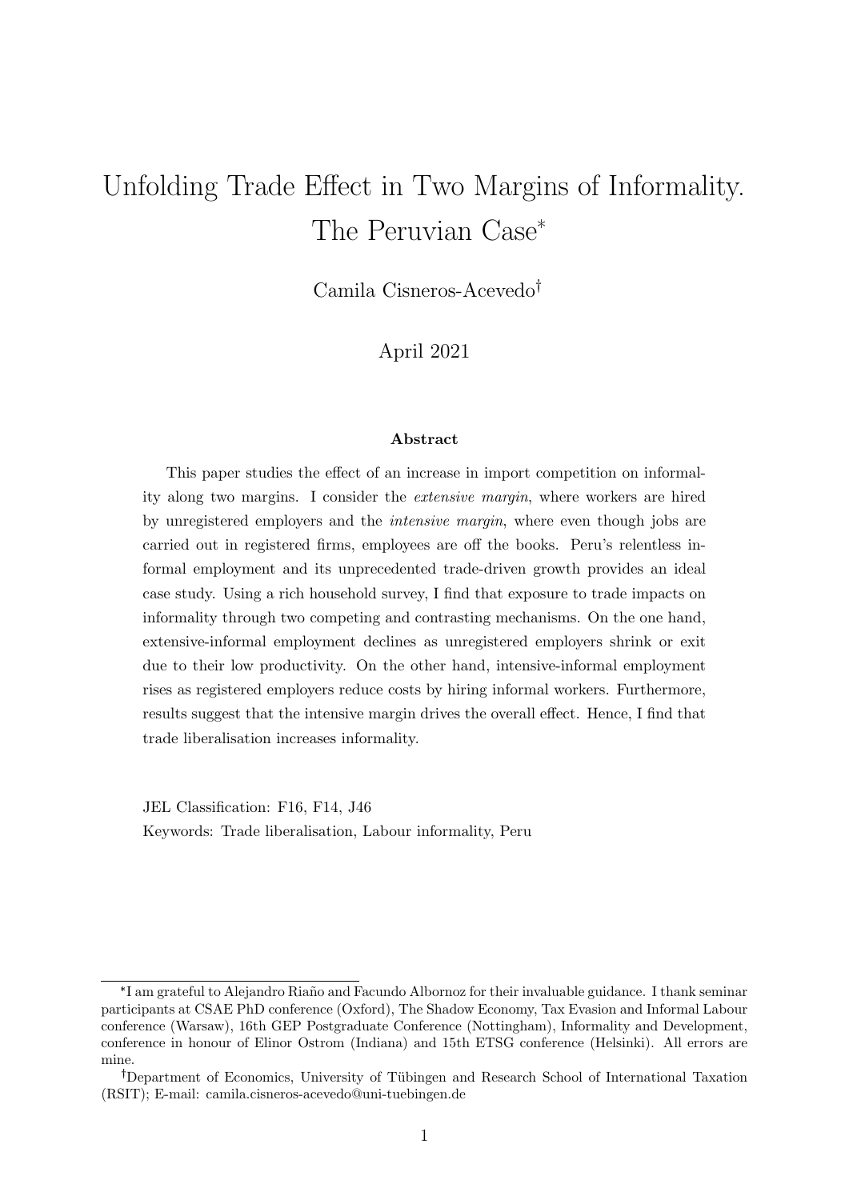# Unfolding Trade Effect in Two Margins of Informality. The Peruvian Case[*]

Camila Cisneros-Acevedo[†]

April 2021

## Abstract

This paper studies the effect of an increase in import competition on informality along two margins. I consider the *extensive margin*, where workers are hired by unregistered employers and the *intensive margin*, where even though jobs are carried out in registered firms, employees are off the books. Peru's relentless informal employment and its unprecedented trade-driven growth provides an ideal case study. Using a rich household survey, I find that exposure to trade impacts on informality through two competing and contrasting mechanisms. On the one hand, extensive-informal employment declines as unregistered employers shrink or exit due to their low productivity. On the other hand, intensive-informal employment rises as registered employers reduce costs by hiring informal workers. Furthermore, results suggest that the intensive margin drives the overall effect. Hence, I find that trade liberalisation increases informality.

JEL Classification: F16, F14, J46

Keywords: Trade liberalisation, Labour informality, Peru

---

[*] I am grateful to Alejandro Riaño and Facundo Albornoz for their invaluable guidance. I thank seminar participants at CSAE PhD conference (Oxford), The Shadow Economy, Tax Evasion and Informal Labour conference (Warsaw), 16th GEP Postgraduate Conference (Nottingham), Informality and Development, conference in honour of Elinor Ostrom (Indiana) and 15th ETSG conference (Helsinki). All errors are mine.

[†] Department of Economics, University of Tübingen and Research School of International Taxation (RSIT); E-mail: camila.cisneros-acevedo@uni-tuebingen.de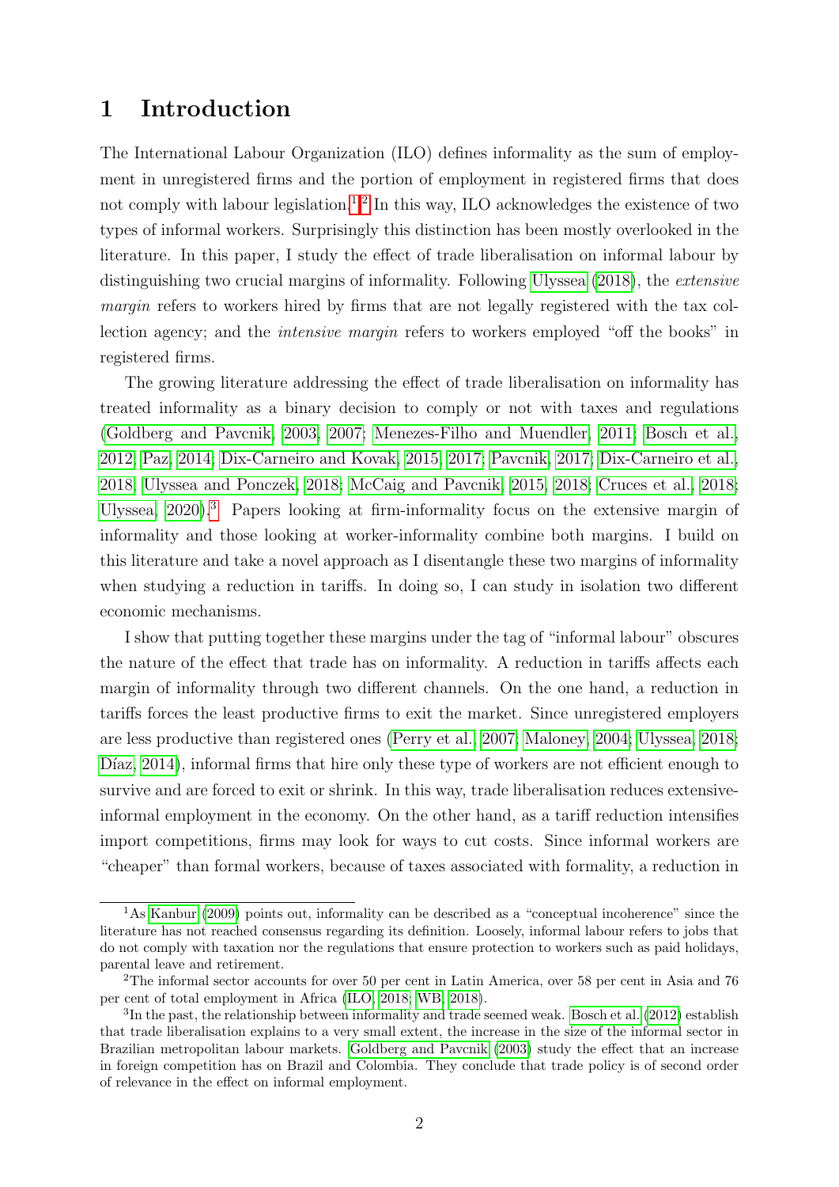# 1 Introduction

The International Labour Organization (ILO) defines informality as the sum of employment in unregistered firms and the portion of employment in registered firms that does not comply with labour legislation.[1,2] In this way, ILO acknowledges the existence of two types of informal workers. Surprisingly this distinction has been mostly overlooked in the literature. In this paper, I study the effect of trade liberalisation on informal labour by distinguishing two crucial margins of informality. Following Ulyssea (2018), the *extensive margin* refers to workers hired by firms that are not legally registered with the tax collection agency; and the *intensive margin* refers to workers employed "off the books" in registered firms.

The growing literature addressing the effect of trade liberalisation on informality has treated informality as a binary decision to comply or not with taxes and regulations (Goldberg and Pavcnik, 2003, 2007; Menezes-Filho and Muendler, 2011; Bosch et al., 2012; Paz, 2014; Dix-Carneiro and Kovak, 2015, 2017; Pavcnik, 2017; Dix-Carneiro et al., 2018; Ulyssea and Ponczek, 2018; McCaig and Pavcnik, 2015, 2018; Cruces et al., 2018; Ulyssea, 2020).[3] Papers looking at firm-informality focus on the extensive margin of informality and those looking at worker-informality combine both margins. I build on this literature and take a novel approach as I disentangle these two margins of informality when studying a reduction in tariffs. In doing so, I can study in isolation two different economic mechanisms.

I show that putting together these margins under the tag of "informal labour" obscures the nature of the effect that trade has on informality. A reduction in tariffs affects each margin of informality through two different channels. On the one hand, a reduction in tariffs forces the least productive firms to exit the market. Since unregistered employers are less productive than registered ones (Perry et al., 2007; Maloney, 2004; Ulyssea, 2018; Díaz, 2014), informal firms that hire only these type of workers are not efficient enough to survive and are forced to exit or shrink. In this way, trade liberalisation reduces extensive-informal employment in the economy. On the other hand, as a tariff reduction intensifies import competitions, firms may look for ways to cut costs. Since informal workers are "cheaper" than formal workers, because of taxes associated with formality, a reduction in

[1] As Kanbur (2009) points out, informality can be described as a "conceptual incoherence" since the literature has not reached consensus regarding its definition. Loosely, informal labour refers to jobs that do not comply with taxation nor the regulations that ensure protection to workers such as paid holidays, parental leave and retirement.

[2] The informal sector accounts for over 50 per cent in Latin America, over 58 per cent in Asia and 76 per cent of total employment in Africa (ILO, 2018; WB, 2018).

[3] In the past, the relationship between informality and trade seemed weak. Bosch et al. (2012) establish that trade liberalisation explains to a very small extent, the increase in the size of the informal sector in Brazilian metropolitan labour markets. Goldberg and Pavcnik (2003) study the effect that an increase in foreign competition has on Brazil and Colombia. They conclude that trade policy is of second order of relevance in the effect on informal employment.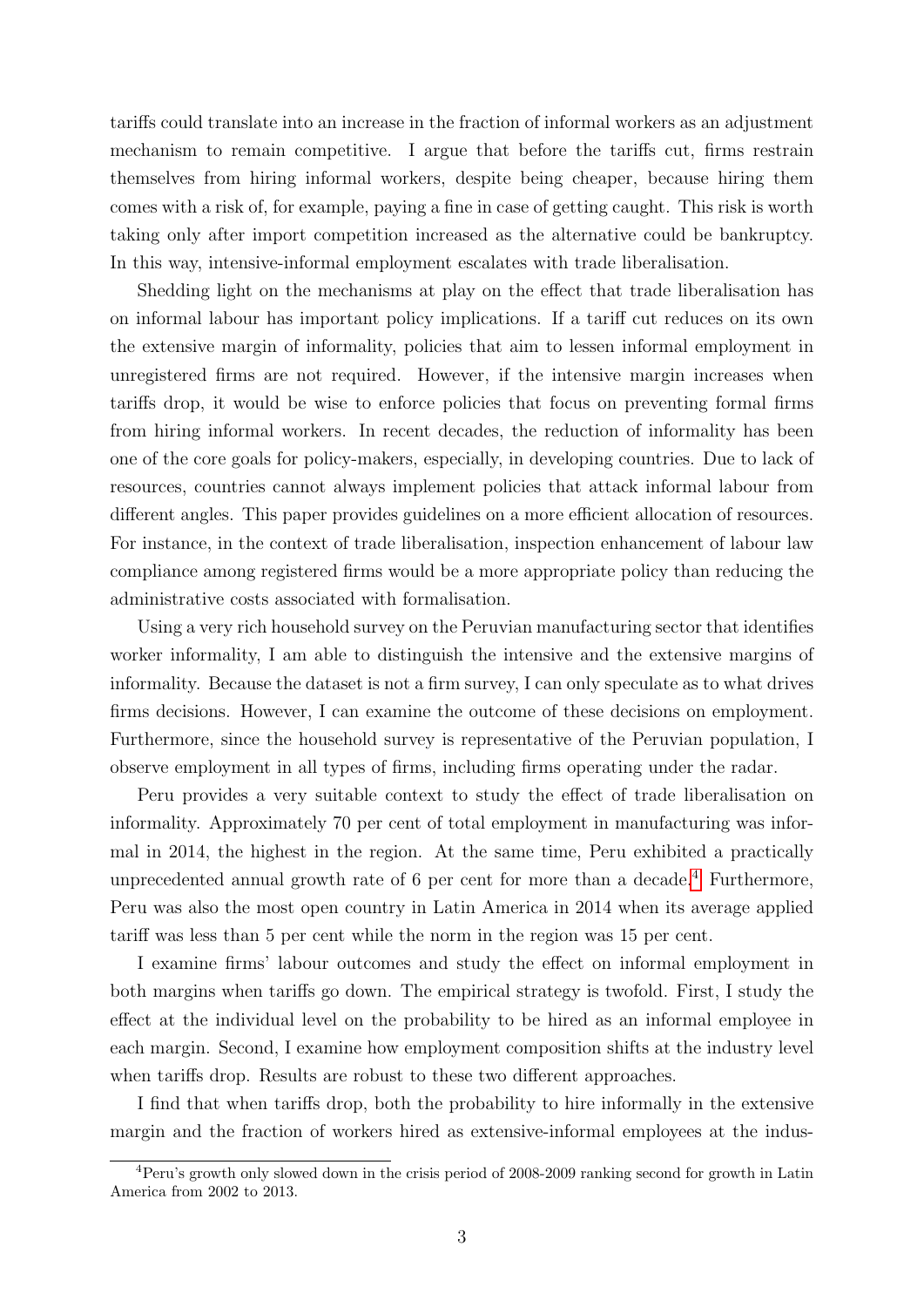tariffs could translate into an increase in the fraction of informal workers as an adjustment mechanism to remain competitive. I argue that before the tariffs cut, firms restrain themselves from hiring informal workers, despite being cheaper, because hiring them comes with a risk of, for example, paying a fine in case of getting caught. This risk is worth taking only after import competition increased as the alternative could be bankruptcy. In this way, intensive-informal employment escalates with trade liberalisation.

Shedding light on the mechanisms at play on the effect that trade liberalisation has on informal labour has important policy implications. If a tariff cut reduces on its own the extensive margin of informality, policies that aim to lessen informal employment in unregistered firms are not required. However, if the intensive margin increases when tariffs drop, it would be wise to enforce policies that focus on preventing formal firms from hiring informal workers. In recent decades, the reduction of informality has been one of the core goals for policy-makers, especially, in developing countries. Due to lack of resources, countries cannot always implement policies that attack informal labour from different angles. This paper provides guidelines on a more efficient allocation of resources. For instance, in the context of trade liberalisation, inspection enhancement of labour law compliance among registered firms would be a more appropriate policy than reducing the administrative costs associated with formalisation.

Using a very rich household survey on the Peruvian manufacturing sector that identifies worker informality, I am able to distinguish the intensive and the extensive margins of informality. Because the dataset is not a firm survey, I can only speculate as to what drives firms decisions. However, I can examine the outcome of these decisions on employment. Furthermore, since the household survey is representative of the Peruvian population, I observe employment in all types of firms, including firms operating under the radar.

Peru provides a very suitable context to study the effect of trade liberalisation on informality. Approximately 70 per cent of total employment in manufacturing was informal in 2014, the highest in the region. At the same time, Peru exhibited a practically unprecedented annual growth rate of 6 per cent for more than a decade.[4] Furthermore, Peru was also the most open country in Latin America in 2014 when its average applied tariff was less than 5 per cent while the norm in the region was 15 per cent.

I examine firms' labour outcomes and study the effect on informal employment in both margins when tariffs go down. The empirical strategy is twofold. First, I study the effect at the individual level on the probability to be hired as an informal employee in each margin. Second, I examine how employment composition shifts at the industry level when tariffs drop. Results are robust to these two different approaches.

I find that when tariffs drop, both the probability to hire informally in the extensive margin and the fraction of workers hired as extensive-informal employees at the indus-

[4] Peru's growth only slowed down in the crisis period of 2008-2009 ranking second for growth in Latin America from 2002 to 2013.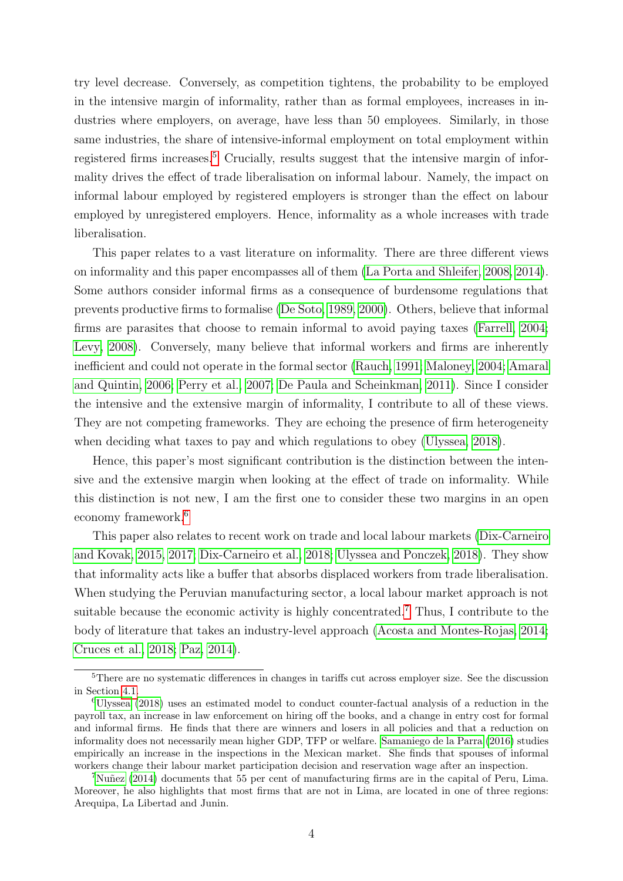try level decrease. Conversely, as competition tightens, the probability to be employed in the intensive margin of informality, rather than as formal employees, increases in industries where employers, on average, have less than 50 employees. Similarly, in those same industries, the share of intensive-informal employment on total employment within registered firms increases.[5] Crucially, results suggest that the intensive margin of informality drives the effect of trade liberalisation on informal labour. Namely, the impact on informal labour employed by registered employers is stronger than the effect on labour employed by unregistered employers. Hence, informality as a whole increases with trade liberalisation.

This paper relates to a vast literature on informality. There are three different views on informality and this paper encompasses all of them (La Porta and Shleifer, 2008, 2014). Some authors consider informal firms as a consequence of burdensome regulations that prevents productive firms to formalise (De Soto, 1989, 2000). Others, believe that informal firms are parasites that choose to remain informal to avoid paying taxes (Farrell, 2004; Levy, 2008). Conversely, many believe that informal workers and firms are inherently inefficient and could not operate in the formal sector (Rauch, 1991; Maloney, 2004; Amaral and Quintin, 2006; Perry et al., 2007; De Paula and Scheinkman, 2011). Since I consider the intensive and the extensive margin of informality, I contribute to all of these views. They are not competing frameworks. They are echoing the presence of firm heterogeneity when deciding what taxes to pay and which regulations to obey (Ulyssea, 2018).

Hence, this paper's most significant contribution is the distinction between the intensive and the extensive margin when looking at the effect of trade on informality. While this distinction is not new, I am the first one to consider these two margins in an open economy framework.[6]

This paper also relates to recent work on trade and local labour markets (Dix-Carneiro and Kovak, 2015, 2017; Dix-Carneiro et al., 2018; Ulyssea and Ponczek, 2018). They show that informality acts like a buffer that absorbs displaced workers from trade liberalisation. When studying the Peruvian manufacturing sector, a local labour market approach is not suitable because the economic activity is highly concentrated.[7] Thus, I contribute to the body of literature that takes an industry-level approach (Acosta and Montes-Rojas, 2014; Cruces et al., 2018; Paz, 2014).

[5] There are no systematic differences in changes in tariffs cut across employer size. See the discussion in Section 4.1.

[6] Ulyssea (2018) uses an estimated model to conduct counter-factual analysis of a reduction in the payroll tax, an increase in law enforcement on hiring off the books, and a change in entry cost for formal and informal firms. He finds that there are winners and losers in all policies and that a reduction on informality does not necessarily mean higher GDP, TFP or welfare. Samaniego de la Parra (2016) studies empirically an increase in the inspections in the Mexican market. She finds that spouses of informal workers change their labour market participation decision and reservation wage after an inspection.

[7] Nuñez (2014) documents that 55 per cent of manufacturing firms are in the capital of Peru, Lima. Moreover, he also highlights that most firms that are not in Lima, are located in one of three regions: Arequipa, La Libertad and Junin.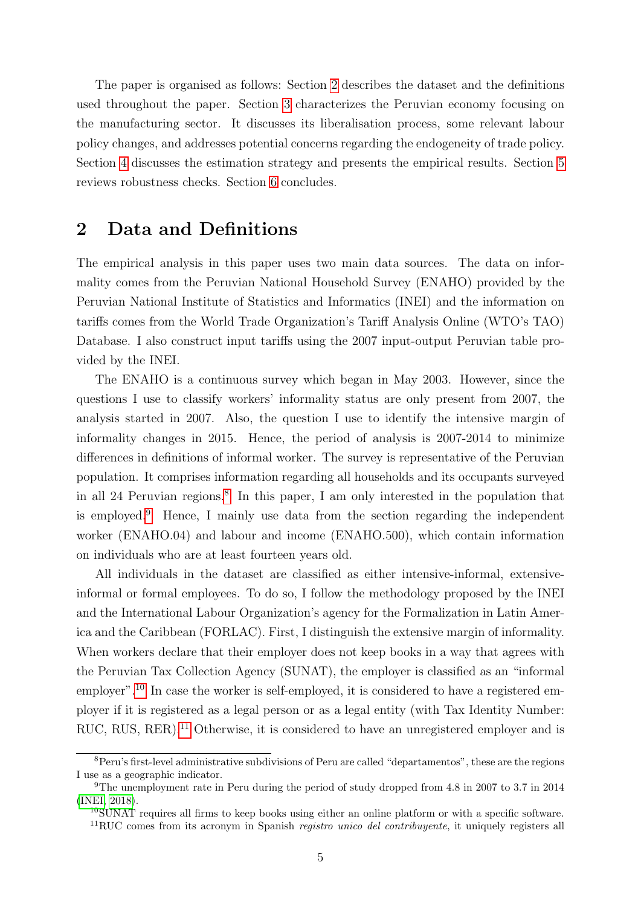The paper is organised as follows: Section 2 describes the dataset and the definitions used throughout the paper. Section 3 characterizes the Peruvian economy focusing on the manufacturing sector. It discusses its liberalisation process, some relevant labour policy changes, and addresses potential concerns regarding the endogeneity of trade policy. Section 4 discusses the estimation strategy and presents the empirical results. Section 5 reviews robustness checks. Section 6 concludes.

## 2 Data and Definitions

The empirical analysis in this paper uses two main data sources. The data on informality comes from the Peruvian National Household Survey (ENAHO) provided by the Peruvian National Institute of Statistics and Informatics (INEI) and the information on tariffs comes from the World Trade Organization's Tariff Analysis Online (WTO's TAO) Database. I also construct input tariffs using the 2007 input-output Peruvian table provided by the INEI.

The ENAHO is a continuous survey which began in May 2003. However, since the questions I use to classify workers' informality status are only present from 2007, the analysis started in 2007. Also, the question I use to identify the intensive margin of informality changes in 2015. Hence, the period of analysis is 2007-2014 to minimize differences in definitions of informal worker. The survey is representative of the Peruvian population. It comprises information regarding all households and its occupants surveyed in all 24 Peruvian regions.[8] In this paper, I am only interested in the population that is employed.[9] Hence, I mainly use data from the section regarding the independent worker (ENAHO.04) and labour and income (ENAHO.500), which contain information on individuals who are at least fourteen years old.

All individuals in the dataset are classified as either intensive-informal, extensive-informal or formal employees. To do so, I follow the methodology proposed by the INEI and the International Labour Organization's agency for the Formalization in Latin America and the Caribbean (FORLAC). First, I distinguish the extensive margin of informality. When workers declare that their employer does not keep books in a way that agrees with the Peruvian Tax Collection Agency (SUNAT), the employer is classified as an "informal employer".[10] In case the worker is self-employed, it is considered to have a registered employer if it is registered as a legal person or as a legal entity (with Tax Identity Number: RUC, RUS, RER).[11] Otherwise, it is considered to have an unregistered employer and is

---

[8] Peru's first-level administrative subdivisions of Peru are called "departamentos", these are the regions I use as a geographic indicator.

[9] The unemployment rate in Peru during the period of study dropped from 4.8 in 2007 to 3.7 in 2014 (INEI, 2018).

[10] SUNAT requires all firms to keep books using either an online platform or with a specific software.

[11] RUC comes from its acronym in Spanish *registro unico del contribuyente*, it uniquely registers all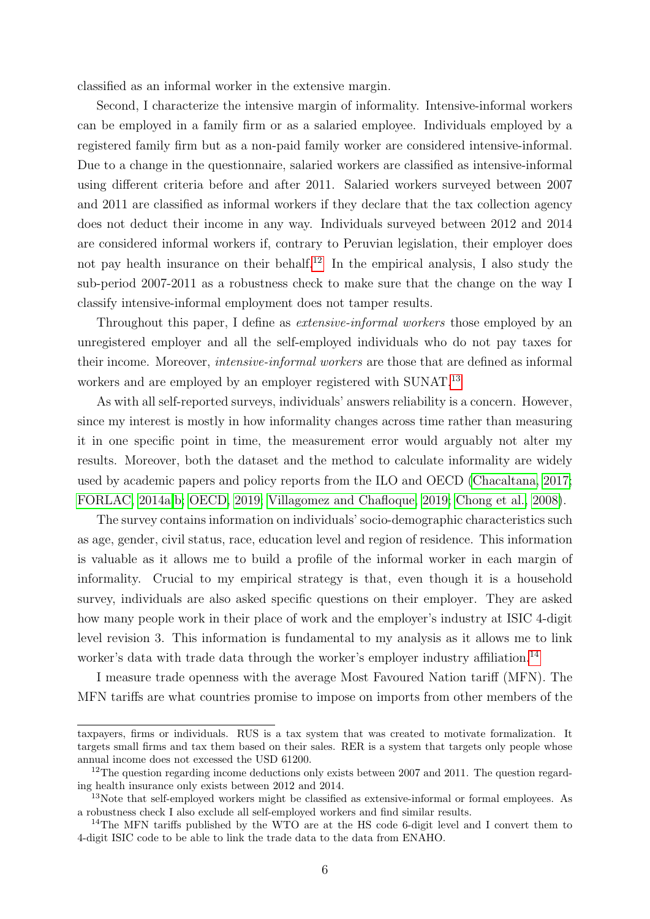classified as an informal worker in the extensive margin.

Second, I characterize the intensive margin of informality. Intensive-informal workers can be employed in a family firm or as a salaried employee. Individuals employed by a registered family firm but as a non-paid family worker are considered intensive-informal. Due to a change in the questionnaire, salaried workers are classified as intensive-informal using different criteria before and after 2011. Salaried workers surveyed between 2007 and 2011 are classified as informal workers if they declare that the tax collection agency does not deduct their income in any way. Individuals surveyed between 2012 and 2014 are considered informal workers if, contrary to Peruvian legislation, their employer does not pay health insurance on their behalf.[12] In the empirical analysis, I also study the sub-period 2007-2011 as a robustness check to make sure that the change on the way I classify intensive-informal employment does not tamper results.

Throughout this paper, I define as *extensive-informal workers* those employed by an unregistered employer and all the self-employed individuals who do not pay taxes for their income. Moreover, *intensive-informal workers* are those that are defined as informal workers and are employed by an employer registered with SUNAT.[13]

As with all self-reported surveys, individuals' answers reliability is a concern. However, since my interest is mostly in how informality changes across time rather than measuring it in one specific point in time, the measurement error would arguably not alter my results. Moreover, both the dataset and the method to calculate informality are widely used by academic papers and policy reports from the ILO and OECD (Chacaltana, 2017; FORLAC, 2014a,b; OECD, 2019; Villagomez and Chafloque, 2019; Chong et al., 2008).

The survey contains information on individuals' socio-demographic characteristics such as age, gender, civil status, race, education level and region of residence. This information is valuable as it allows me to build a profile of the informal worker in each margin of informality. Crucial to my empirical strategy is that, even though it is a household survey, individuals are also asked specific questions on their employer. They are asked how many people work in their place of work and the employer's industry at ISIC 4-digit level revision 3. This information is fundamental to my analysis as it allows me to link worker's data with trade data through the worker's employer industry affiliation.[14]

I measure trade openness with the average Most Favoured Nation tariff (MFN). The MFN tariffs are what countries promise to impose on imports from other members of the

---

taxpayers, firms or individuals. RUS is a tax system that was created to motivate formalization. It targets small firms and tax them based on their sales. RER is a system that targets only people whose annual income does not excessed the USD 61200.

[12] The question regarding income deductions only exists between 2007 and 2011. The question regarding health insurance only exists between 2012 and 2014.

[13] Note that self-employed workers might be classified as extensive-informal or formal employees. As a robustness check I also exclude all self-employed workers and find similar results.

[14] The MFN tariffs published by the WTO are at the HS code 6-digit level and I convert them to 4-digit ISIC code to be able to link the trade data to the data from ENAHO.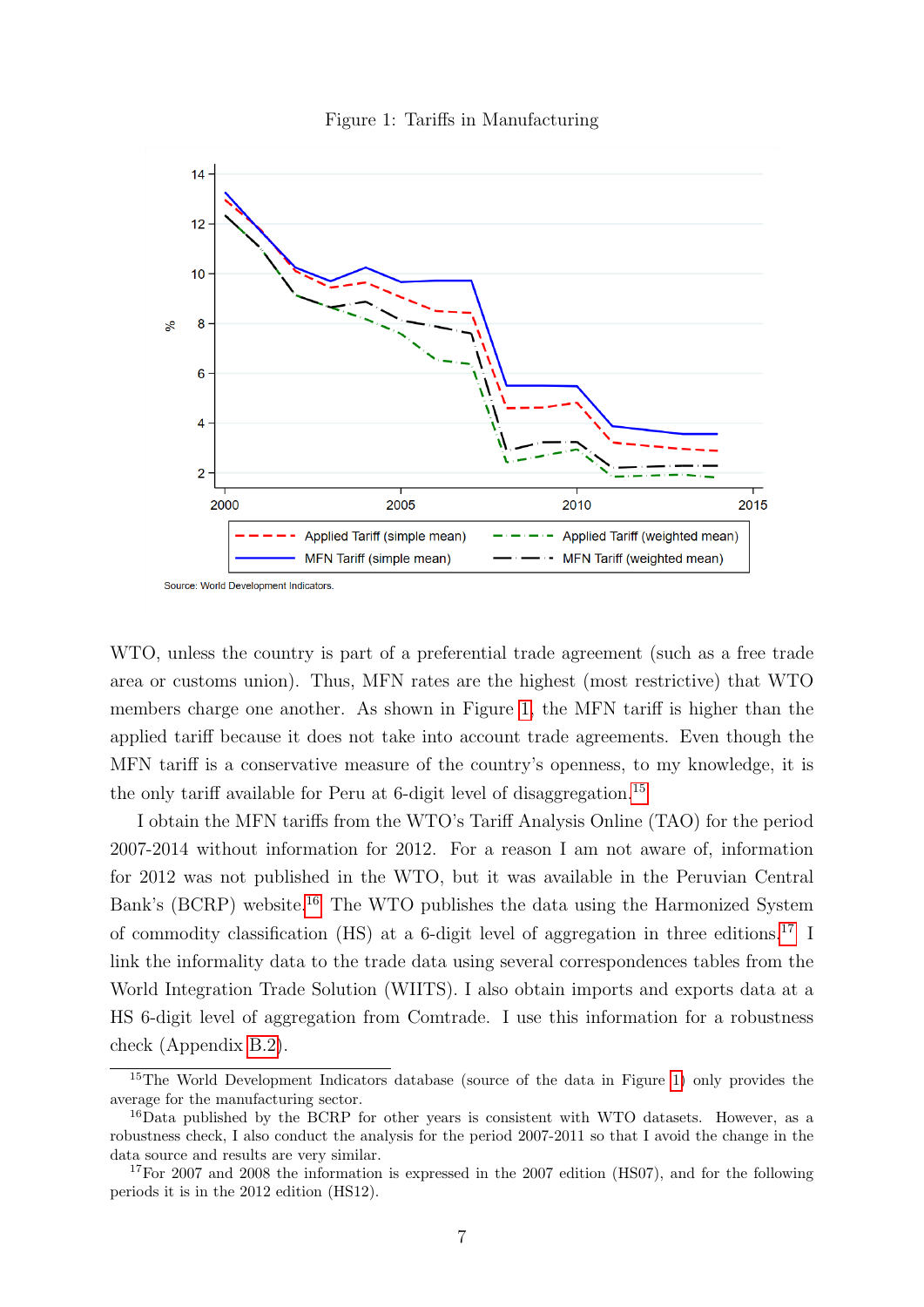Figure 1: Tariffs in Manufacturing

Source: World Development Indicators.

WTO, unless the country is part of a preferential trade agreement (such as a free trade area or customs union). Thus, MFN rates are the highest (most restrictive) that WTO members charge one another. As shown in Figure 1, the MFN tariff is higher than the applied tariff because it does not take into account trade agreements. Even though the MFN tariff is a conservative measure of the country's openness, to my knowledge, it is the only tariff available for Peru at 6-digit level of disaggregation.[15]

I obtain the MFN tariffs from the WTO's Tariff Analysis Online (TAO) for the period 2007-2014 without information for 2012. For a reason I am not aware of, information for 2012 was not published in the WTO, but it was available in the Peruvian Central Bank's (BCRP) website.[16] The WTO publishes the data using the Harmonized System of commodity classification (HS) at a 6-digit level of aggregation in three editions.[17] I link the informality data to the trade data using several correspondences tables from the World Integration Trade Solution (WIITS). I also obtain imports and exports data at a HS 6-digit level of aggregation from Comtrade. I use this information for a robustness check (Appendix B.2).

[15] The World Development Indicators database (source of the data in Figure 1) only provides the average for the manufacturing sector.

[16] Data published by the BCRP for other years is consistent with WTO datasets. However, as a robustness check, I also conduct the analysis for the period 2007-2011 so that I avoid the change in the data source and results are very similar.

[17] For 2007 and 2008 the information is expressed in the 2007 edition (HS07), and for the following periods it is in the 2012 edition (HS12).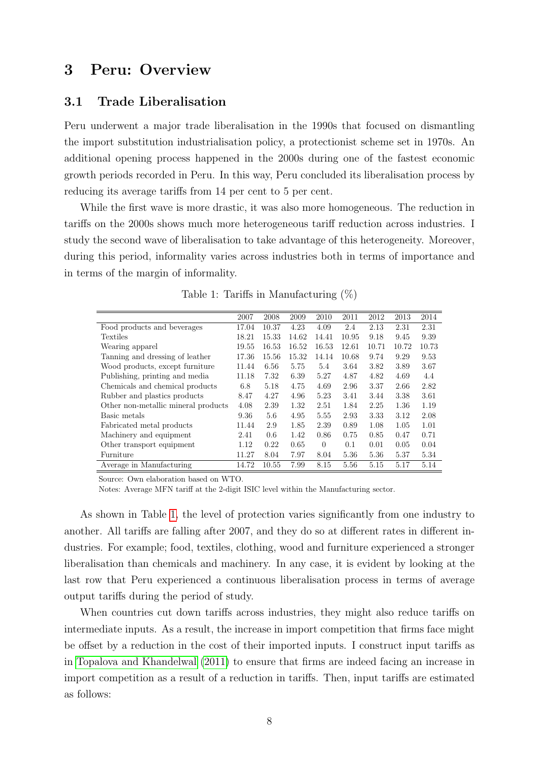# 3 Peru: Overview

## 3.1 Trade Liberalisation

Peru underwent a major trade liberalisation in the 1990s that focused on dismantling the import substitution industrialisation policy, a protectionist scheme set in 1970s. An additional opening process happened in the 2000s during one of the fastest economic growth periods recorded in Peru. In this way, Peru concluded its liberalisation process by reducing its average tariffs from 14 per cent to 5 per cent.

While the first wave is more drastic, it was also more homogeneous. The reduction in tariffs on the 2000s shows much more heterogeneous tariff reduction across industries. I study the second wave of liberalisation to take advantage of this heterogeneity. Moreover, during this period, informality varies across industries both in terms of importance and in terms of the margin of informality.

Table 1: Tariffs in Manufacturing (%)

| | 2007 | 2008 | 2009 | 2010 | 2011 | 2012 | 2013 | 2014 |
|---|---|---|---|---|---|---|---|---|
| Food products and beverages | 17.04 | 10.37 | 4.23 | 4.09 | 2.4 | 2.13 | 2.31 | 2.31 |
| Textiles | 18.21 | 15.33 | 14.62 | 14.41 | 10.95 | 9.18 | 9.45 | 9.39 |
| Wearing apparel | 19.55 | 16.53 | 16.52 | 16.53 | 12.61 | 10.71 | 10.72 | 10.73 |
| Tanning and dressing of leather | 17.36 | 15.56 | 15.32 | 14.14 | 10.68 | 9.74 | 9.29 | 9.53 |
| Wood products, except furniture | 11.44 | 6.56 | 5.75 | 5.4 | 3.64 | 3.82 | 3.89 | 3.67 |
| Publishing, printing and media | 11.18 | 7.32 | 6.39 | 5.27 | 4.87 | 4.82 | 4.69 | 4.4 |
| Chemicals and chemical products | 6.8 | 5.18 | 4.75 | 4.69 | 2.96 | 3.37 | 2.66 | 2.82 |
| Rubber and plastics products | 8.47 | 4.27 | 4.96 | 5.23 | 3.41 | 3.44 | 3.38 | 3.61 |
| Other non-metallic mineral products | 4.08 | 2.39 | 1.32 | 2.51 | 1.84 | 2.25 | 1.36 | 1.19 |
| Basic metals | 9.36 | 5.6 | 4.95 | 5.55 | 2.93 | 3.33 | 3.12 | 2.08 |
| Fabricated metal products | 11.44 | 2.9 | 1.85 | 2.39 | 0.89 | 1.08 | 1.05 | 1.01 |
| Machinery and equipment | 2.41 | 0.6 | 1.42 | 0.86 | 0.75 | 0.85 | 0.47 | 0.71 |
| Other transport equipment | 1.12 | 0.22 | 0.65 | 0 | 0.1 | 0.01 | 0.05 | 0.04 |
| Furniture | 11.27 | 8.04 | 7.97 | 8.04 | 5.36 | 5.36 | 5.37 | 5.34 |
| Average in Manufacturing | 14.72 | 10.55 | 7.99 | 8.15 | 5.56 | 5.15 | 5.17 | 5.14 |

Source: Own elaboration based on WTO.

Notes: Average MFN tariff at the 2-digit ISIC level within the Manufacturing sector.

As shown in Table 1, the level of protection varies significantly from one industry to another. All tariffs are falling after 2007, and they do so at different rates in different industries. For example; food, textiles, clothing, wood and furniture experienced a stronger liberalisation than chemicals and machinery. In any case, it is evident by looking at the last row that Peru experienced a continuous liberalisation process in terms of average output tariffs during the period of study.

When countries cut down tariffs across industries, they might also reduce tariffs on intermediate inputs. As a result, the increase in import competition that firms face might be offset by a reduction in the cost of their imported inputs. I construct input tariffs as in Topalova and Khandelwal (2011) to ensure that firms are indeed facing an increase in import competition as a result of a reduction in tariffs. Then, input tariffs are estimated as follows: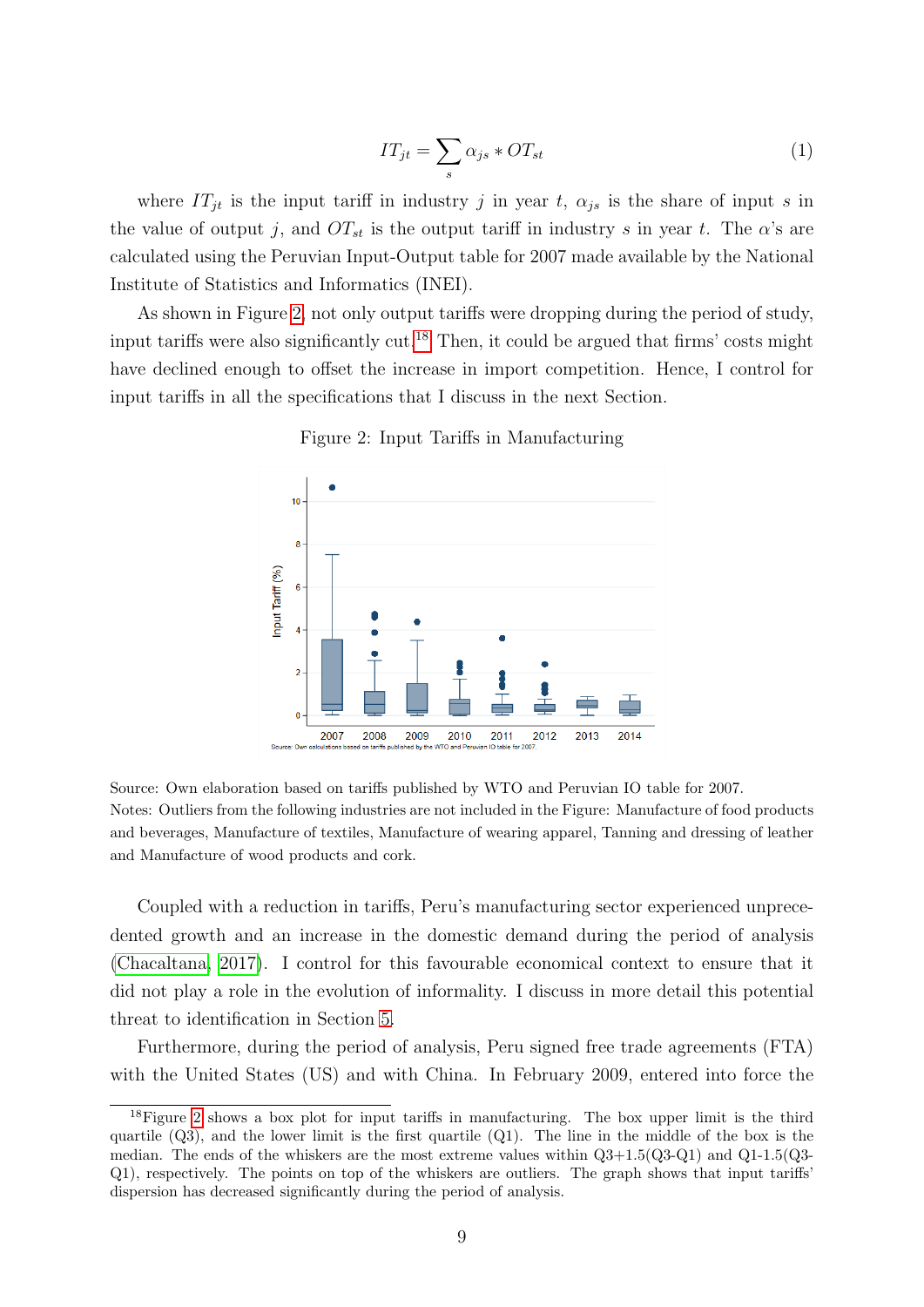$$IT_{jt} = \sum_s \alpha_{js} * OT_{st} \tag{1}$$

where $IT_{jt}$ is the input tariff in industry $j$ in year $t$, $\alpha_{js}$ is the share of input $s$ in the value of output $j$, and $OT_{st}$ is the output tariff in industry $s$ in year $t$. The $\alpha$'s are calculated using the Peruvian Input-Output table for 2007 made available by the National Institute of Statistics and Informatics (INEI).

As shown in Figure 2, not only output tariffs were dropping during the period of study, input tariffs were also significantly cut.[18] Then, it could be argued that firms' costs might have declined enough to offset the increase in import competition. Hence, I control for input tariffs in all the specifications that I discuss in the next Section.

Figure 2: Input Tariffs in Manufacturing

Source: Own elaboration based on tariffs published by WTO and Peruvian IO table for 2007.
Notes: Outliers from the following industries are not included in the Figure: Manufacture of food products and beverages, Manufacture of textiles, Manufacture of wearing apparel, Tanning and dressing of leather and Manufacture of wood products and cork.

Coupled with a reduction in tariffs, Peru's manufacturing sector experienced unprecedented growth and an increase in the domestic demand during the period of analysis (Chacaltana, 2017). I control for this favourable economical context to ensure that it did not play a role in the evolution of informality. I discuss in more detail this potential threat to identification in Section 5.

Furthermore, during the period of analysis, Peru signed free trade agreements (FTA) with the United States (US) and with China. In February 2009, entered into force the

[18] Figure 2 shows a box plot for input tariffs in manufacturing. The box upper limit is the third quartile (Q3), and the lower limit is the first quartile (Q1). The line in the middle of the box is the median. The ends of the whiskers are the most extreme values within Q3+1.5(Q3-Q1) and Q1-1.5(Q3-Q1), respectively. The points on top of the whiskers are outliers. The graph shows that input tariffs' dispersion has decreased significantly during the period of analysis.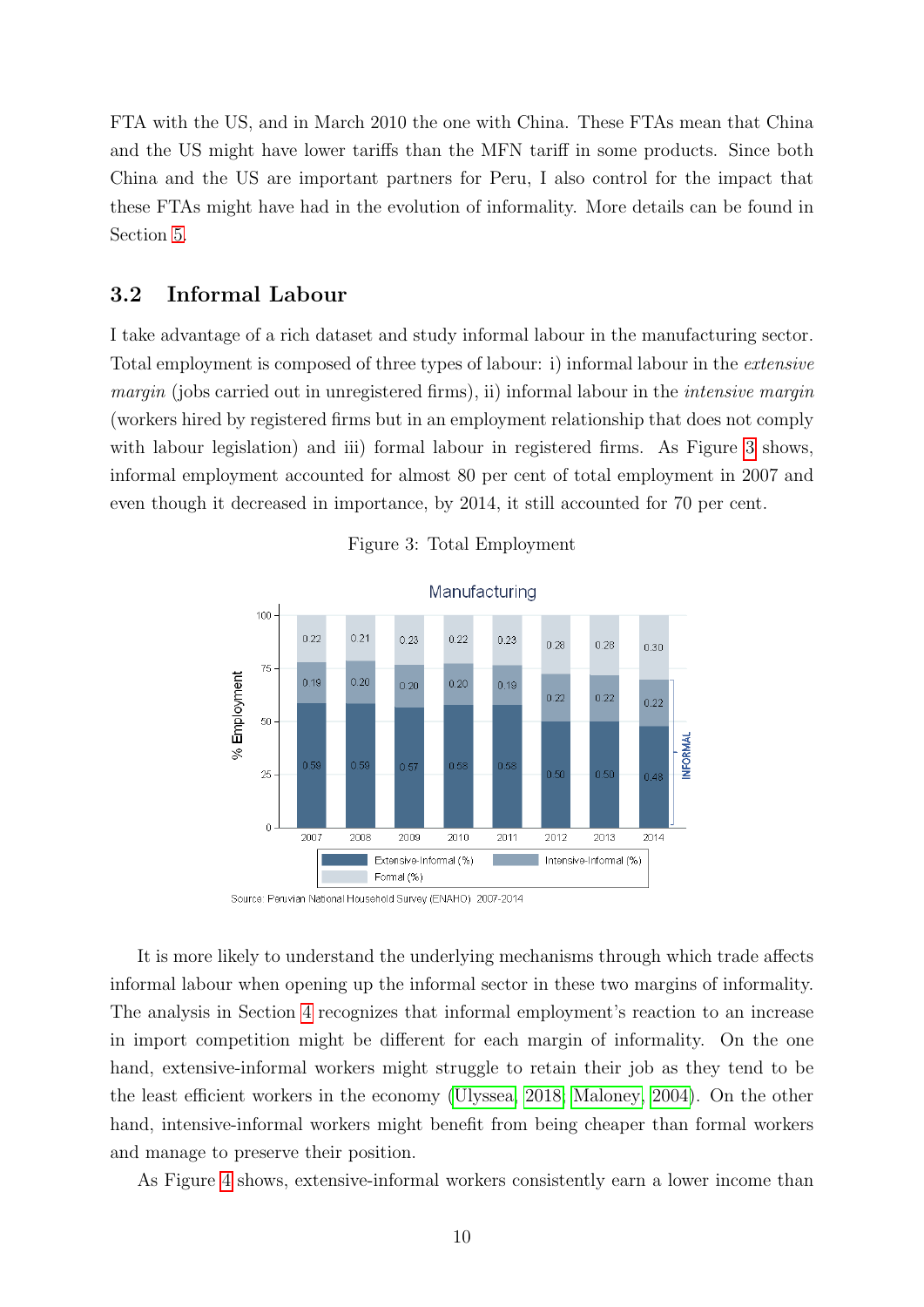FTA with the US, and in March 2010 the one with China. These FTAs mean that China and the US might have lower tariffs than the MFN tariff in some products. Since both China and the US are important partners for Peru, I also control for the impact that these FTAs might have had in the evolution of informality. More details can be found in Section 5.

## 3.2 Informal Labour

I take advantage of a rich dataset and study informal labour in the manufacturing sector. Total employment is composed of three types of labour: i) informal labour in the *extensive margin* (jobs carried out in unregistered firms), ii) informal labour in the *intensive margin* (workers hired by registered firms but in an employment relationship that does not comply with labour legislation) and iii) formal labour in registered firms. As Figure 3 shows, informal employment accounted for almost 80 per cent of total employment in 2007 and even though it decreased in importance, by 2014, it still accounted for 70 per cent.

Figure 3: Total Employment

| Year | Extensive-Informal (%) | Intensive-Informal (%) | Formal (%) |
|---|---|---|---|
| 2007 | 0.59 | 0.19 | 0.22 |
| 2008 | 0.59 | 0.20 | 0.21 |
| 2009 | 0.57 | 0.20 | 0.23 |
| 2010 | 0.58 | 0.20 | 0.22 |
| 2011 | 0.58 | 0.19 | 0.23 |
| 2012 | 0.50 | 0.22 | 0.28 |
| 2013 | 0.50 | 0.22 | 0.28 |
| 2014 | 0.48 | 0.22 | 0.30 |

Source: Peruvian National Household Survey (ENAHO) 2007-2014

It is more likely to understand the underlying mechanisms through which trade affects informal labour when opening up the informal sector in these two margins of informality. The analysis in Section 4 recognizes that informal employment's reaction to an increase in import competition might be different for each margin of informality. On the one hand, extensive-informal workers might struggle to retain their job as they tend to be the least efficient workers in the economy (Ulyssea, 2018; Maloney, 2004). On the other hand, intensive-informal workers might benefit from being cheaper than formal workers and manage to preserve their position.

As Figure 4 shows, extensive-informal workers consistently earn a lower income than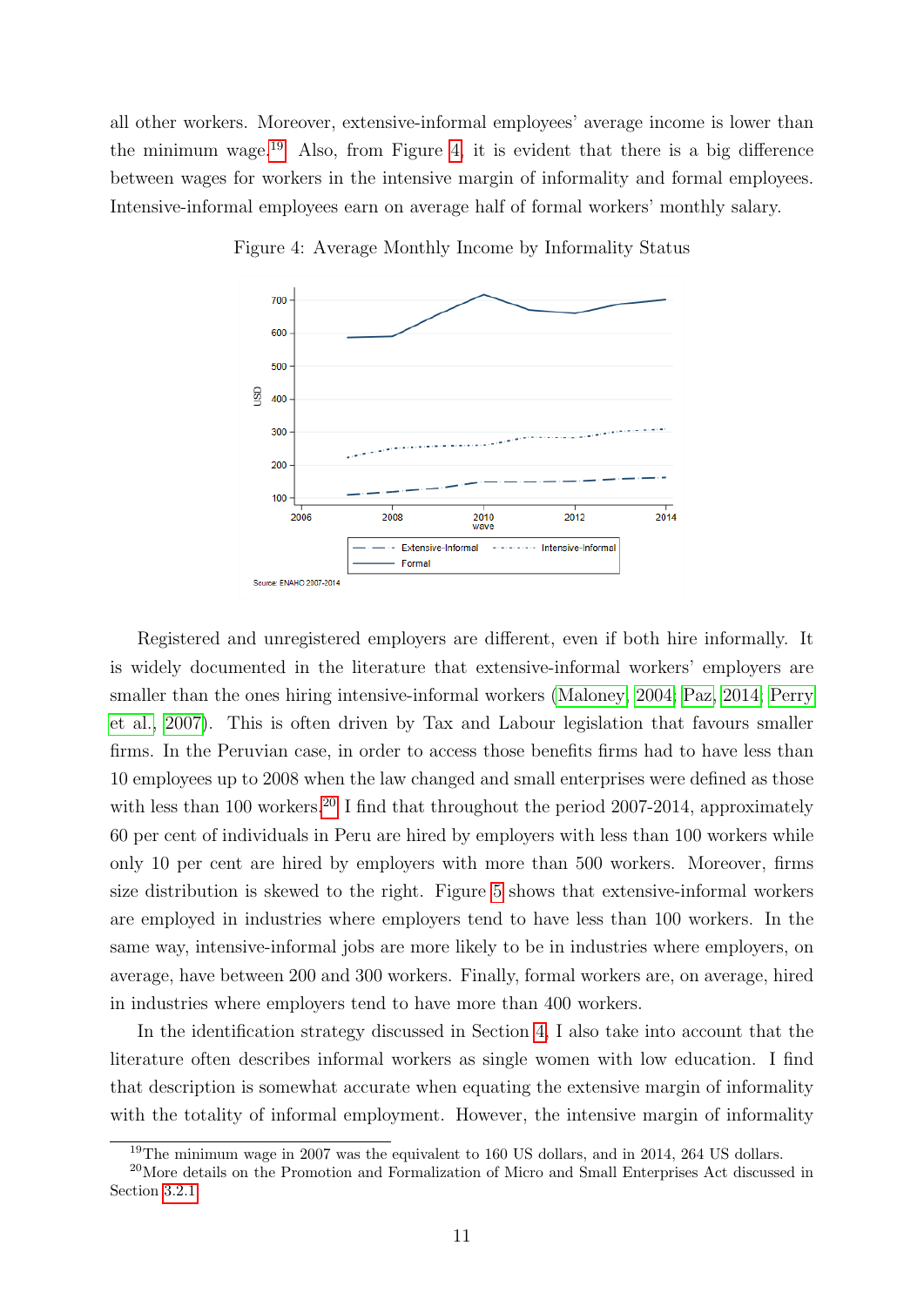all other workers. Moreover, extensive-informal employees' average income is lower than the minimum wage.[19] Also, from Figure 4, it is evident that there is a big difference between wages for workers in the intensive margin of informality and formal employees. Intensive-informal employees earn on average half of formal workers' monthly salary.

Figure 4: Average Monthly Income by Informality Status

Registered and unregistered employers are different, even if both hire informally. It is widely documented in the literature that extensive-informal workers' employers are smaller than the ones hiring intensive-informal workers (Maloney, 2004; Paz, 2014; Perry et al., 2007). This is often driven by Tax and Labour legislation that favours smaller firms. In the Peruvian case, in order to access those benefits firms had to have less than 10 employees up to 2008 when the law changed and small enterprises were defined as those with less than 100 workers.[20] I find that throughout the period 2007-2014, approximately 60 per cent of individuals in Peru are hired by employers with less than 100 workers while only 10 per cent are hired by employers with more than 500 workers. Moreover, firms size distribution is skewed to the right. Figure 5 shows that extensive-informal workers are employed in industries where employers tend to have less than 100 workers. In the same way, intensive-informal jobs are more likely to be in industries where employers, on average, have between 200 and 300 workers. Finally, formal workers are, on average, hired in industries where employers tend to have more than 400 workers.

In the identification strategy discussed in Section 4, I also take into account that the literature often describes informal workers as single women with low education. I find that description is somewhat accurate when equating the extensive margin of informality with the totality of informal employment. However, the intensive margin of informality

[19] The minimum wage in 2007 was the equivalent to 160 US dollars, and in 2014, 264 US dollars.

[20] More details on the Promotion and Formalization of Micro and Small Enterprises Act discussed in Section 3.2.1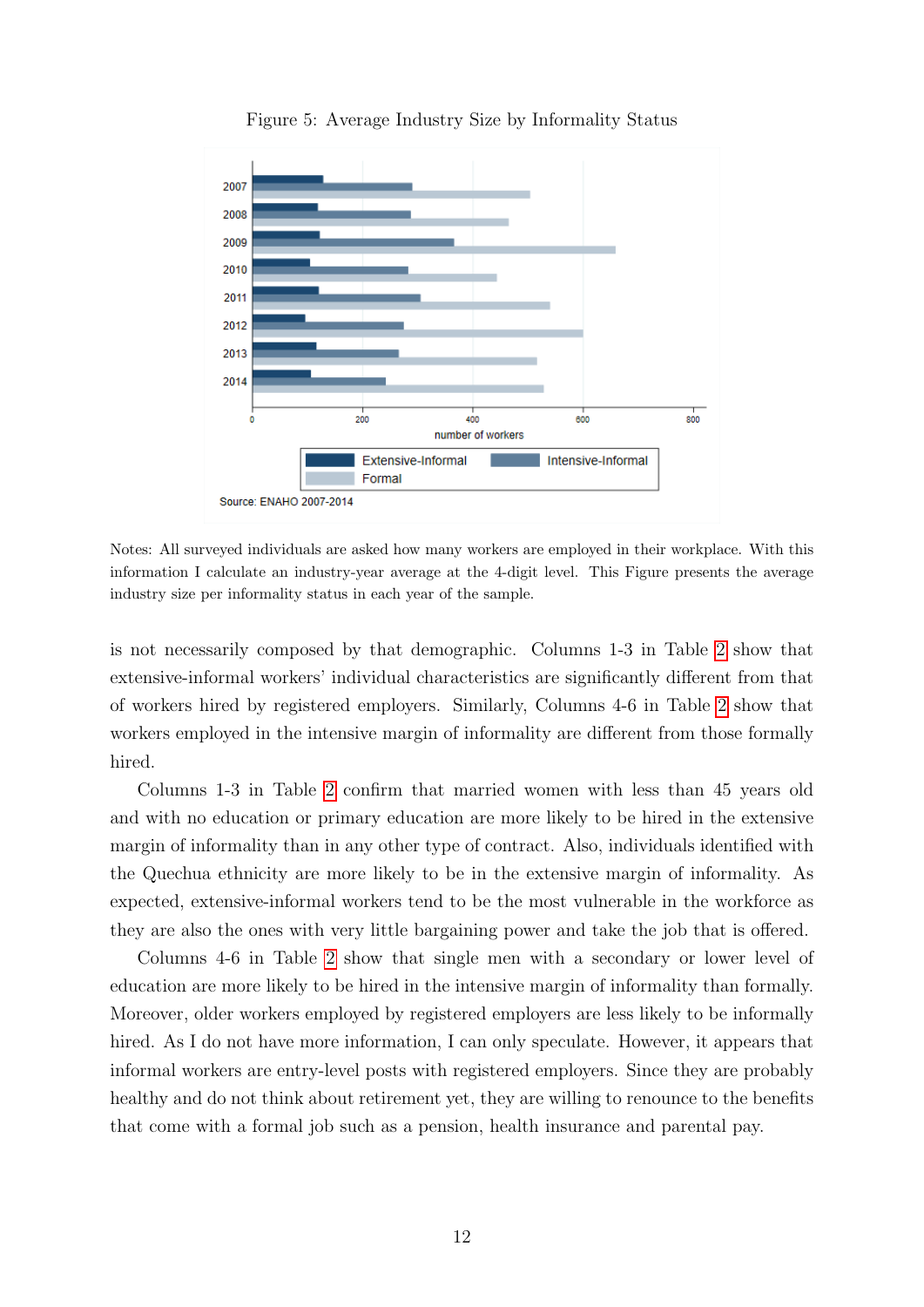Figure 5: Average Industry Size by Informality Status

Notes: All surveyed individuals are asked how many workers are employed in their workplace. With this information I calculate an industry-year average at the 4-digit level. This Figure presents the average industry size per informality status in each year of the sample.

is not necessarily composed by that demographic. Columns 1-3 in Table 2 show that extensive-informal workers' individual characteristics are significantly different from that of workers hired by registered employers. Similarly, Columns 4-6 in Table 2 show that workers employed in the intensive margin of informality are different from those formally hired.

Columns 1-3 in Table 2 confirm that married women with less than 45 years old and with no education or primary education are more likely to be hired in the extensive margin of informality than in any other type of contract. Also, individuals identified with the Quechua ethnicity are more likely to be in the extensive margin of informality. As expected, extensive-informal workers tend to be the most vulnerable in the workforce as they are also the ones with very little bargaining power and take the job that is offered.

Columns 4-6 in Table 2 show that single men with a secondary or lower level of education are more likely to be hired in the intensive margin of informality than formally. Moreover, older workers employed by registered employers are less likely to be informally hired. As I do not have more information, I can only speculate. However, it appears that informal workers are entry-level posts with registered employers. Since they are probably healthy and do not think about retirement yet, they are willing to renounce to the benefits that come with a formal job such as a pension, health insurance and parental pay.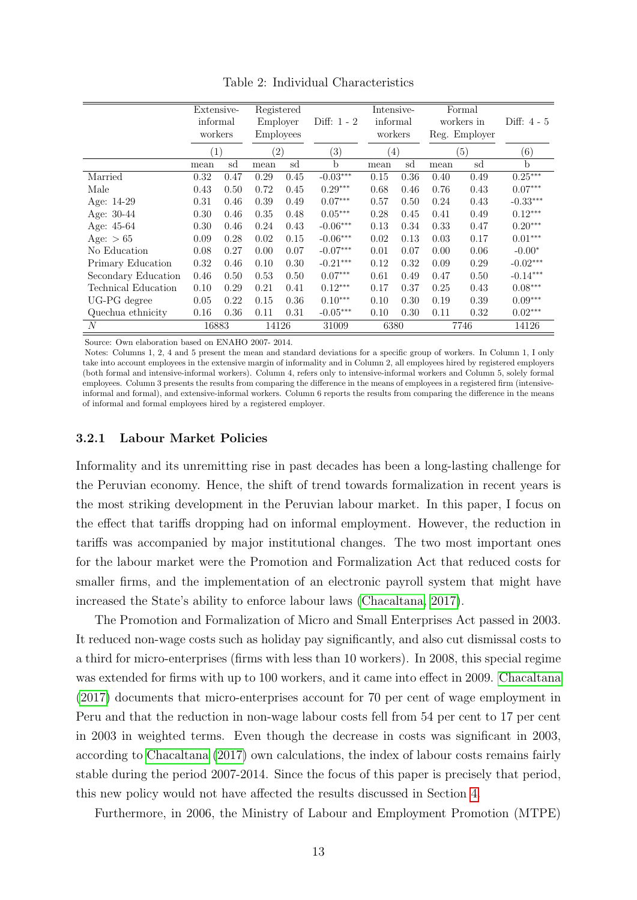Table 2: Individual Characteristics

| | Extensive-informal workers | | Registered Employer Employees | | Diff: 1 - 2 | Intensive-informal workers | | Formal workers in Reg. Employer | | Diff: 4 - 5 |
|---|---|---|---|---|---|---|---|---|---|---|
| | (1) | | (2) | | (3) | (4) | | (5) | | (6) |
| | mean | sd | mean | sd | b | mean | sd | mean | sd | b |
| Married | 0.32 | 0.47 | 0.29 | 0.45 | -0.03*** | 0.15 | 0.36 | 0.40 | 0.49 | 0.25*** |
| Male | 0.43 | 0.50 | 0.72 | 0.45 | 0.29*** | 0.68 | 0.46 | 0.76 | 0.43 | 0.07*** |
| Age: 14-29 | 0.31 | 0.46 | 0.39 | 0.49 | 0.07*** | 0.57 | 0.50 | 0.24 | 0.43 | -0.33*** |
| Age: 30-44 | 0.30 | 0.46 | 0.35 | 0.48 | 0.05*** | 0.28 | 0.45 | 0.41 | 0.49 | 0.12*** |
| Age: 45-64 | 0.30 | 0.46 | 0.24 | 0.43 | -0.06*** | 0.13 | 0.34 | 0.33 | 0.47 | 0.20*** |
| Age: $>65$ | 0.09 | 0.28 | 0.02 | 0.15 | -0.06*** | 0.02 | 0.13 | 0.03 | 0.17 | 0.01*** |
| No Education | 0.08 | 0.27 | 0.00 | 0.07 | -0.07*** | 0.01 | 0.07 | 0.00 | 0.06 | -0.00* |
| Primary Education | 0.32 | 0.46 | 0.10 | 0.30 | -0.21*** | 0.12 | 0.32 | 0.09 | 0.29 | -0.02*** |
| Secondary Education | 0.46 | 0.50 | 0.53 | 0.50 | 0.07*** | 0.61 | 0.49 | 0.47 | 0.50 | -0.14*** |
| Technical Education | 0.10 | 0.29 | 0.21 | 0.41 | 0.12*** | 0.17 | 0.37 | 0.25 | 0.43 | 0.08*** |
| UG-PG degree | 0.05 | 0.22 | 0.15 | 0.36 | 0.10*** | 0.10 | 0.30 | 0.19 | 0.39 | 0.09*** |
| Quechua ethnicity | 0.16 | 0.36 | 0.11 | 0.31 | -0.05*** | 0.10 | 0.30 | 0.11 | 0.32 | 0.02*** |
| $N$ | 16883 | | 14126 | | 31009 | 6380 | | 7746 | | 14126 |

Source: Own elaboration based on ENAHO 2007- 2014.

Notes: Columns 1, 2, 4 and 5 present the mean and standard deviations for a specific group of workers. In Column 1, I only take into account employees in the extensive margin of informality and in Column 2, all employees hired by registered employers (both formal and intensive-informal workers). Column 4, refers only to intensive-informal workers and Column 5, solely formal employees. Column 3 presents the results from comparing the difference in the means of employees in a registered firm (intensive-informal and formal), and extensive-informal workers. Column 6 reports the results from comparing the difference in the means of informal and formal employees hired by a registered employer.

### 3.2.1 Labour Market Policies

Informality and its unremitting rise in past decades has been a long-lasting challenge for the Peruvian economy. Hence, the shift of trend towards formalization in recent years is the most striking development in the Peruvian labour market. In this paper, I focus on the effect that tariffs dropping had on informal employment. However, the reduction in tariffs was accompanied by major institutional changes. The two most important ones for the labour market were the Promotion and Formalization Act that reduced costs for smaller firms, and the implementation of an electronic payroll system that might have increased the State's ability to enforce labour laws (Chacaltana, 2017).

The Promotion and Formalization of Micro and Small Enterprises Act passed in 2003. It reduced non-wage costs such as holiday pay significantly, and also cut dismissal costs to a third for micro-enterprises (firms with less than 10 workers). In 2008, this special regime was extended for firms with up to 100 workers, and it came into effect in 2009. Chacaltana (2017) documents that micro-enterprises account for 70 per cent of wage employment in Peru and that the reduction in non-wage labour costs fell from 54 per cent to 17 per cent in 2003 in weighted terms. Even though the decrease in costs was significant in 2003, according to Chacaltana (2017) own calculations, the index of labour costs remains fairly stable during the period 2007-2014. Since the focus of this paper is precisely that period, this new policy would not have affected the results discussed in Section 4.

Furthermore, in 2006, the Ministry of Labour and Employment Promotion (MTPE)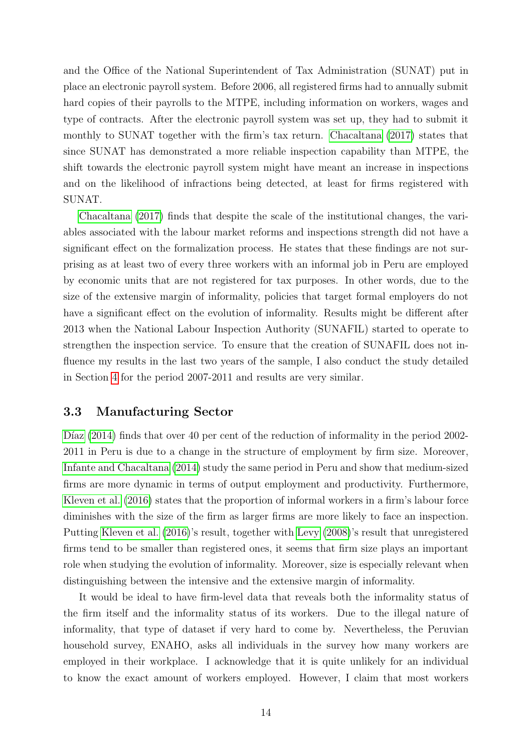and the Office of the National Superintendent of Tax Administration (SUNAT) put in place an electronic payroll system. Before 2006, all registered firms had to annually submit hard copies of their payrolls to the MTPE, including information on workers, wages and type of contracts. After the electronic payroll system was set up, they had to submit it monthly to SUNAT together with the firm's tax return. Chacaltana (2017) states that since SUNAT has demonstrated a more reliable inspection capability than MTPE, the shift towards the electronic payroll system might have meant an increase in inspections and on the likelihood of infractions being detected, at least for firms registered with SUNAT.

Chacaltana (2017) finds that despite the scale of the institutional changes, the variables associated with the labour market reforms and inspections strength did not have a significant effect on the formalization process. He states that these findings are not surprising as at least two of every three workers with an informal job in Peru are employed by economic units that are not registered for tax purposes. In other words, due to the size of the extensive margin of informality, policies that target formal employers do not have a significant effect on the evolution of informality. Results might be different after 2013 when the National Labour Inspection Authority (SUNAFIL) started to operate to strengthen the inspection service. To ensure that the creation of SUNAFIL does not influence my results in the last two years of the sample, I also conduct the study detailed in Section 4 for the period 2007-2011 and results are very similar.

### 3.3 Manufacturing Sector

Díaz (2014) finds that over 40 per cent of the reduction of informality in the period 2002-2011 in Peru is due to a change in the structure of employment by firm size. Moreover, Infante and Chacaltana (2014) study the same period in Peru and show that medium-sized firms are more dynamic in terms of output employment and productivity. Furthermore, Kleven et al. (2016) states that the proportion of informal workers in a firm's labour force diminishes with the size of the firm as larger firms are more likely to face an inspection. Putting Kleven et al. (2016)'s result, together with Levy (2008)'s result that unregistered firms tend to be smaller than registered ones, it seems that firm size plays an important role when studying the evolution of informality. Moreover, size is especially relevant when distinguishing between the intensive and the extensive margin of informality.

It would be ideal to have firm-level data that reveals both the informality status of the firm itself and the informality status of its workers. Due to the illegal nature of informality, that type of dataset if very hard to come by. Nevertheless, the Peruvian household survey, ENAHO, asks all individuals in the survey how many workers are employed in their workplace. I acknowledge that it is quite unlikely for an individual to know the exact amount of workers employed. However, I claim that most workers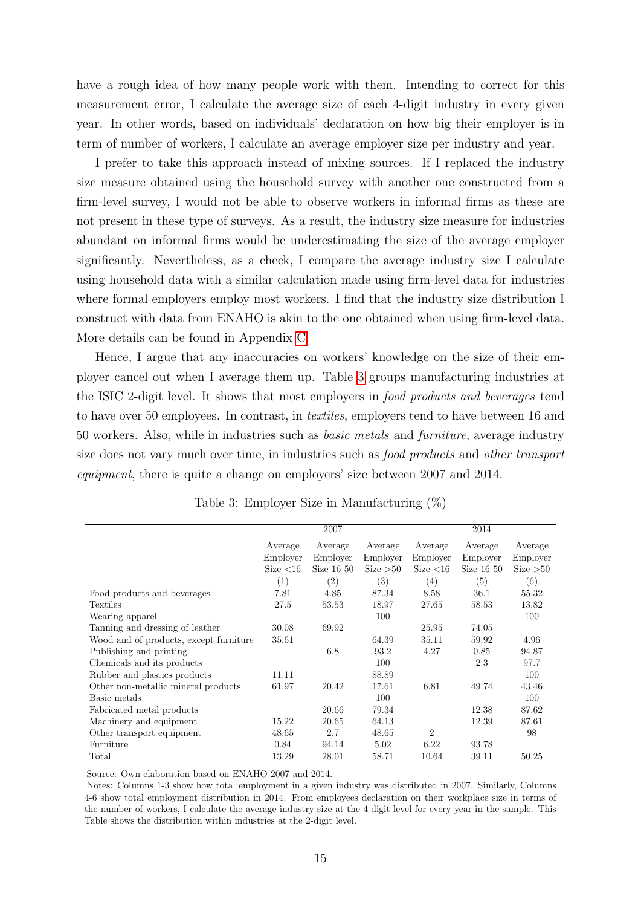have a rough idea of how many people work with them. Intending to correct for this measurement error, I calculate the average size of each 4-digit industry in every given year. In other words, based on individuals' declaration on how big their employer is in term of number of workers, I calculate an average employer size per industry and year.

I prefer to take this approach instead of mixing sources. If I replaced the industry size measure obtained using the household survey with another one constructed from a firm-level survey, I would not be able to observe workers in informal firms as these are not present in these type of surveys. As a result, the industry size measure for industries abundant on informal firms would be underestimating the size of the average employer significantly. Nevertheless, as a check, I compare the average industry size I calculate using household data with a similar calculation made using firm-level data for industries where formal employers employ most workers. I find that the industry size distribution I construct with data from ENAHO is akin to the one obtained when using firm-level data. More details can be found in Appendix C.

Hence, I argue that any inaccuracies on workers' knowledge on the size of their employer cancel out when I average them up. Table 3 groups manufacturing industries at the ISIC 2-digit level. It shows that most employers in *food products and beverages* tend to have over 50 employees. In contrast, in *textiles*, employers tend to have between 16 and 50 workers. Also, while in industries such as *basic metals* and *furniture*, average industry size does not vary much over time, in industries such as *food products* and *other transport equipment*, there is quite a change on employers' size between 2007 and 2014.

Table 3: Employer Size in Manufacturing (%)

| | 2007 | | | 2014 | | |
|---|---|---|---|---|---|---|
| | Average Employer Size <16 | Average Employer Size 16-50 | Average Employer Size >50 | Average Employer Size <16 | Average Employer Size 16-50 | Average Employer Size >50 |
| | (1) | (2) | (3) | (4) | (5) | (6) |
| Food products and beverages | 7.81 | 4.85 | 87.34 | 8.58 | 36.1 | 55.32 |
| Textiles | 27.5 | 53.53 | 18.97 | 27.65 | 58.53 | 13.82 |
| Wearing apparel | | | 100 | | | 100 |
| Tanning and dressing of leather | 30.08 | 69.92 | | 25.95 | 74.05 | |
| Wood and of products, except furniture | 35.61 | | 64.39 | 35.11 | 59.92 | 4.96 |
| Publishing and printing | | 6.8 | 93.2 | 4.27 | 0.85 | 94.87 |
| Chemicals and its products | | | 100 | | 2.3 | 97.7 |
| Rubber and plastics products | 11.11 | | 88.89 | | | 100 |
| Other non-metallic mineral products | 61.97 | 20.42 | 17.61 | 6.81 | 49.74 | 43.46 |
| Basic metals | | | 100 | | | 100 |
| Fabricated metal products | | 20.66 | 79.34 | | 12.38 | 87.62 |
| Machinery and equipment | 15.22 | 20.65 | 64.13 | | 12.39 | 87.61 |
| Other transport equipment | 48.65 | 2.7 | 48.65 | 2 | | 98 |
| Furniture | 0.84 | 94.14 | 5.02 | 6.22 | 93.78 | |
| Total | 13.29 | 28.01 | 58.71 | 10.64 | 39.11 | 50.25 |

Source: Own elaboration based on ENAHO 2007 and 2014.

Notes: Columns 1-3 show how total employment in a given industry was distributed in 2007. Similarly, Columns 4-6 show total employment distribution in 2014. From employees declaration on their workplace size in terms of the number of workers, I calculate the average industry size at the 4-digit level for every year in the sample. This Table shows the distribution within industries at the 2-digit level.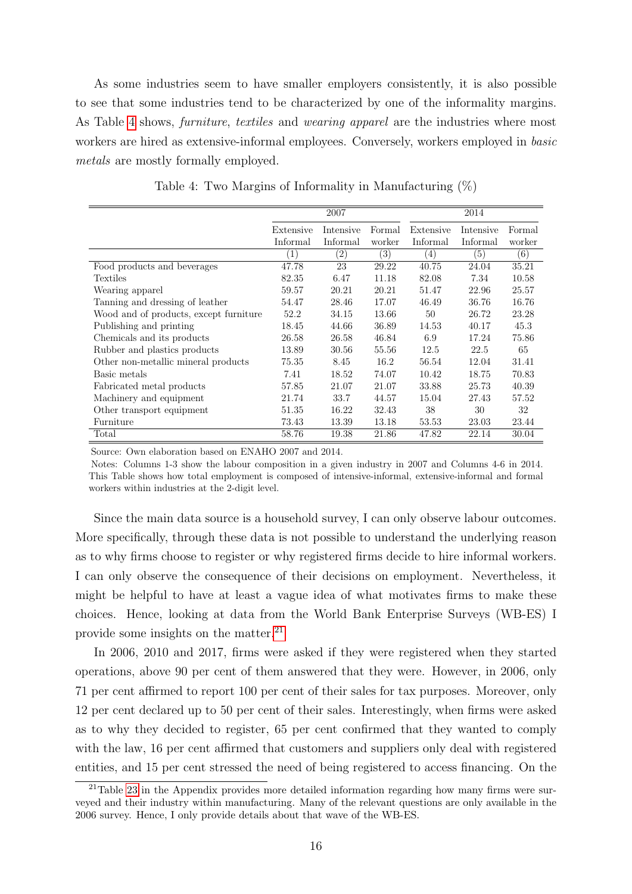As some industries seem to have smaller employers consistently, it is also possible to see that some industries tend to be characterized by one of the informality margins. As Table 4 shows, *furniture*, *textiles* and *wearing apparel* are the industries where most workers are hired as extensive-informal employees. Conversely, workers employed in *basic metals* are mostly formally employed.

Table 4: Two Margins of Informality in Manufacturing (%)

| | 2007 | | | 2014 | | |
|---|---|---|---|---|---|---|
| | Extensive Informal | Intensive Informal | Formal worker | Extensive Informal | Intensive Informal | Formal worker |
| | (1) | (2) | (3) | (4) | (5) | (6) |
| Food products and beverages | 47.78 | 23 | 29.22 | 40.75 | 24.04 | 35.21 |
| Textiles | 82.35 | 6.47 | 11.18 | 82.08 | 7.34 | 10.58 |
| Wearing apparel | 59.57 | 20.21 | 20.21 | 51.47 | 22.96 | 25.57 |
| Tanning and dressing of leather | 54.47 | 28.46 | 17.07 | 46.49 | 36.76 | 16.76 |
| Wood and of products, except furniture | 52.2 | 34.15 | 13.66 | 50 | 26.72 | 23.28 |
| Publishing and printing | 18.45 | 44.66 | 36.89 | 14.53 | 40.17 | 45.3 |
| Chemicals and its products | 26.58 | 26.58 | 46.84 | 6.9 | 17.24 | 75.86 |
| Rubber and plastics products | 13.89 | 30.56 | 55.56 | 12.5 | 22.5 | 65 |
| Other non-metallic mineral products | 75.35 | 8.45 | 16.2 | 56.54 | 12.04 | 31.41 |
| Basic metals | 7.41 | 18.52 | 74.07 | 10.42 | 18.75 | 70.83 |
| Fabricated metal products | 57.85 | 21.07 | 21.07 | 33.88 | 25.73 | 40.39 |
| Machinery and equipment | 21.74 | 33.7 | 44.57 | 15.04 | 27.43 | 57.52 |
| Other transport equipment | 51.35 | 16.22 | 32.43 | 38 | 30 | 32 |
| Furniture | 73.43 | 13.39 | 13.18 | 53.53 | 23.03 | 23.44 |
| Total | 58.76 | 19.38 | 21.86 | 47.82 | 22.14 | 30.04 |

Source: Own elaboration based on ENAHO 2007 and 2014.

Notes: Columns 1-3 show the labour composition in a given industry in 2007 and Columns 4-6 in 2014. This Table shows how total employment is composed of intensive-informal, extensive-informal and formal workers within industries at the 2-digit level.

Since the main data source is a household survey, I can only observe labour outcomes. More specifically, through these data is not possible to understand the underlying reason as to why firms choose to register or why registered firms decide to hire informal workers. I can only observe the consequence of their decisions on employment. Nevertheless, it might be helpful to have at least a vague idea of what motivates firms to make these choices. Hence, looking at data from the World Bank Enterprise Surveys (WB-ES) I provide some insights on the matter.[21]

In 2006, 2010 and 2017, firms were asked if they were registered when they started operations, above 90 per cent of them answered that they were. However, in 2006, only 71 per cent affirmed to report 100 per cent of their sales for tax purposes. Moreover, only 12 per cent declared up to 50 per cent of their sales. Interestingly, when firms were asked as to why they decided to register, 65 per cent confirmed that they wanted to comply with the law, 16 per cent affirmed that customers and suppliers only deal with registered entities, and 15 per cent stressed the need of being registered to access financing. On the

[21] Table 23 in the Appendix provides more detailed information regarding how many firms were surveyed and their industry within manufacturing. Many of the relevant questions are only available in the 2006 survey. Hence, I only provide details about that wave of the WB-ES.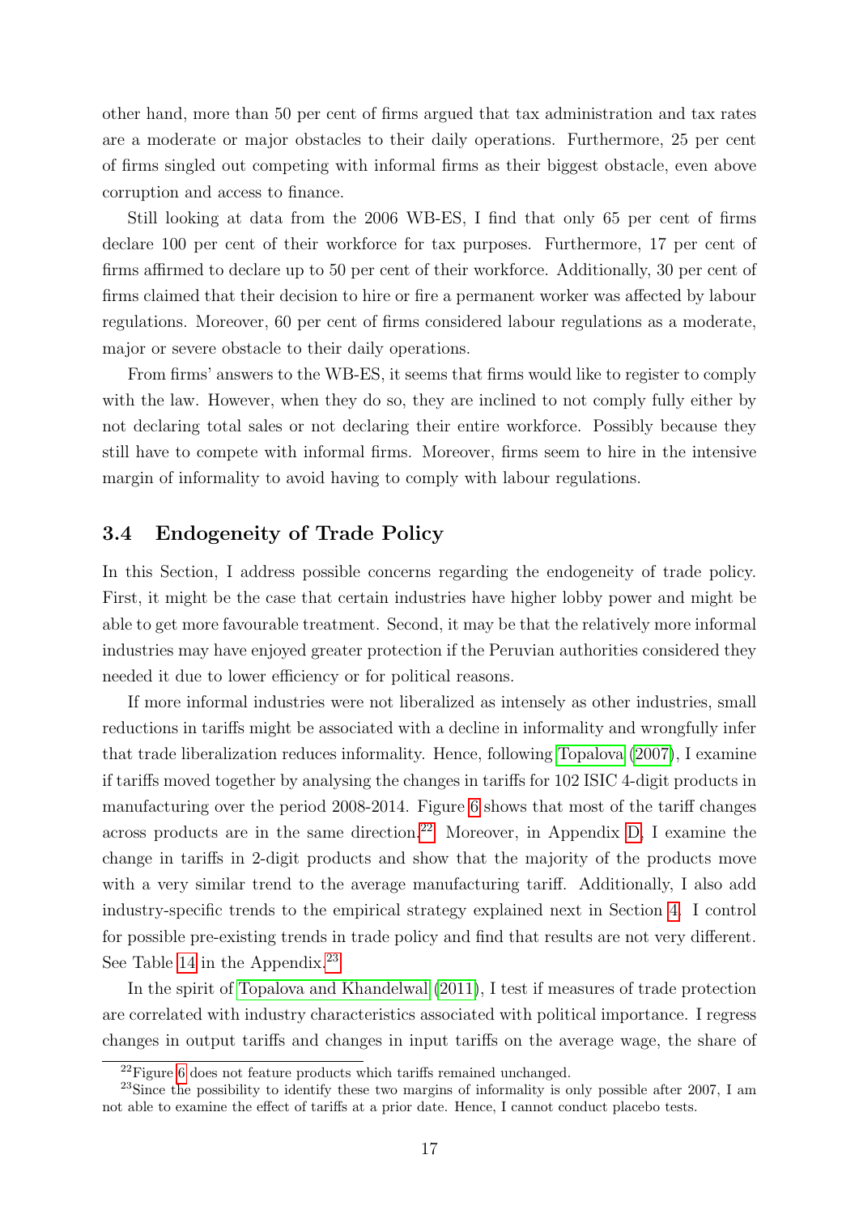other hand, more than 50 per cent of firms argued that tax administration and tax rates are a moderate or major obstacles to their daily operations. Furthermore, 25 per cent of firms singled out competing with informal firms as their biggest obstacle, even above corruption and access to finance.

Still looking at data from the 2006 WB-ES, I find that only 65 per cent of firms declare 100 per cent of their workforce for tax purposes. Furthermore, 17 per cent of firms affirmed to declare up to 50 per cent of their workforce. Additionally, 30 per cent of firms claimed that their decision to hire or fire a permanent worker was affected by labour regulations. Moreover, 60 per cent of firms considered labour regulations as a moderate, major or severe obstacle to their daily operations.

From firms' answers to the WB-ES, it seems that firms would like to register to comply with the law. However, when they do so, they are inclined to not comply fully either by not declaring total sales or not declaring their entire workforce. Possibly because they still have to compete with informal firms. Moreover, firms seem to hire in the intensive margin of informality to avoid having to comply with labour regulations.

### 3.4 Endogeneity of Trade Policy

In this Section, I address possible concerns regarding the endogeneity of trade policy. First, it might be the case that certain industries have higher lobby power and might be able to get more favourable treatment. Second, it may be that the relatively more informal industries may have enjoyed greater protection if the Peruvian authorities considered they needed it due to lower efficiency or for political reasons.

If more informal industries were not liberalized as intensely as other industries, small reductions in tariffs might be associated with a decline in informality and wrongfully infer that trade liberalization reduces informality. Hence, following Topalova (2007), I examine if tariffs moved together by analysing the changes in tariffs for 102 ISIC 4-digit products in manufacturing over the period 2008-2014. Figure 6 shows that most of the tariff changes across products are in the same direction.[22] Moreover, in Appendix D, I examine the change in tariffs in 2-digit products and show that the majority of the products move with a very similar trend to the average manufacturing tariff. Additionally, I also add industry-specific trends to the empirical strategy explained next in Section 4. I control for possible pre-existing trends in trade policy and find that results are not very different. See Table 14 in the Appendix.[23]

In the spirit of Topalova and Khandelwal (2011), I test if measures of trade protection are correlated with industry characteristics associated with political importance. I regress changes in output tariffs and changes in input tariffs on the average wage, the share of

[22] Figure 6 does not feature products which tariffs remained unchanged.

[23] Since the possibility to identify these two margins of informality is only possible after 2007, I am not able to examine the effect of tariffs at a prior date. Hence, I cannot conduct placebo tests.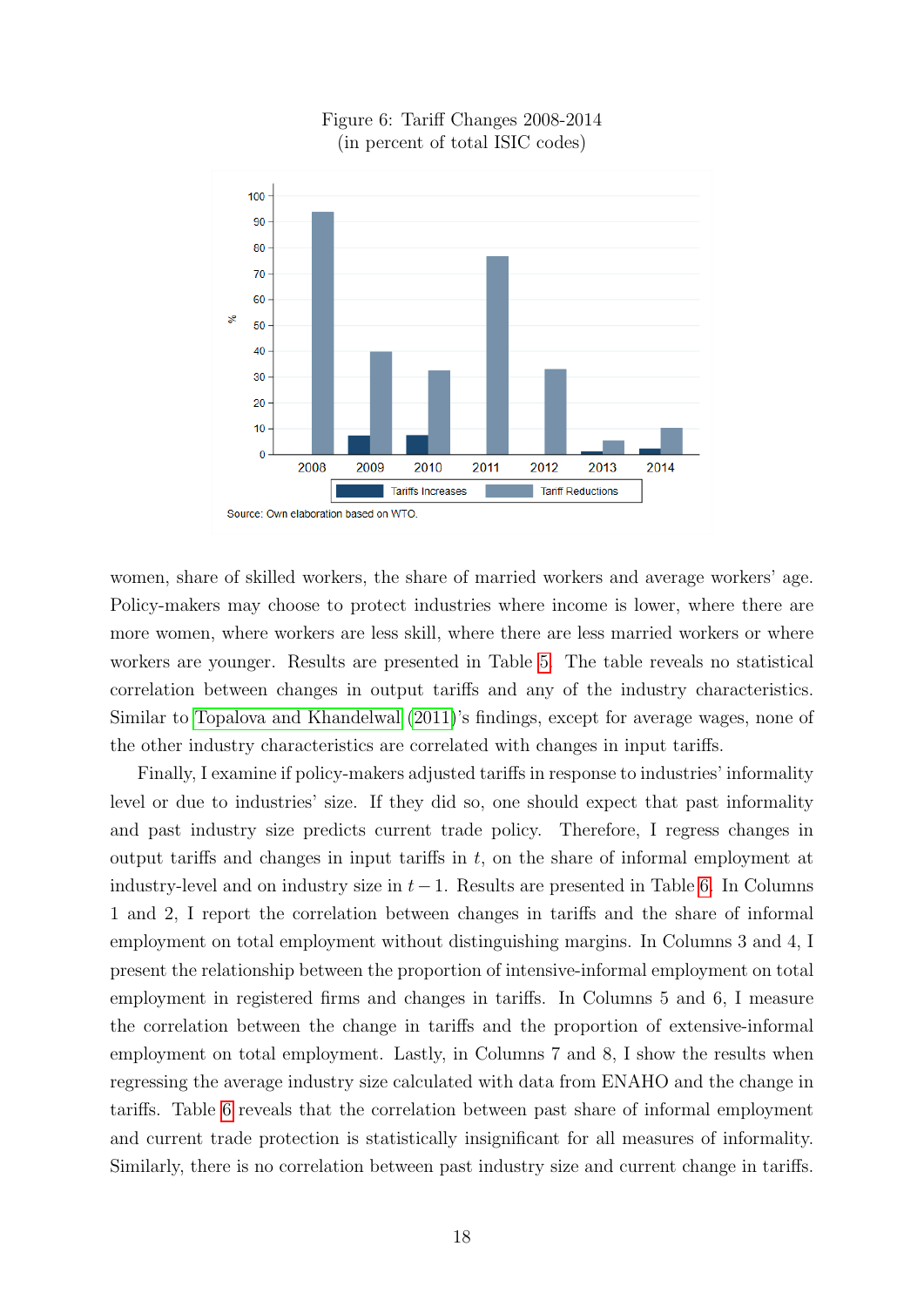Figure 6: Tariff Changes 2008-2014
(in percent of total ISIC codes)

Source: Own elaboration based on WTO.

women, share of skilled workers, the share of married workers and average workers' age. Policy-makers may choose to protect industries where income is lower, where there are more women, where workers are less skill, where there are less married workers or where workers are younger. Results are presented in Table 5. The table reveals no statistical correlation between changes in output tariffs and any of the industry characteristics. Similar to Topalova and Khandelwal (2011)'s findings, except for average wages, none of the other industry characteristics are correlated with changes in input tariffs.

Finally, I examine if policy-makers adjusted tariffs in response to industries' informality level or due to industries' size. If they did so, one should expect that past informality and past industry size predicts current trade policy. Therefore, I regress changes in output tariffs and changes in input tariffs in $t$, on the share of informal employment at industry-level and on industry size in $t-1$. Results are presented in Table 6. In Columns 1 and 2, I report the correlation between changes in tariffs and the share of informal employment on total employment without distinguishing margins. In Columns 3 and 4, I present the relationship between the proportion of intensive-informal employment on total employment in registered firms and changes in tariffs. In Columns 5 and 6, I measure the correlation between the change in tariffs and the proportion of extensive-informal employment on total employment. Lastly, in Columns 7 and 8, I show the results when regressing the average industry size calculated with data from ENAHO and the change in tariffs. Table 6 reveals that the correlation between past share of informal employment and current trade protection is statistically insignificant for all measures of informality. Similarly, there is no correlation between past industry size and current change in tariffs.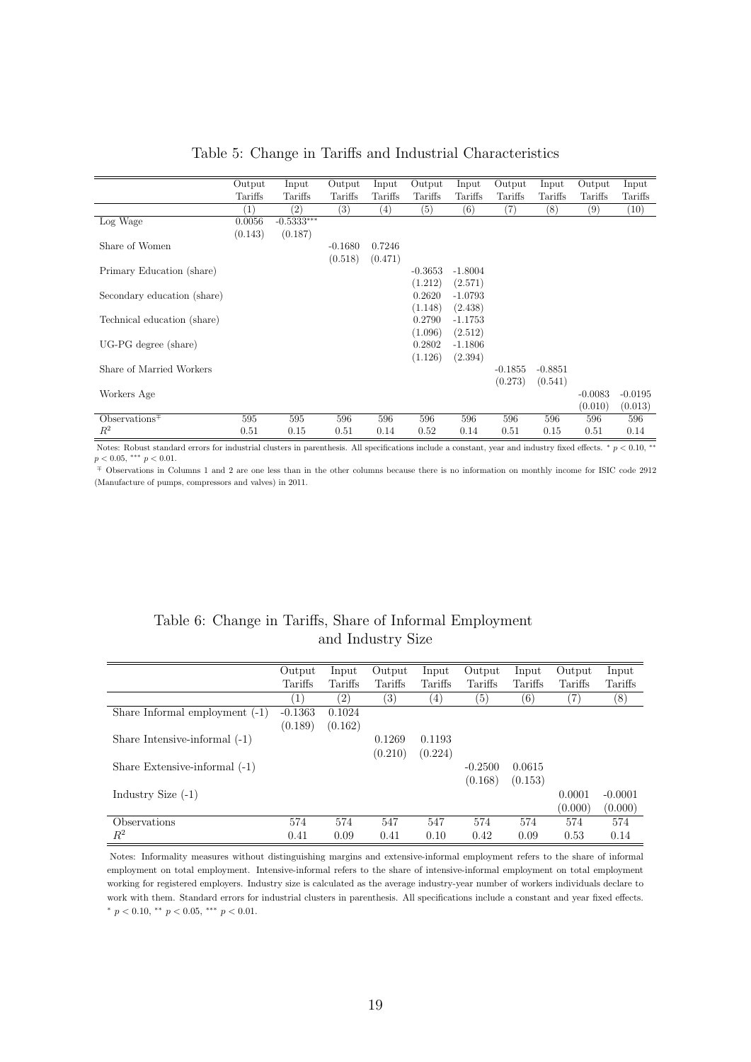Table 5: Change in Tariffs and Industrial Characteristics

| | Output Tariffs | Input Tariffs | Output Tariffs | Input Tariffs | Output Tariffs | Input Tariffs | Output Tariffs | Input Tariffs | Output Tariffs | Input Tariffs |
|---|---|---|---|---|---|---|---|---|---|---|
| | (1) | (2) | (3) | (4) | (5) | (6) | (7) | (8) | (9) | (10) |
| Log Wage | 0.0056 | -0.5333*** | | | | | | | | |
| | (0.143) | (0.187) | | | | | | | | |
| Share of Women | | | -0.1680 | 0.7246 | | | | | | |
| | | | (0.518) | (0.471) | | | | | | |
| Primary Education (share) | | | | | -0.3653 | -1.8004 | | | | |
| | | | | | (1.212) | (2.571) | | | | |
| Secondary education (share) | | | | | 0.2620 | -1.0793 | | | | |
| | | | | | (1.148) | (2.438) | | | | |
| Technical education (share) | | | | | 0.2790 | -1.1753 | | | | |
| | | | | | (1.096) | (2.512) | | | | |
| UG-PG degree (share) | | | | | 0.2802 | -1.1806 | | | | |
| | | | | | (1.126) | (2.394) | | | | |
| Share of Married Workers | | | | | | | -0.1855 | -0.8851 | | |
| | | | | | | | (0.273) | (0.541) | | |
| Workers Age | | | | | | | | | -0.0083 | -0.0195 |
| | | | | | | | | | (0.010) | (0.013) |
| Observations∓ | 595 | 595 | 596 | 596 | 596 | 596 | 596 | 596 | 596 | 596 |
| $R^2$ | 0.51 | 0.15 | 0.51 | 0.14 | 0.52 | 0.14 | 0.51 | 0.15 | 0.51 | 0.14 |

Notes: Robust standard errors for industrial clusters in parenthesis. All specifications include a constant, year and industry fixed effects. * $p < 0.10$, ** $p < 0.05$, *** $p < 0.01$.

∓ Observations in Columns 1 and 2 are one less than in the other columns because there is no information on monthly income for ISIC code 2912 (Manufacture of pumps, compressors and valves) in 2011.

Table 6: Change in Tariffs, Share of Informal Employment and Industry Size

| | Output Tariffs | Input Tariffs | Output Tariffs | Input Tariffs | Output Tariffs | Input Tariffs | Output Tariffs | Input Tariffs |
|---|---|---|---|---|---|---|---|---|
| | (1) | (2) | (3) | (4) | (5) | (6) | (7) | (8) |
| Share Informal employment (-1) | -0.1363 | 0.1024 | | | | | | |
| | (0.189) | (0.162) | | | | | | |
| Share Intensive-informal (-1) | | | 0.1269 | 0.1193 | | | | |
| | | | (0.210) | (0.224) | | | | |
| Share Extensive-informal (-1) | | | | | -0.2500 | 0.0615 | | |
| | | | | | (0.168) | (0.153) | | |
| Industry Size (-1) | | | | | | | 0.0001 | -0.0001 |
| | | | | | | | (0.000) | (0.000) |
| Observations | 574 | 574 | 547 | 547 | 574 | 574 | 574 | 574 |
| $R^2$ | 0.41 | 0.09 | 0.41 | 0.10 | 0.42 | 0.09 | 0.53 | 0.14 |

Notes: Informality measures without distinguishing margins and extensive-informal employment refers to the share of informal employment on total employment. Intensive-informal refers to the share of intensive-informal employment on total employment working for registered employers. Industry size is calculated as the average industry-year number of workers individuals declare to work with them. Standard errors for industrial clusters in parenthesis. All specifications include a constant and year fixed effects. * $p < 0.10$, ** $p < 0.05$, *** $p < 0.01$.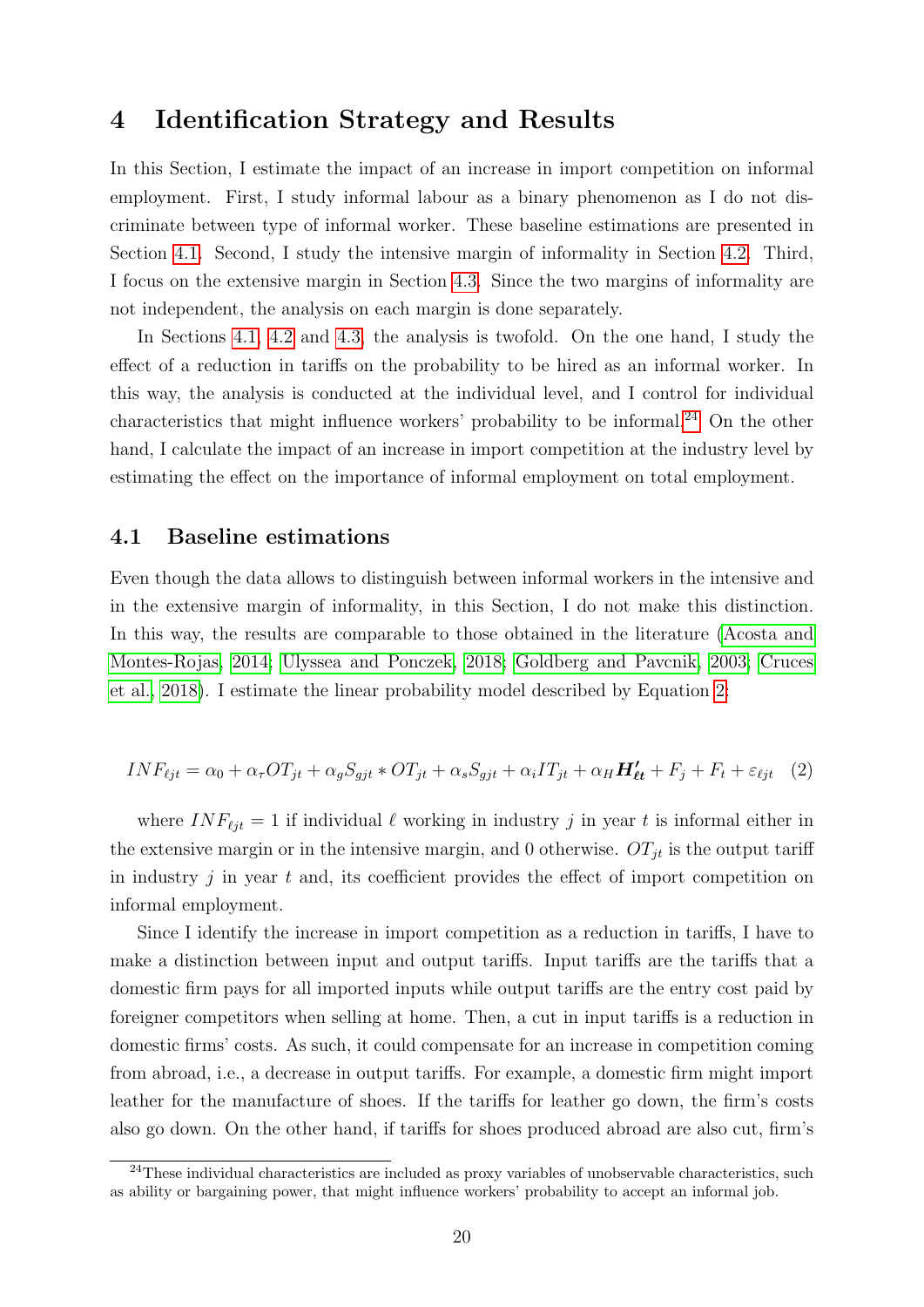# 4 Identification Strategy and Results

In this Section, I estimate the impact of an increase in import competition on informal employment. First, I study informal labour as a binary phenomenon as I do not discriminate between type of informal worker. These baseline estimations are presented in Section 4.1. Second, I study the intensive margin of informality in Section 4.2. Third, I focus on the extensive margin in Section 4.3. Since the two margins of informality are not independent, the analysis on each margin is done separately.

In Sections 4.1, 4.2 and 4.3, the analysis is twofold. On the one hand, I study the effect of a reduction in tariffs on the probability to be hired as an informal worker. In this way, the analysis is conducted at the individual level, and I control for individual characteristics that might influence workers' probability to be informal.[24] On the other hand, I calculate the impact of an increase in import competition at the industry level by estimating the effect on the importance of informal employment on total employment.

## 4.1 Baseline estimations

Even though the data allows to distinguish between informal workers in the intensive and in the extensive margin of informality, in this Section, I do not make this distinction. In this way, the results are comparable to those obtained in the literature (Acosta and Montes-Rojas, 2014; Ulyssea and Ponczek, 2018; Goldberg and Pavcnik, 2003; Cruces et al., 2018). I estimate the linear probability model described by Equation 2:

$$INF_{\ell jt} = \alpha_0 + \alpha_\tau OT_{jt} + \alpha_g S_{gjt} * OT_{jt} + \alpha_s S_{gjt} + \alpha_i IT_{jt} + \alpha_H \boldsymbol{H'_{\ell t}} + F_j + F_t + \varepsilon_{\ell jt} \quad (2)$$

where $INF_{\ell jt} = 1$ if individual $\ell$ working in industry $j$ in year $t$ is informal either in the extensive margin or in the intensive margin, and 0 otherwise. $OT_{jt}$ is the output tariff in industry $j$ in year $t$ and, its coefficient provides the effect of import competition on informal employment.

Since I identify the increase in import competition as a reduction in tariffs, I have to make a distinction between input and output tariffs. Input tariffs are the tariffs that a domestic firm pays for all imported inputs while output tariffs are the entry cost paid by foreigner competitors when selling at home. Then, a cut in input tariffs is a reduction in domestic firms' costs. As such, it could compensate for an increase in competition coming from abroad, i.e., a decrease in output tariffs. For example, a domestic firm might import leather for the manufacture of shoes. If the tariffs for leather go down, the firm's costs also go down. On the other hand, if tariffs for shoes produced abroad are also cut, firm's

[24] These individual characteristics are included as proxy variables of unobservable characteristics, such as ability or bargaining power, that might influence workers' probability to accept an informal job.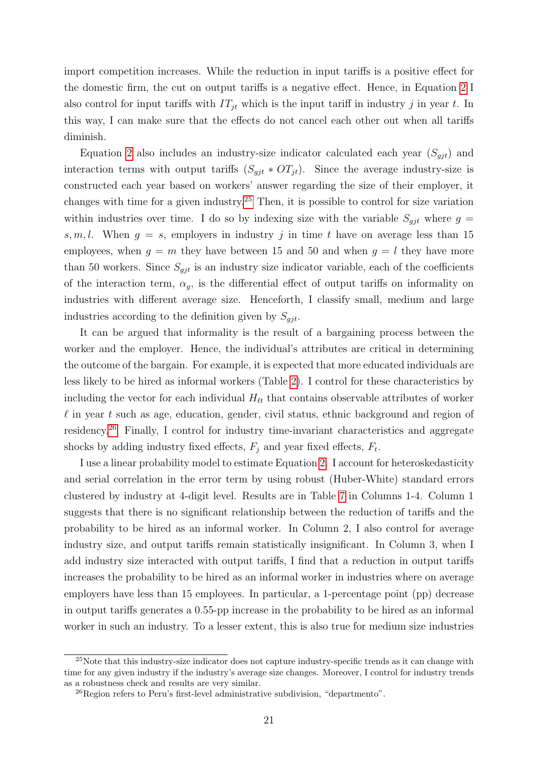import competition increases. While the reduction in input tariffs is a positive effect for the domestic firm, the cut on output tariffs is a negative effect. Hence, in Equation 2 I also control for input tariffs with $IT_{jt}$ which is the input tariff in industry $j$ in year $t$. In this way, I can make sure that the effects do not cancel each other out when all tariffs diminish.

Equation 2 also includes an industry-size indicator calculated each year ($S_{gjt}$) and interaction terms with output tariffs ($S_{gjt} * OT_{jt}$). Since the average industry-size is constructed each year based on workers' answer regarding the size of their employer, it changes with time for a given industry.[25] Then, it is possible to control for size variation within industries over time. I do so by indexing size with the variable $S_{gjt}$ where $g = s, m, l$. When $g = s$, employers in industry $j$ in time $t$ have on average less than 15 employees, when $g = m$ they have between 15 and 50 and when $g = l$ they have more than 50 workers. Since $S_{gjt}$ is an industry size indicator variable, each of the coefficients of the interaction term, $\alpha_g$, is the differential effect of output tariffs on informality on industries with different average size. Henceforth, I classify small, medium and large industries according to the definition given by $S_{gjt}$.

It can be argued that informality is the result of a bargaining process between the worker and the employer. Hence, the individual's attributes are critical in determining the outcome of the bargain. For example, it is expected that more educated individuals are less likely to be hired as informal workers (Table 2). I control for these characteristics by including the vector for each individual $H_{\ell t}$ that contains observable attributes of worker $\ell$ in year $t$ such as age, education, gender, civil status, ethnic background and region of residency.[26] Finally, I control for industry time-invariant characteristics and aggregate shocks by adding industry fixed effects, $F_j$ and year fixed effects, $F_t$.

I use a linear probability model to estimate Equation 2. I account for heteroskedasticity and serial correlation in the error term by using robust (Huber-White) standard errors clustered by industry at 4-digit level. Results are in Table 7 in Columns 1-4. Column 1 suggests that there is no significant relationship between the reduction of tariffs and the probability to be hired as an informal worker. In Column 2, I also control for average industry size, and output tariffs remain statistically insignificant. In Column 3, when I add industry size interacted with output tariffs, I find that a reduction in output tariffs increases the probability to be hired as an informal worker in industries where on average employers have less than 15 employees. In particular, a 1-percentage point (pp) decrease in output tariffs generates a 0.55-pp increase in the probability to be hired as an informal worker in such an industry. To a lesser extent, this is also true for medium size industries

[25] Note that this industry-size indicator does not capture industry-specific trends as it can change with time for any given industry if the industry's average size changes. Moreover, I control for industry trends as a robustness check and results are very similar.

[26] Region refers to Peru's first-level administrative subdivision, "departmento".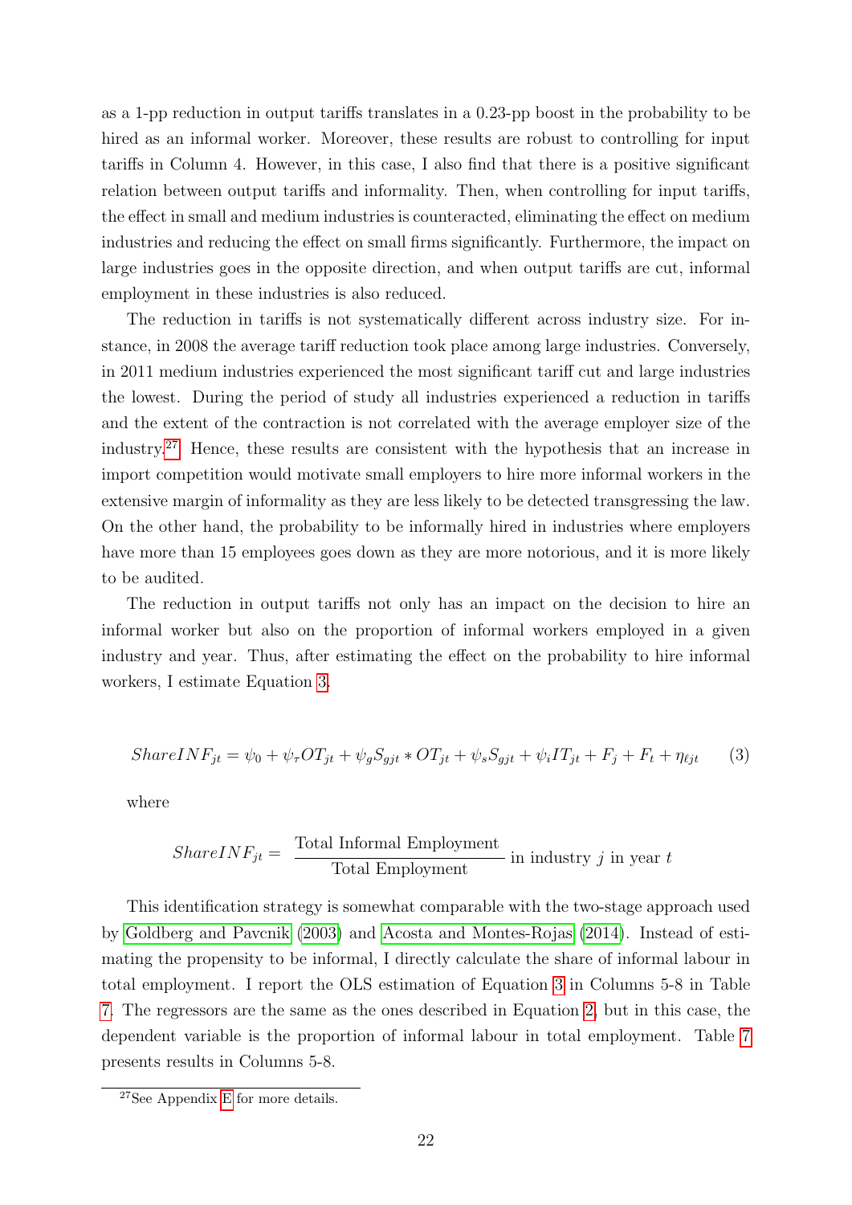as a 1-pp reduction in output tariffs translates in a 0.23-pp boost in the probability to be hired as an informal worker. Moreover, these results are robust to controlling for input tariffs in Column 4. However, in this case, I also find that there is a positive significant relation between output tariffs and informality. Then, when controlling for input tariffs, the effect in small and medium industries is counteracted, eliminating the effect on medium industries and reducing the effect on small firms significantly. Furthermore, the impact on large industries goes in the opposite direction, and when output tariffs are cut, informal employment in these industries is also reduced.

The reduction in tariffs is not systematically different across industry size. For instance, in 2008 the average tariff reduction took place among large industries. Conversely, in 2011 medium industries experienced the most significant tariff cut and large industries the lowest. During the period of study all industries experienced a reduction in tariffs and the extent of the contraction is not correlated with the average employer size of the industry.[27] Hence, these results are consistent with the hypothesis that an increase in import competition would motivate small employers to hire more informal workers in the extensive margin of informality as they are less likely to be detected transgressing the law. On the other hand, the probability to be informally hired in industries where employers have more than 15 employees goes down as they are more notorious, and it is more likely to be audited.

The reduction in output tariffs not only has an impact on the decision to hire an informal worker but also on the proportion of informal workers employed in a given industry and year. Thus, after estimating the effect on the probability to hire informal workers, I estimate Equation 3.

$$ShareINF_{jt} = \psi_0 + \psi_\tau OT_{jt} + \psi_g S_{gjt} * OT_{jt} + \psi_s S_{gjt} + \psi_i IT_{jt} + F_j + F_t + \eta_{\ell jt} \qquad (3)$$

where

$$ShareINF_{jt} = \frac{\text{Total Informal Employment}}{\text{Total Employment}} \text{ in industry } j \text{ in year } t$$

This identification strategy is somewhat comparable with the two-stage approach used by Goldberg and Pavcnik (2003) and Acosta and Montes-Rojas (2014). Instead of estimating the propensity to be informal, I directly calculate the share of informal labour in total employment. I report the OLS estimation of Equation 3 in Columns 5-8 in Table 7. The regressors are the same as the ones described in Equation 2, but in this case, the dependent variable is the proportion of informal labour in total employment. Table 7 presents results in Columns 5-8.

[27] See Appendix E for more details.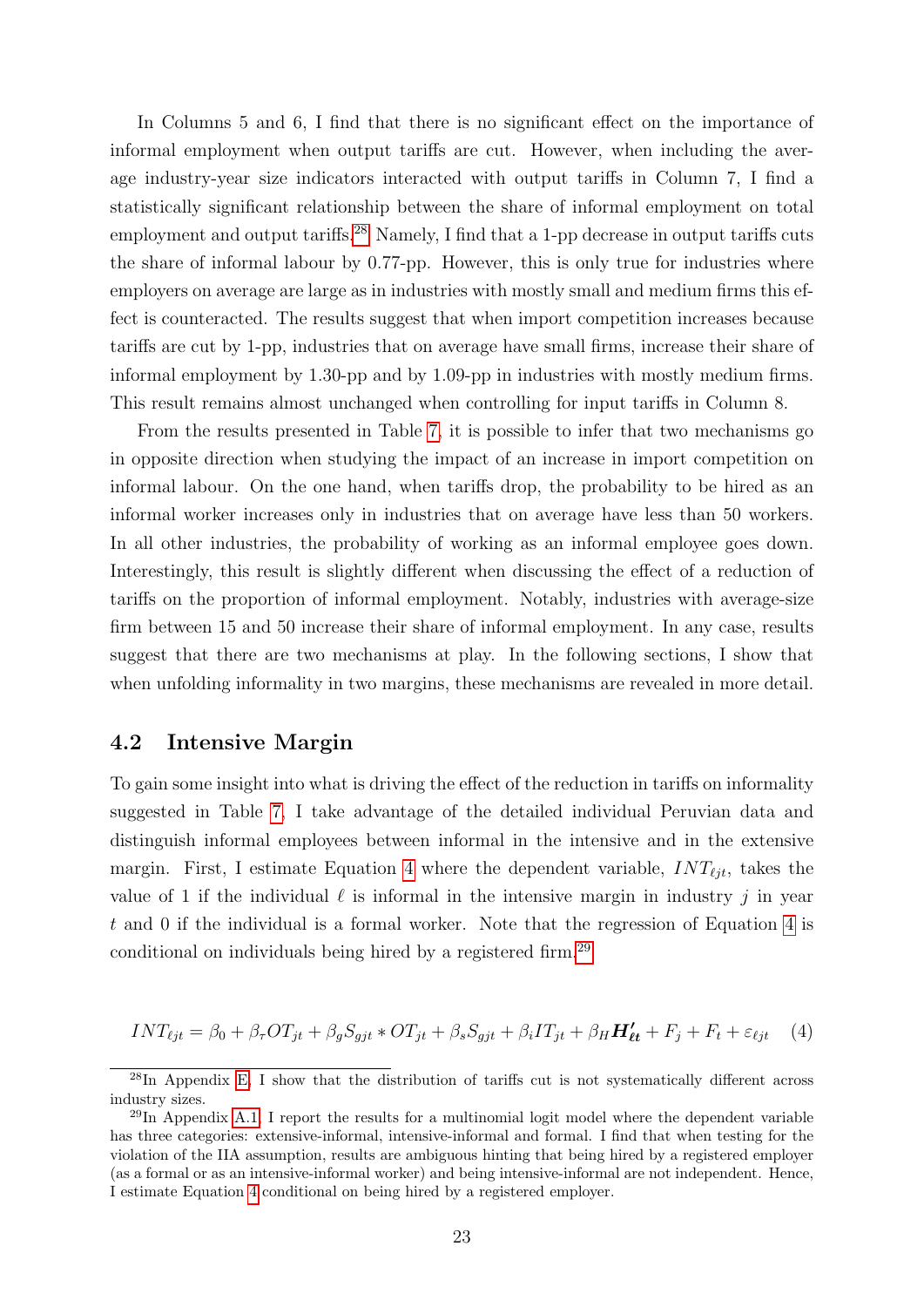In Columns 5 and 6, I find that there is no significant effect on the importance of informal employment when output tariffs are cut. However, when including the average industry-year size indicators interacted with output tariffs in Column 7, I find a statistically significant relationship between the share of informal employment on total employment and output tariffs.[28] Namely, I find that a 1-pp decrease in output tariffs cuts the share of informal labour by 0.77-pp. However, this is only true for industries where employers on average are large as in industries with mostly small and medium firms this effect is counteracted. The results suggest that when import competition increases because tariffs are cut by 1-pp, industries that on average have small firms, increase their share of informal employment by 1.30-pp and by 1.09-pp in industries with mostly medium firms. This result remains almost unchanged when controlling for input tariffs in Column 8.

From the results presented in Table 7, it is possible to infer that two mechanisms go in opposite direction when studying the impact of an increase in import competition on informal labour. On the one hand, when tariffs drop, the probability to be hired as an informal worker increases only in industries that on average have less than 50 workers. In all other industries, the probability of working as an informal employee goes down. Interestingly, this result is slightly different when discussing the effect of a reduction of tariffs on the proportion of informal employment. Notably, industries with average-size firm between 15 and 50 increase their share of informal employment. In any case, results suggest that there are two mechanisms at play. In the following sections, I show that when unfolding informality in two margins, these mechanisms are revealed in more detail.

## 4.2 Intensive Margin

To gain some insight into what is driving the effect of the reduction in tariffs on informality suggested in Table 7, I take advantage of the detailed individual Peruvian data and distinguish informal employees between informal in the intensive and in the extensive margin. First, I estimate Equation 4 where the dependent variable, $INT_{\ell jt}$, takes the value of 1 if the individual $\ell$ is informal in the intensive margin in industry $j$ in year $t$ and 0 if the individual is a formal worker. Note that the regression of Equation 4 is conditional on individuals being hired by a registered firm.[29]

$$INT_{\ell jt} = \beta_0 + \beta_\tau OT_{jt} + \beta_g S_{gjt} * OT_{jt} + \beta_s S_{gjt} + \beta_i IT_{jt} + \beta_H \boldsymbol{H'_{\ell t}} + F_j + F_t + \varepsilon_{\ell jt} \quad (4)$$

[28] In Appendix E, I show that the distribution of tariffs cut is not systematically different across industry sizes.

[29] In Appendix A.1, I report the results for a multinomial logit model where the dependent variable has three categories: extensive-informal, intensive-informal and formal. I find that when testing for the violation of the IIA assumption, results are ambiguous hinting that being hired by a registered employer (as a formal or as an intensive-informal worker) and being intensive-informal are not independent. Hence, I estimate Equation 4 conditional on being hired by a registered employer.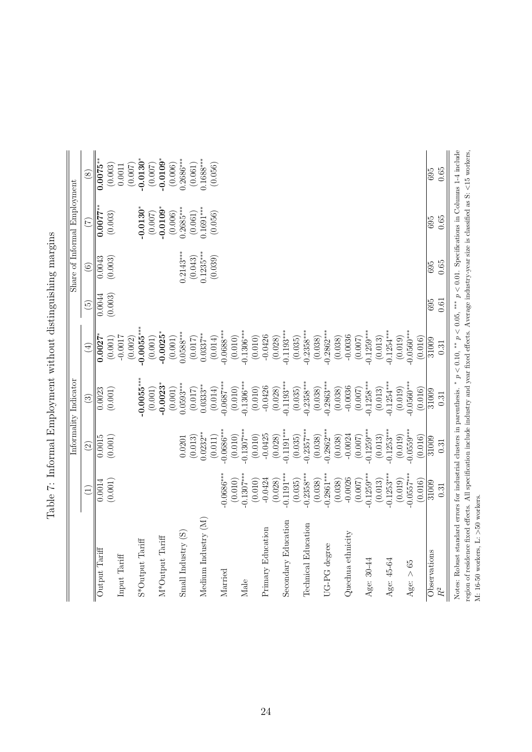Table 7: Informal Employment without distinguishing margins

| | Informality Indicator | | | | Share of Informal Employment | | | |
|---|---|---|---|---|---|---|---|---|
| | (1) | (2) | (3) | (4) | (5) | (6) | (7) | (8) |
| Output Tariff | 0.0014 | 0.0015 | 0.0023 | **0.0027**$^{*}$ | 0.0044 | 0.0043 | **0.0077**$^{**}$ | **0.0075**$^{**}$ |
| | (0.001) | (0.001) | (0.001) | (0.001) | (0.003) | (0.003) | (0.003) | (0.003) |
| Input Tariff | | | | -0.0017 | | | | 0.0011 |
| | | | | (0.002) | | | | (0.007) |
| S*Output Tariff | | | **-0.0055**$^{***}$ | **-0.0055**$^{***}$ | | | **-0.0130**$^{*}$ | **-0.0130**$^{*}$ |
| | | | (0.001) | (0.001) | | | (0.007) | (0.007) |
| M*Output Tariff | | | **-0.0023**$^{*}$ | **-0.0025**$^{*}$ | | | **-0.0109**$^{*}$ | **-0.0109**$^{*}$ |
| | | | (0.001) | (0.001) | | | (0.006) | (0.006) |
| Small Industry (S) | | 0.0201 | 0.0593$^{***}$ | 0.0588$^{***}$ | | 0.2143$^{***}$ | 0.2685$^{***}$ | 0.2686$^{***}$ |
| | | (0.013) | (0.017) | (0.017) | | (0.043) | (0.061) | (0.061) |
| Medium Industry (M) | | 0.0232$^{**}$ | 0.0333$^{**}$ | 0.0337$^{**}$ | | 0.1235$^{***}$ | 0.1691$^{***}$ | 0.1688$^{***}$ |
| | | (0.011) | (0.014) | (0.014) | | (0.039) | (0.056) | (0.056) |
| Married | -0.0686$^{***}$ | -0.0686$^{***}$ | -0.0687$^{***}$ | -0.0688$^{***}$ | | | | |
| | (0.010) | (0.010) | (0.010) | (0.010) | | | | |
| Male | -0.1307$^{***}$ | -0.1307$^{***}$ | -0.1306$^{***}$ | -0.1306$^{***}$ | | | | |
| | (0.010) | (0.010) | (0.010) | (0.010) | | | | |
| Primary Education | -0.0424 | -0.0425 | -0.0426 | -0.0426 | | | | |
| | (0.028) | (0.028) | (0.028) | (0.028) | | | | |
| Secondary Education | -0.1191$^{***}$ | -0.1191$^{***}$ | -0.1193$^{***}$ | -0.1193$^{***}$ | | | | |
| | (0.035) | (0.035) | (0.035) | (0.035) | | | | |
| Technical Education | -0.2358$^{***}$ | -0.2357$^{***}$ | -0.2358$^{***}$ | -0.2358$^{***}$ | | | | |
| | (0.038) | (0.038) | (0.038) | (0.038) | | | | |
| UG-PG degree | -0.2861$^{***}$ | -0.2862$^{***}$ | -0.2863$^{***}$ | -0.2862$^{***}$ | | | | |
| | (0.038) | (0.038) | (0.038) | (0.038) | | | | |
| Quechua ethnicity | -0.0026 | -0.0024 | -0.0036 | -0.0036 | | | | |
| | (0.007) | (0.007) | (0.007) | (0.007) | | | | |
| Age: 30-44 | -0.1259$^{***}$ | -0.1259$^{***}$ | -0.1258$^{***}$ | -0.1259$^{***}$ | | | | |
| | (0.013) | (0.013) | (0.013) | (0.013) | | | | |
| Age: 45-64 | -0.1253$^{***}$ | -0.1253$^{***}$ | -0.1254$^{***}$ | -0.1254$^{***}$ | | | | |
| | (0.019) | (0.019) | (0.019) | (0.019) | | | | |
| Age: > 65 | -0.0557$^{***}$ | -0.0559$^{***}$ | -0.0560$^{***}$ | -0.0560$^{***}$ | | | | |
| | (0.016) | (0.016) | (0.016) | (0.016) | | | | |
| Observations | 31009 | 31009 | 31009 | 31009 | 695 | 695 | 695 | 695 |
| $R^2$ | 0.31 | 0.31 | 0.31 | 0.31 | 0.61 | 0.65 | 0.65 | 0.65 |

Notes: Robust standard errors for industrial clusters in parenthesis. $^{*}$ $p < 0.10$, $^{**}$ $p < 0.05$, $^{***}$ $p < 0.01$. Specifications in Columns 1-4 include region of residence fixed effects. All specification include industry and year fixed effects. Average industry-year size is classifed as S: <15 workers, M: 16-50 workers, L: >50 workers.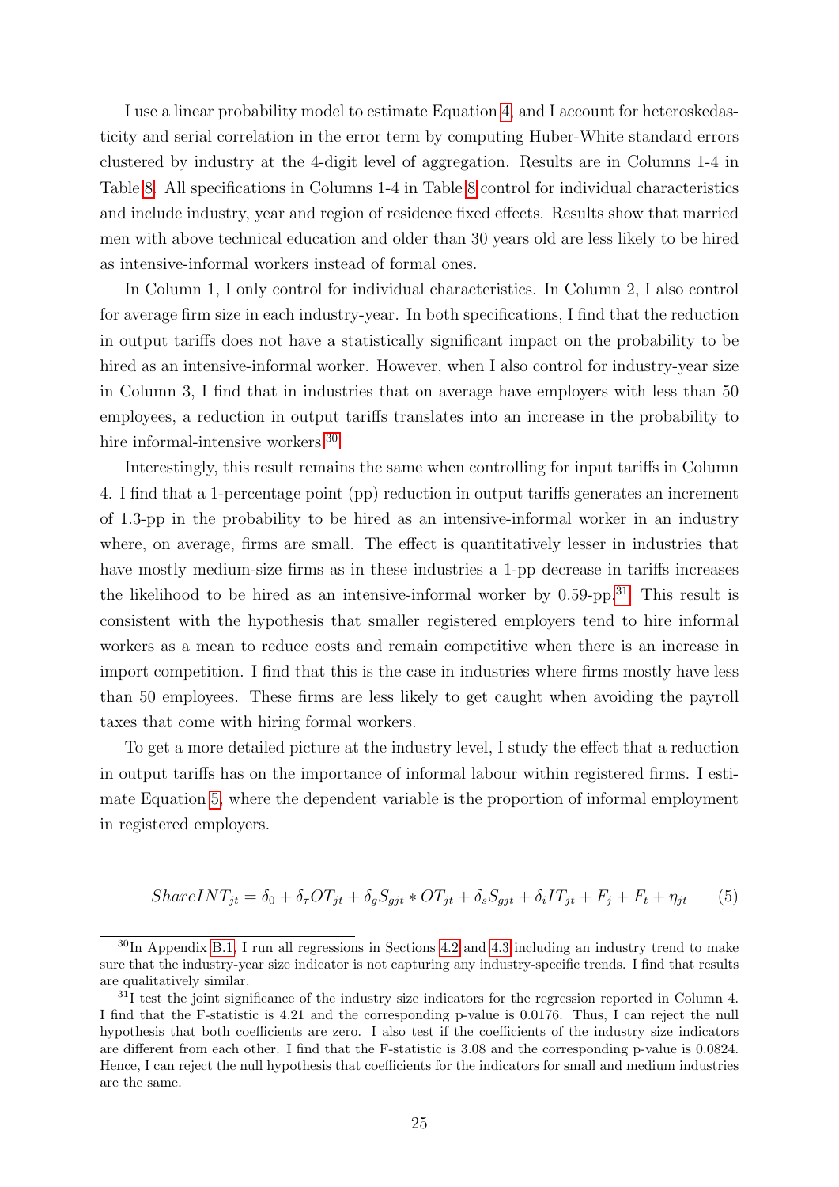I use a linear probability model to estimate Equation 4, and I account for heteroskedasticity and serial correlation in the error term by computing Huber-White standard errors clustered by industry at the 4-digit level of aggregation. Results are in Columns 1-4 in Table 8. All specifications in Columns 1-4 in Table 8 control for individual characteristics and include industry, year and region of residence fixed effects. Results show that married men with above technical education and older than 30 years old are less likely to be hired as intensive-informal workers instead of formal ones.

In Column 1, I only control for individual characteristics. In Column 2, I also control for average firm size in each industry-year. In both specifications, I find that the reduction in output tariffs does not have a statistically significant impact on the probability to be hired as an intensive-informal worker. However, when I also control for industry-year size in Column 3, I find that in industries that on average have employers with less than 50 employees, a reduction in output tariffs translates into an increase in the probability to hire informal-intensive workers.[30]

Interestingly, this result remains the same when controlling for input tariffs in Column 4. I find that a 1-percentage point (pp) reduction in output tariffs generates an increment of 1.3-pp in the probability to be hired as an intensive-informal worker in an industry where, on average, firms are small. The effect is quantitatively lesser in industries that have mostly medium-size firms as in these industries a 1-pp decrease in tariffs increases the likelihood to be hired as an intensive-informal worker by 0.59-pp.[31] This result is consistent with the hypothesis that smaller registered employers tend to hire informal workers as a mean to reduce costs and remain competitive when there is an increase in import competition. I find that this is the case in industries where firms mostly have less than 50 employees. These firms are less likely to get caught when avoiding the payroll taxes that come with hiring formal workers.

To get a more detailed picture at the industry level, I study the effect that a reduction in output tariffs has on the importance of informal labour within registered firms. I estimate Equation 5, where the dependent variable is the proportion of informal employment in registered employers.

$$ShareINT_{jt} = \delta_0 + \delta_\tau OT_{jt} + \delta_g S_{gjt} * OT_{jt} + \delta_s S_{gjt} + \delta_i IT_{jt} + F_j + F_t + \eta_{jt} \tag{5}$$

[30] In Appendix B.1, I run all regressions in Sections 4.2 and 4.3 including an industry trend to make sure that the industry-year size indicator is not capturing any industry-specific trends. I find that results are qualitatively similar.

[31] I test the joint significance of the industry size indicators for the regression reported in Column 4. I find that the F-statistic is 4.21 and the corresponding p-value is 0.0176. Thus, I can reject the null hypothesis that both coefficients are zero. I also test if the coefficients of the industry size indicators are different from each other. I find that the F-statistic is 3.08 and the corresponding p-value is 0.0824. Hence, I can reject the null hypothesis that coefficients for the indicators for small and medium industries are the same.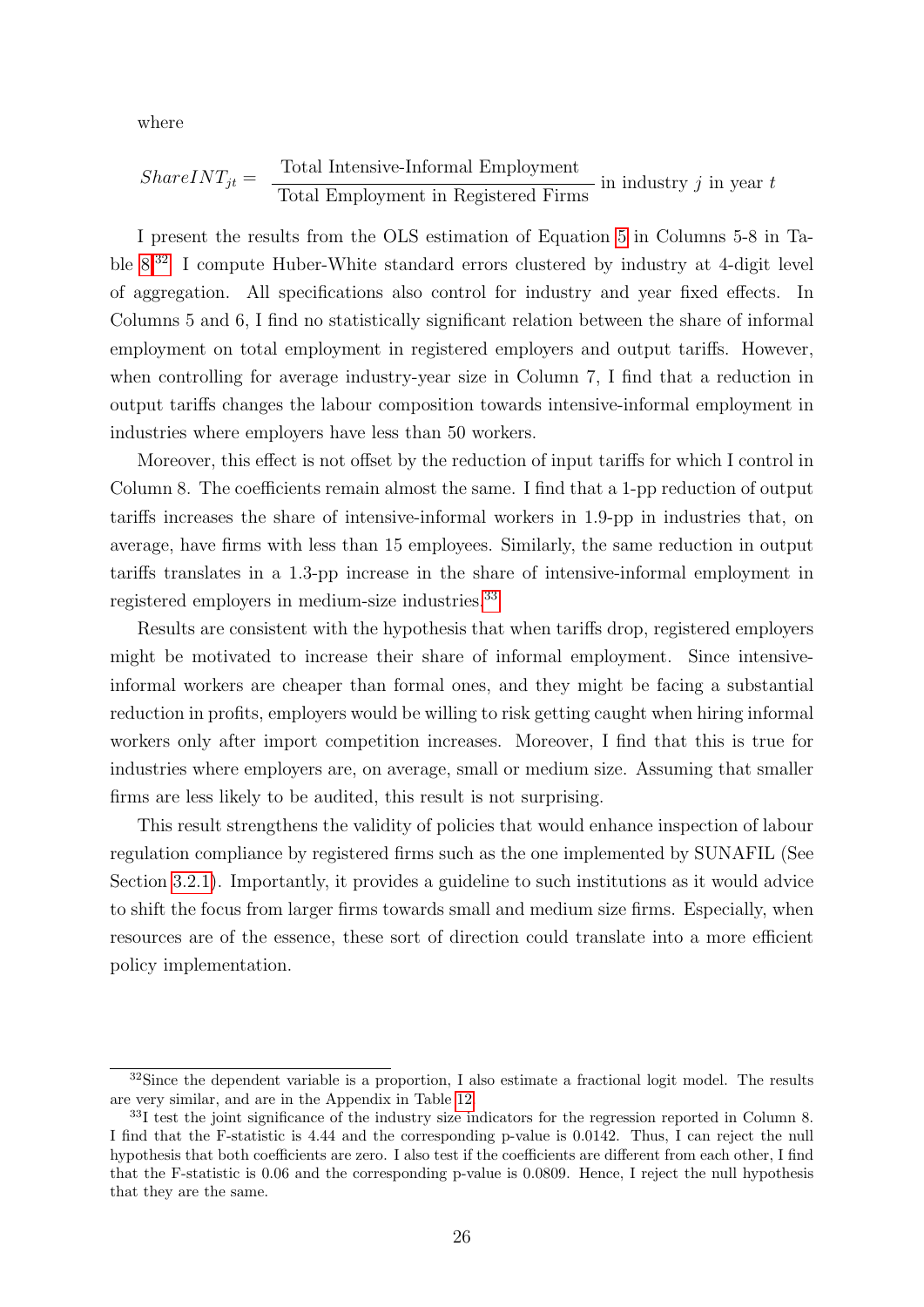where

$$ShareINT_{jt} = \frac{\text{Total Intensive-Informal Employment}}{\text{Total Employment in Registered Firms}} \text{ in industry } j \text{ in year } t$$

I present the results from the OLS estimation of Equation 5 in Columns 5-8 in Table 8.[32] I compute Huber-White standard errors clustered by industry at 4-digit level of aggregation. All specifications also control for industry and year fixed effects. In Columns 5 and 6, I find no statistically significant relation between the share of informal employment on total employment in registered employers and output tariffs. However, when controlling for average industry-year size in Column 7, I find that a reduction in output tariffs changes the labour composition towards intensive-informal employment in industries where employers have less than 50 workers.

Moreover, this effect is not offset by the reduction of input tariffs for which I control in Column 8. The coefficients remain almost the same. I find that a 1-pp reduction of output tariffs increases the share of intensive-informal workers in 1.9-pp in industries that, on average, have firms with less than 15 employees. Similarly, the same reduction in output tariffs translates in a 1.3-pp increase in the share of intensive-informal employment in registered employers in medium-size industries.[33]

Results are consistent with the hypothesis that when tariffs drop, registered employers might be motivated to increase their share of informal employment. Since intensive-informal workers are cheaper than formal ones, and they might be facing a substantial reduction in profits, employers would be willing to risk getting caught when hiring informal workers only after import competition increases. Moreover, I find that this is true for industries where employers are, on average, small or medium size. Assuming that smaller firms are less likely to be audited, this result is not surprising.

This result strengthens the validity of policies that would enhance inspection of labour regulation compliance by registered firms such as the one implemented by SUNAFIL (See Section 3.2.1). Importantly, it provides a guideline to such institutions as it would advice to shift the focus from larger firms towards small and medium size firms. Especially, when resources are of the essence, these sort of direction could translate into a more efficient policy implementation.

[32] Since the dependent variable is a proportion, I also estimate a fractional logit model. The results are very similar, and are in the Appendix in Table 12.

[33] I test the joint significance of the industry size indicators for the regression reported in Column 8. I find that the F-statistic is 4.44 and the corresponding p-value is 0.0142. Thus, I can reject the null hypothesis that both coefficients are zero. I also test if the coefficients are different from each other, I find that the F-statistic is 0.06 and the corresponding p-value is 0.0809. Hence, I reject the null hypothesis that they are the same.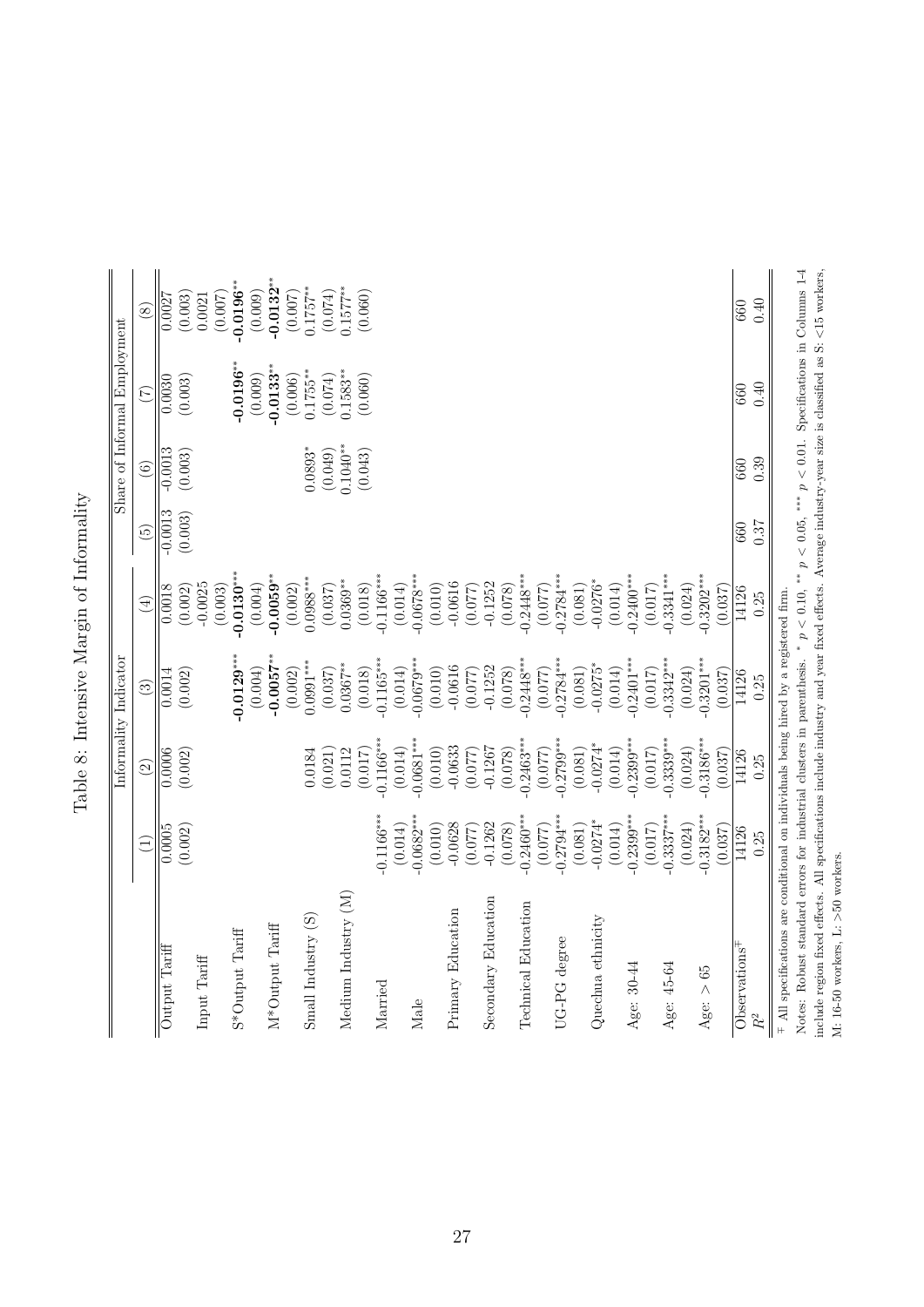Table 8: Intensive Margin of Informality

| | Informality Indicator | | | | Share of Informal Employment | | | |
|---|---|---|---|---|---|---|---|---|
| | (1) | (2) | (3) | (4) | (5) | (6) | (7) | (8) |
| Output Tariff | 0.0005 | 0.0006 | 0.0014 | 0.0018 | -0.0013 | -0.0013 | 0.0030 | 0.0027 |
| | (0.002) | (0.002) | (0.002) | (0.002) | (0.003) | (0.003) | (0.003) | (0.003) |
| Input Tariff | | | | -0.0025 | | | | 0.0021 |
| | | | | (0.003) | | | | (0.007) |
| S*Output Tariff | | | **-0.0129**$^{***}$ | **-0.0130**$^{***}$ | | | **-0.0196**$^{**}$ | **-0.0196**$^{**}$ |
| | | | (0.004) | (0.004) | | | (0.009) | (0.009) |
| M*Output Tariff | | | **-0.0057**$^{**}$ | **-0.0059**$^{**}$ | | | **-0.0133**$^{**}$ | **-0.0132**$^{**}$ |
| | | | (0.002) | (0.002) | | | (0.006) | (0.007) |
| Small Industry (S) | | 0.0184 | 0.0991$^{***}$ | 0.0988$^{***}$ | | 0.0893$^{*}$ | 0.1755$^{**}$ | 0.1757$^{**}$ |
| | | (0.021) | (0.037) | (0.037) | | (0.049) | (0.074) | (0.074) |
| Medium Industry (M) | | 0.0112 | 0.0367$^{**}$ | 0.0369$^{**}$ | | 0.1040$^{**}$ | 0.1583$^{**}$ | 0.1577$^{**}$ |
| | | (0.017) | (0.018) | (0.018) | | (0.043) | (0.060) | (0.060) |
| Married | -0.1166$^{***}$ | -0.1166$^{***}$ | -0.1165$^{***}$ | -0.1166$^{***}$ | | | | |
| | (0.014) | (0.014) | (0.014) | (0.014) | | | | |
| Male | -0.0682$^{***}$ | -0.0681$^{***}$ | -0.0679$^{***}$ | -0.0678$^{***}$ | | | | |
| | (0.010) | (0.010) | (0.010) | (0.010) | | | | |
| Primary Education | -0.0628 | -0.0633 | -0.0616 | -0.0616 | | | | |
| | (0.077) | (0.077) | (0.077) | (0.077) | | | | |
| Secondary Education | -0.1262 | -0.1267 | -0.1252 | -0.1252 | | | | |
| | (0.078) | (0.078) | (0.078) | (0.078) | | | | |
| Technical Education | -0.2460$^{***}$ | -0.2463$^{***}$ | -0.2448$^{***}$ | -0.2448$^{***}$ | | | | |
| | (0.077) | (0.077) | (0.077) | (0.077) | | | | |
| UG-PG degree | -0.2794$^{***}$ | -0.2799$^{***}$ | -0.2784$^{***}$ | -0.2784$^{***}$ | | | | |
| | (0.081) | (0.081) | (0.081) | (0.081) | | | | |
| Quechua ethnicity | -0.0274$^{*}$ | -0.0274$^{*}$ | -0.0275$^{*}$ | -0.0276$^{*}$ | | | | |
| | (0.014) | (0.014) | (0.014) | (0.014) | | | | |
| Age: 30-44 | -0.2399$^{***}$ | -0.2399$^{***}$ | -0.2401$^{***}$ | -0.2400$^{***}$ | | | | |
| | (0.017) | (0.017) | (0.017) | (0.017) | | | | |
| Age: 45-64 | -0.3337$^{***}$ | -0.3339$^{***}$ | -0.3342$^{***}$ | -0.3341$^{***}$ | | | | |
| | (0.024) | (0.024) | (0.024) | (0.024) | | | | |
| Age: > 65 | -0.3182$^{***}$ | -0.3186$^{***}$ | -0.3201$^{***}$ | -0.3202$^{***}$ | | | | |
| | (0.037) | (0.037) | (0.037) | (0.037) | | | | |
| Observations$^{\mp}$ | 14126 | 14126 | 14126 | 14126 | 660 | 660 | 660 | 660 |
| $R^2$ | 0.25 | 0.25 | 0.25 | 0.25 | 0.37 | 0.39 | 0.40 | 0.40 |

$^{\mp}$ All specifications are conditional on individuals being hired by a registered firm.

Notes: Robust standard errors for industrial clusters in parenthesis. $^{*}$ $p < 0.10$, $^{**}$ $p < 0.05$, $^{***}$ $p < 0.01$. Specifications in Columns 1-4 include region fixed effects. All specifications include industry and year fixed effects. Average industry-year size is classified as S: <15 workers, M: 16-50 workers, L: >50 workers.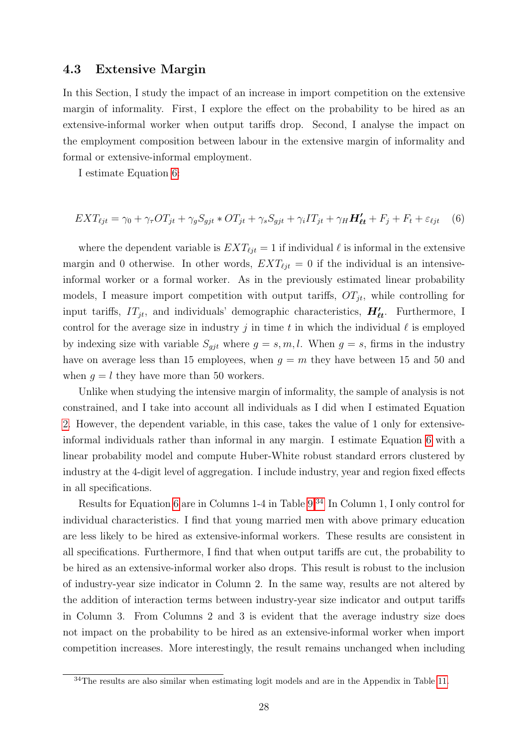### 4.3 Extensive Margin

In this Section, I study the impact of an increase in import competition on the extensive margin of informality. First, I explore the effect on the probability to be hired as an extensive-informal worker when output tariffs drop. Second, I analyse the impact on the employment composition between labour in the extensive margin of informality and formal or extensive-informal employment.

I estimate Equation 6:

$$EXT_{\ell jt} = \gamma_0 + \gamma_\tau OT_{jt} + \gamma_g S_{gjt} * OT_{jt} + \gamma_s S_{gjt} + \gamma_i IT_{jt} + \gamma_H \boldsymbol{H'_{\ell t}} + F_j + F_t + \varepsilon_{\ell jt} \quad (6)$$

where the dependent variable is $EXT_{\ell jt} = 1$ if individual $\ell$ is informal in the extensive margin and 0 otherwise. In other words, $EXT_{\ell jt} = 0$ if the individual is an intensive-informal worker or a formal worker. As in the previously estimated linear probability models, I measure import competition with output tariffs, $OT_{jt}$, while controlling for input tariffs, $IT_{jt}$, and individuals' demographic characteristics, $\boldsymbol{H'_{\ell t}}$. Furthermore, I control for the average size in industry $j$ in time $t$ in which the individual $\ell$ is employed by indexing size with variable $S_{gjt}$ where $g = s, m, l$. When $g = s$, firms in the industry have on average less than 15 employees, when $g = m$ they have between 15 and 50 and when $g = l$ they have more than 50 workers.

Unlike when studying the intensive margin of informality, the sample of analysis is not constrained, and I take into account all individuals as I did when I estimated Equation 2. However, the dependent variable, in this case, takes the value of 1 only for extensive-informal individuals rather than informal in any margin. I estimate Equation 6 with a linear probability model and compute Huber-White robust standard errors clustered by industry at the 4-digit level of aggregation. I include industry, year and region fixed effects in all specifications.

Results for Equation 6 are in Columns 1-4 in Table 9.[34] In Column 1, I only control for individual characteristics. I find that young married men with above primary education are less likely to be hired as extensive-informal workers. These results are consistent in all specifications. Furthermore, I find that when output tariffs are cut, the probability to be hired as an extensive-informal worker also drops. This result is robust to the inclusion of industry-year size indicator in Column 2. In the same way, results are not altered by the addition of interaction terms between industry-year size indicator and output tariffs in Column 3. From Columns 2 and 3 is evident that the average industry size does not impact on the probability to be hired as an extensive-informal worker when import competition increases. More interestingly, the result remains unchanged when including

[34] The results are also similar when estimating logit models and are in the Appendix in Table 11.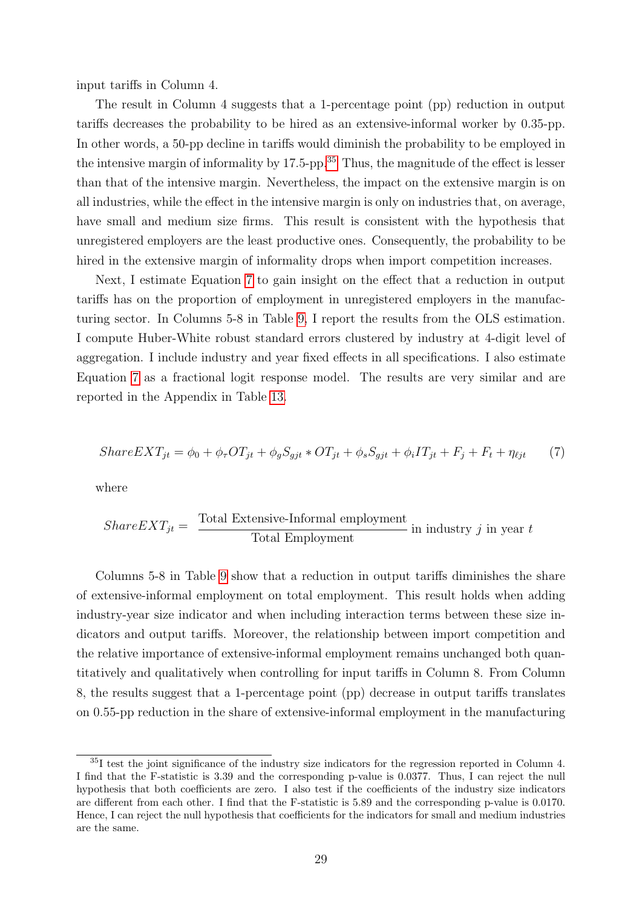input tariffs in Column 4.

The result in Column 4 suggests that a 1-percentage point (pp) reduction in output tariffs decreases the probability to be hired as an extensive-informal worker by 0.35-pp. In other words, a 50-pp decline in tariffs would diminish the probability to be employed in the intensive margin of informality by 17.5-pp.[35] Thus, the magnitude of the effect is lesser than that of the intensive margin. Nevertheless, the impact on the extensive margin is on all industries, while the effect in the intensive margin is only on industries that, on average, have small and medium size firms. This result is consistent with the hypothesis that unregistered employers are the least productive ones. Consequently, the probability to be hired in the extensive margin of informality drops when import competition increases.

Next, I estimate Equation 7 to gain insight on the effect that a reduction in output tariffs has on the proportion of employment in unregistered employers in the manufacturing sector. In Columns 5-8 in Table 9, I report the results from the OLS estimation. I compute Huber-White robust standard errors clustered by industry at 4-digit level of aggregation. I include industry and year fixed effects in all specifications. I also estimate Equation 7 as a fractional logit response model. The results are very similar and are reported in the Appendix in Table 13.

$$ShareEXT_{jt} = \phi_0 + \phi_\tau OT_{jt} + \phi_g S_{gjt} * OT_{jt} + \phi_s S_{gjt} + \phi_i IT_{jt} + F_j + F_t + \eta_{\ell jt} \tag{7}$$

where

$$ShareEXT_{jt} = \frac{\text{Total Extensive-Informal employment}}{\text{Total Employment}} \text{ in industry } j \text{ in year } t$$

Columns 5-8 in Table 9 show that a reduction in output tariffs diminishes the share of extensive-informal employment on total employment. This result holds when adding industry-year size indicator and when including interaction terms between these size indicators and output tariffs. Moreover, the relationship between import competition and the relative importance of extensive-informal employment remains unchanged both quantitatively and qualitatively when controlling for input tariffs in Column 8. From Column 8, the results suggest that a 1-percentage point (pp) decrease in output tariffs translates on 0.55-pp reduction in the share of extensive-informal employment in the manufacturing

[35] I test the joint significance of the industry size indicators for the regression reported in Column 4. I find that the F-statistic is 3.39 and the corresponding p-value is 0.0377. Thus, I can reject the null hypothesis that both coefficients are zero. I also test if the coefficients of the industry size indicators are different from each other. I find that the F-statistic is 5.89 and the corresponding p-value is 0.0170. Hence, I can reject the null hypothesis that coefficients for the indicators for small and medium industries are the same.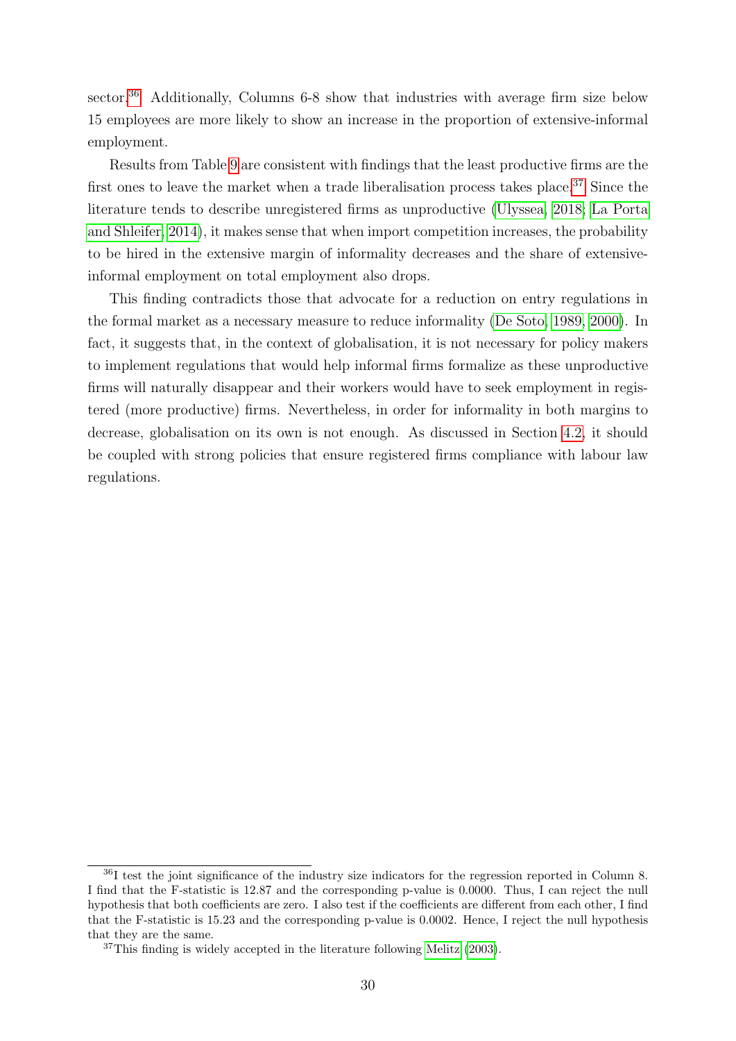sector.[36] Additionally, Columns 6-8 show that industries with average firm size below 15 employees are more likely to show an increase in the proportion of extensive-informal employment.

Results from Table 9 are consistent with findings that the least productive firms are the first ones to leave the market when a trade liberalisation process takes place.[37] Since the literature tends to describe unregistered firms as unproductive (Ulyssea, 2018; La Porta and Shleifer, 2014), it makes sense that when import competition increases, the probability to be hired in the extensive margin of informality decreases and the share of extensive-informal employment on total employment also drops.

This finding contradicts those that advocate for a reduction on entry regulations in the formal market as a necessary measure to reduce informality (De Soto, 1989, 2000). In fact, it suggests that, in the context of globalisation, it is not necessary for policy makers to implement regulations that would help informal firms formalize as these unproductive firms will naturally disappear and their workers would have to seek employment in registered (more productive) firms. Nevertheless, in order for informality in both margins to decrease, globalisation on its own is not enough. As discussed in Section 4.2, it should be coupled with strong policies that ensure registered firms compliance with labour law regulations.

---

[36] I test the joint significance of the industry size indicators for the regression reported in Column 8. I find that the F-statistic is 12.87 and the corresponding p-value is 0.0000. Thus, I can reject the null hypothesis that both coefficients are zero. I also test if the coefficients are different from each other, I find that the F-statistic is 15.23 and the corresponding p-value is 0.0002. Hence, I reject the null hypothesis that they are the same.

[37] This finding is widely accepted in the literature following Melitz (2003).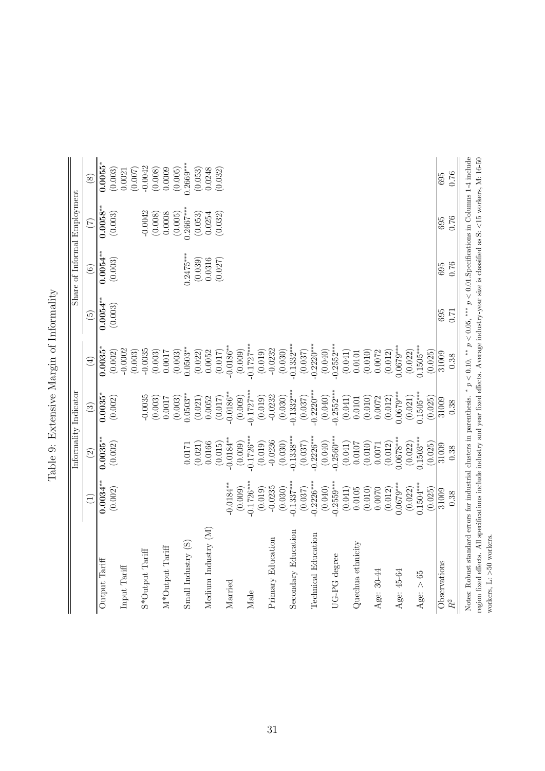Table 9: Extensive Margin of Informality

| | Informality Indicator | | | | Share of Informal Employment | | | |
|---|---|---|---|---|---|---|---|---|
| | (1) | (2) | (3) | (4) | (5) | (6) | (7) | (8) |
| Output Tariff | **0.0034**** | **0.0035**** | **0.0035*** | **0.0035*** | **0.0054**** | **0.0054**** | **0.0058**** | **0.0055*** |
| | (0.002) | (0.002) | (0.002) | (0.002) | (0.003) | (0.003) | (0.003) | (0.003) |
| Input Tariff | | | | -0.0002 | | | | 0.0021 |
| | | | | (0.003) | | | | (0.007) |
| S*Output Tariff | | | -0.0035 | -0.0035 | | | -0.0042 | -0.0042 |
| | | | (0.003) | (0.003) | | | (0.008) | (0.008) |
| M*Output Tariff | | | 0.0017 | 0.0017 | | | 0.0008 | 0.0009 |
| | | | (0.003) | (0.003) | | | (0.005) | (0.005) |
| Small Industry (S) | | 0.0171 | 0.0503** | 0.0503** | | 0.2475*** | 0.2667*** | 0.2669*** |
| | | (0.021) | (0.021) | (0.022) | | (0.039) | (0.053) | (0.053) |
| Medium Industry (M) | | 0.0166 | 0.0052 | 0.0052 | | 0.0316 | 0.0254 | 0.0248 |
| | | (0.015) | (0.017) | (0.017) | | (0.027) | (0.032) | (0.032) |
| Married | -0.0184** | -0.0184** | -0.0186** | -0.0186** | | | | |
| | (0.009) | (0.009) | (0.009) | (0.009) | | | | |
| Male | -0.1726*** | -0.1726*** | -0.1727*** | -0.1727*** | | | | |
| | (0.019) | (0.019) | (0.019) | (0.019) | | | | |
| Primary Education | -0.0235 | -0.0236 | -0.0232 | -0.0232 | | | | |
| | (0.030) | (0.030) | (0.030) | (0.030) | | | | |
| Secondary Education | -0.1337*** | -0.1338*** | -0.1332*** | -0.1332*** | | | | |
| | (0.037) | (0.037) | (0.037) | (0.037) | | | | |
| Technical Education | -0.2226*** | -0.2226*** | -0.2220*** | -0.2220*** | | | | |
| | (0.040) | (0.040) | (0.040) | (0.040) | | | | |
| UG-PG degree | -0.2559*** | -0.2560*** | -0.2552*** | -0.2552*** | | | | |
| | (0.041) | (0.041) | (0.041) | (0.041) | | | | |
| Quechua ethnicity | 0.0105 | 0.0107 | 0.0101 | 0.0101 | | | | |
| | (0.010) | (0.010) | (0.010) | (0.010) | | | | |
| Age: 30-44 | 0.0070 | 0.0071 | 0.0072 | 0.0072 | | | | |
| | (0.012) | (0.012) | (0.012) | (0.012) | | | | |
| Age: 45-64 | 0.0679*** | 0.0678*** | 0.0679*** | 0.0679*** | | | | |
| | (0.022) | (0.022) | (0.021) | (0.022) | | | | |
| Age: > 65 | 0.1504*** | 0.1503*** | 0.1505*** | 0.1505*** | | | | |
| | (0.025) | (0.025) | (0.025) | (0.025) | | | | |
| Observations | 31009 | 31009 | 31009 | 31009 | 695 | 695 | 695 | 695 |
| $R^2$ | 0.38 | 0.38 | 0.38 | 0.38 | 0.71 | 0.76 | 0.76 | 0.76 |

Notes: Robust standard errors for industrial clusters in parenthesis. * $p < 0.10$, ** $p < 0.05$, *** $p < 0.01$. Specifications in Columns 1-4 include region fixed effects. All specifications include industry and year fixed effects. Average industry-year size is classified as S: <15 workers, M: 16-50 workers, L: >50 workers.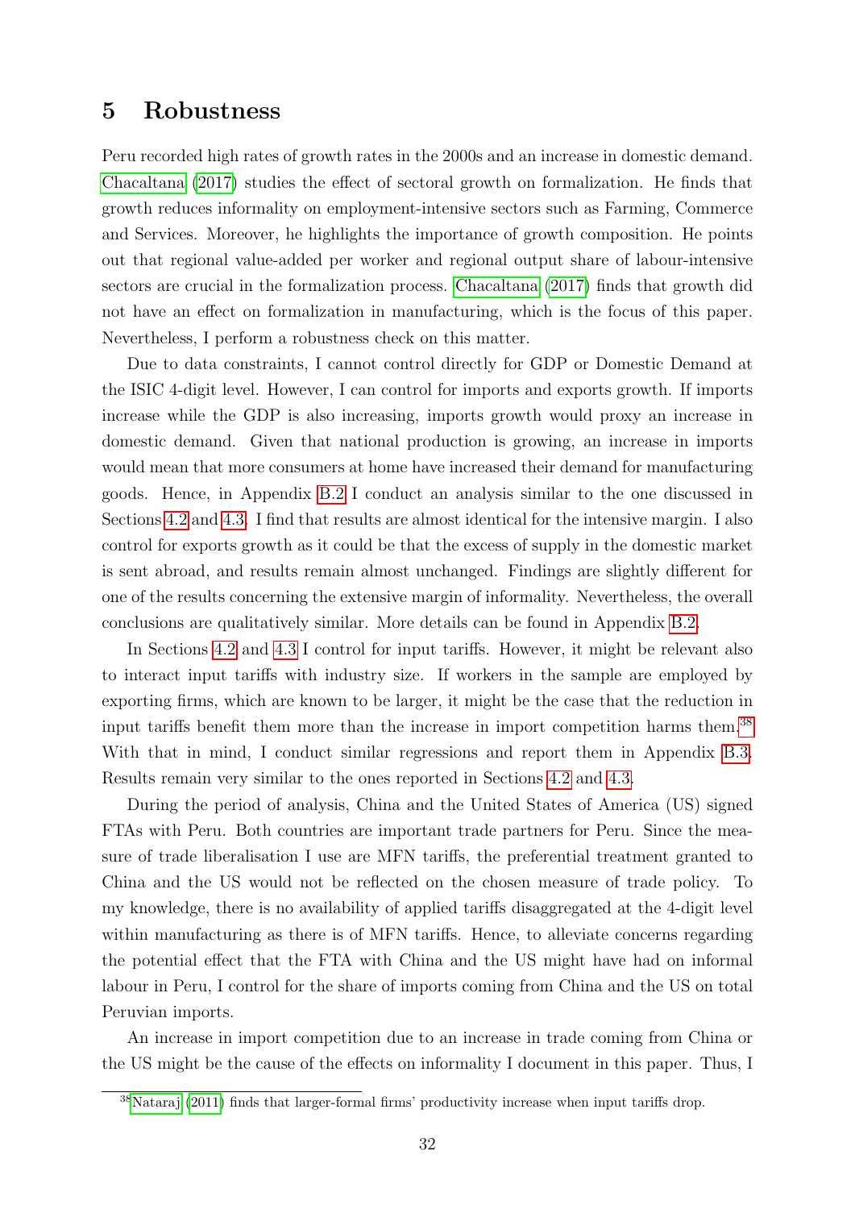# 5 Robustness

Peru recorded high rates of growth rates in the 2000s and an increase in domestic demand. Chacaltana (2017) studies the effect of sectoral growth on formalization. He finds that growth reduces informality on employment-intensive sectors such as Farming, Commerce and Services. Moreover, he highlights the importance of growth composition. He points out that regional value-added per worker and regional output share of labour-intensive sectors are crucial in the formalization process. Chacaltana (2017) finds that growth did not have an effect on formalization in manufacturing, which is the focus of this paper. Nevertheless, I perform a robustness check on this matter.

Due to data constraints, I cannot control directly for GDP or Domestic Demand at the ISIC 4-digit level. However, I can control for imports and exports growth. If imports increase while the GDP is also increasing, imports growth would proxy an increase in domestic demand. Given that national production is growing, an increase in imports would mean that more consumers at home have increased their demand for manufacturing goods. Hence, in Appendix B.2 I conduct an analysis similar to the one discussed in Sections 4.2 and 4.3. I find that results are almost identical for the intensive margin. I also control for exports growth as it could be that the excess of supply in the domestic market is sent abroad, and results remain almost unchanged. Findings are slightly different for one of the results concerning the extensive margin of informality. Nevertheless, the overall conclusions are qualitatively similar. More details can be found in Appendix B.2.

In Sections 4.2 and 4.3 I control for input tariffs. However, it might be relevant also to interact input tariffs with industry size. If workers in the sample are employed by exporting firms, which are known to be larger, it might be the case that the reduction in input tariffs benefit them more than the increase in import competition harms them.[38] With that in mind, I conduct similar regressions and report them in Appendix B.3. Results remain very similar to the ones reported in Sections 4.2 and 4.3.

During the period of analysis, China and the United States of America (US) signed FTAs with Peru. Both countries are important trade partners for Peru. Since the measure of trade liberalisation I use are MFN tariffs, the preferential treatment granted to China and the US would not be reflected on the chosen measure of trade policy. To my knowledge, there is no availability of applied tariffs disaggregated at the 4-digit level within manufacturing as there is of MFN tariffs. Hence, to alleviate concerns regarding the potential effect that the FTA with China and the US might have had on informal labour in Peru, I control for the share of imports coming from China and the US on total Peruvian imports.

An increase in import competition due to an increase in trade coming from China or the US might be the cause of the effects on informality I document in this paper. Thus, I

[38] Nataraj (2011) finds that larger-formal firms' productivity increase when input tariffs drop.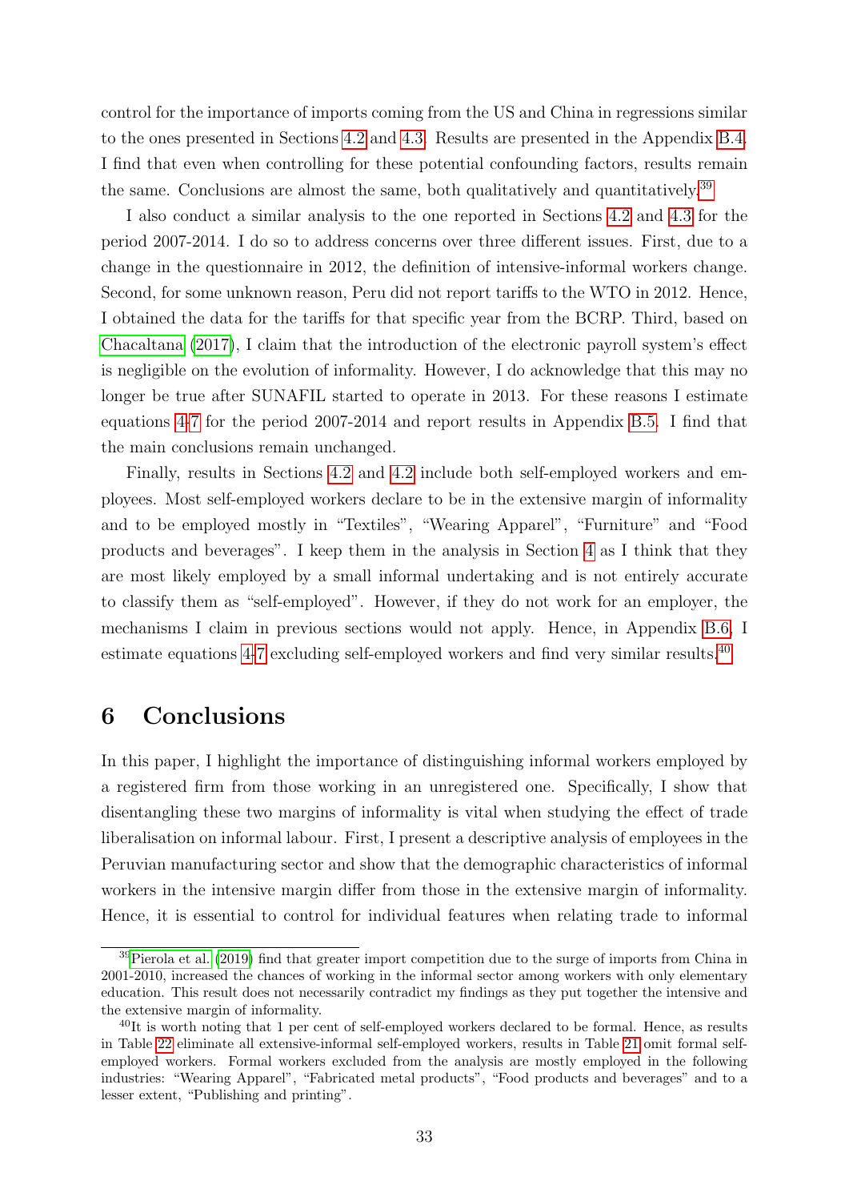control for the importance of imports coming from the US and China in regressions similar to the ones presented in Sections 4.2 and 4.3. Results are presented in the Appendix B.4. I find that even when controlling for these potential confounding factors, results remain the same. Conclusions are almost the same, both qualitatively and quantitatively.[39]

I also conduct a similar analysis to the one reported in Sections 4.2 and 4.3 for the period 2007-2014. I do so to address concerns over three different issues. First, due to a change in the questionnaire in 2012, the definition of intensive-informal workers change. Second, for some unknown reason, Peru did not report tariffs to the WTO in 2012. Hence, I obtained the data for the tariffs for that specific year from the BCRP. Third, based on Chacaltana (2017), I claim that the introduction of the electronic payroll system's effect is negligible on the evolution of informality. However, I do acknowledge that this may no longer be true after SUNAFIL started to operate in 2013. For these reasons I estimate equations 4-7 for the period 2007-2014 and report results in Appendix B.5. I find that the main conclusions remain unchanged.

Finally, results in Sections 4.2 and 4.2 include both self-employed workers and employees. Most self-employed workers declare to be in the extensive margin of informality and to be employed mostly in "Textiles", "Wearing Apparel", "Furniture" and "Food products and beverages". I keep them in the analysis in Section 4 as I think that they are most likely employed by a small informal undertaking and is not entirely accurate to classify them as "self-employed". However, if they do not work for an employer, the mechanisms I claim in previous sections would not apply. Hence, in Appendix B.6, I estimate equations 4-7 excluding self-employed workers and find very similar results.[40]

# 6 Conclusions

In this paper, I highlight the importance of distinguishing informal workers employed by a registered firm from those working in an unregistered one. Specifically, I show that disentangling these two margins of informality is vital when studying the effect of trade liberalisation on informal labour. First, I present a descriptive analysis of employees in the Peruvian manufacturing sector and show that the demographic characteristics of informal workers in the intensive margin differ from those in the extensive margin of informality. Hence, it is essential to control for individual features when relating trade to informal

[39] Pierola et al. (2019) find that greater import competition due to the surge of imports from China in 2001-2010, increased the chances of working in the informal sector among workers with only elementary education. This result does not necessarily contradict my findings as they put together the intensive and the extensive margin of informality.

[40] It is worth noting that 1 per cent of self-employed workers declared to be formal. Hence, as results in Table 22 eliminate all extensive-informal self-employed workers, results in Table 21 omit formal self-employed workers. Formal workers excluded from the analysis are mostly employed in the following industries: "Wearing Apparel", "Fabricated metal products", "Food products and beverages" and to a lesser extent, "Publishing and printing".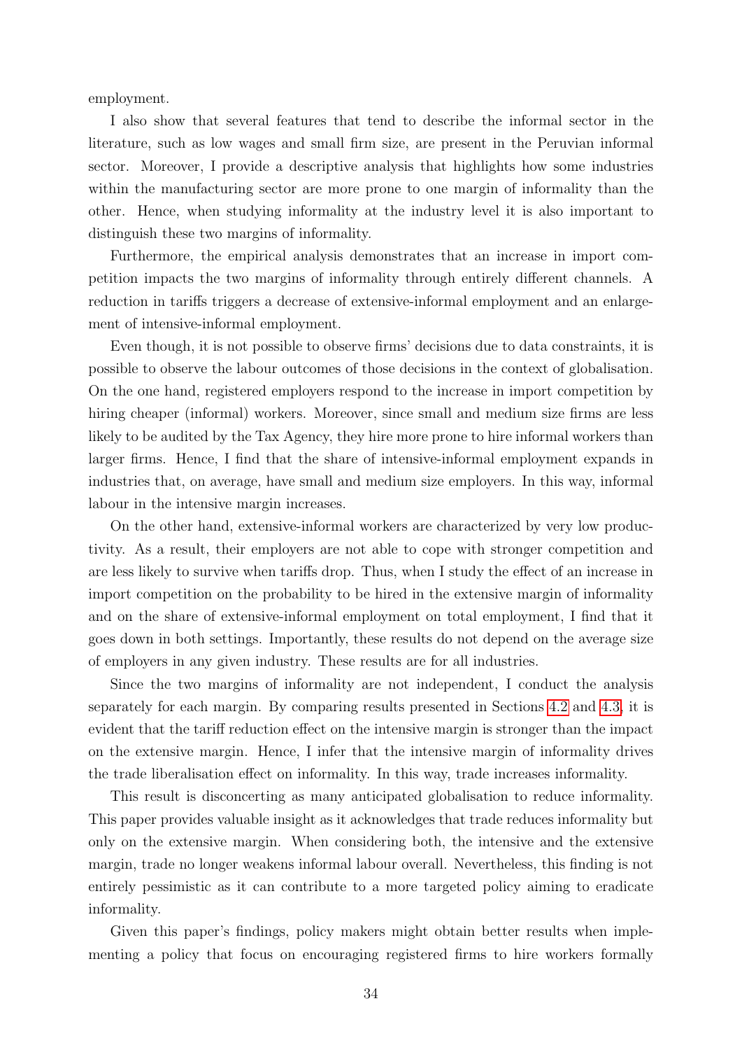employment.

I also show that several features that tend to describe the informal sector in the literature, such as low wages and small firm size, are present in the Peruvian informal sector. Moreover, I provide a descriptive analysis that highlights how some industries within the manufacturing sector are more prone to one margin of informality than the other. Hence, when studying informality at the industry level it is also important to distinguish these two margins of informality.

Furthermore, the empirical analysis demonstrates that an increase in import competition impacts the two margins of informality through entirely different channels. A reduction in tariffs triggers a decrease of extensive-informal employment and an enlargement of intensive-informal employment.

Even though, it is not possible to observe firms' decisions due to data constraints, it is possible to observe the labour outcomes of those decisions in the context of globalisation. On the one hand, registered employers respond to the increase in import competition by hiring cheaper (informal) workers. Moreover, since small and medium size firms are less likely to be audited by the Tax Agency, they hire more prone to hire informal workers than larger firms. Hence, I find that the share of intensive-informal employment expands in industries that, on average, have small and medium size employers. In this way, informal labour in the intensive margin increases.

On the other hand, extensive-informal workers are characterized by very low productivity. As a result, their employers are not able to cope with stronger competition and are less likely to survive when tariffs drop. Thus, when I study the effect of an increase in import competition on the probability to be hired in the extensive margin of informality and on the share of extensive-informal employment on total employment, I find that it goes down in both settings. Importantly, these results do not depend on the average size of employers in any given industry. These results are for all industries.

Since the two margins of informality are not independent, I conduct the analysis separately for each margin. By comparing results presented in Sections 4.2 and 4.3, it is evident that the tariff reduction effect on the intensive margin is stronger than the impact on the extensive margin. Hence, I infer that the intensive margin of informality drives the trade liberalisation effect on informality. In this way, trade increases informality.

This result is disconcerting as many anticipated globalisation to reduce informality. This paper provides valuable insight as it acknowledges that trade reduces informality but only on the extensive margin. When considering both, the intensive and the extensive margin, trade no longer weakens informal labour overall. Nevertheless, this finding is not entirely pessimistic as it can contribute to a more targeted policy aiming to eradicate informality.

Given this paper's findings, policy makers might obtain better results when implementing a policy that focus on encouraging registered firms to hire workers formally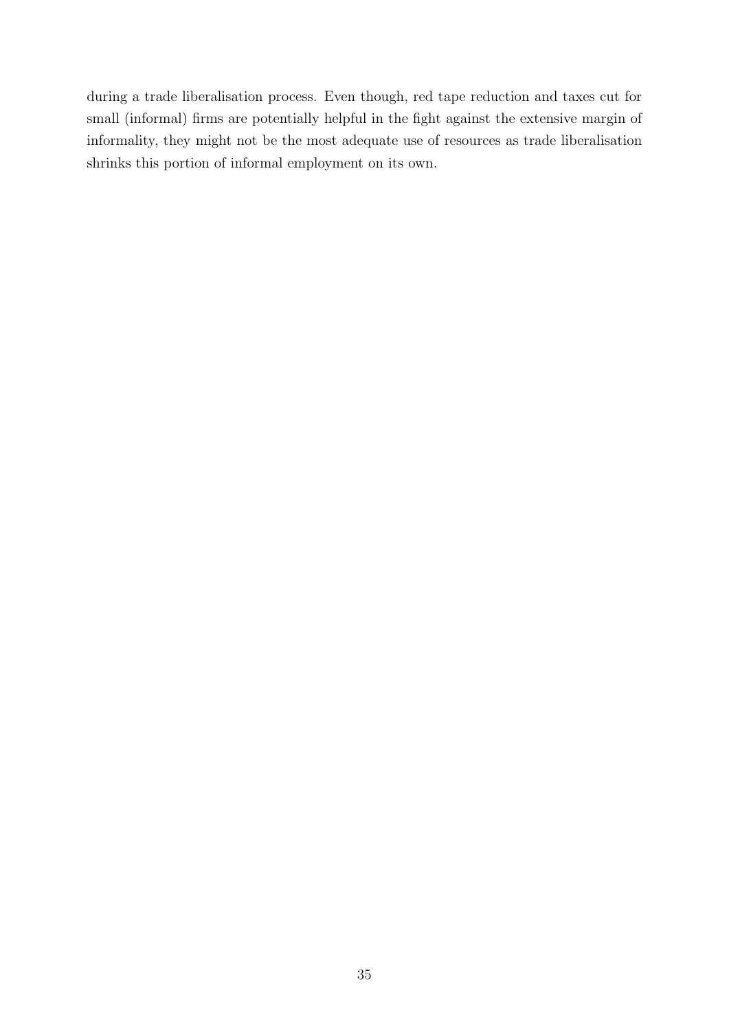during a trade liberalisation process. Even though, red tape reduction and taxes cut for small (informal) firms are potentially helpful in the fight against the extensive margin of informality, they might not be the most adequate use of resources as trade liberalisation shrinks this portion of informal employment on its own.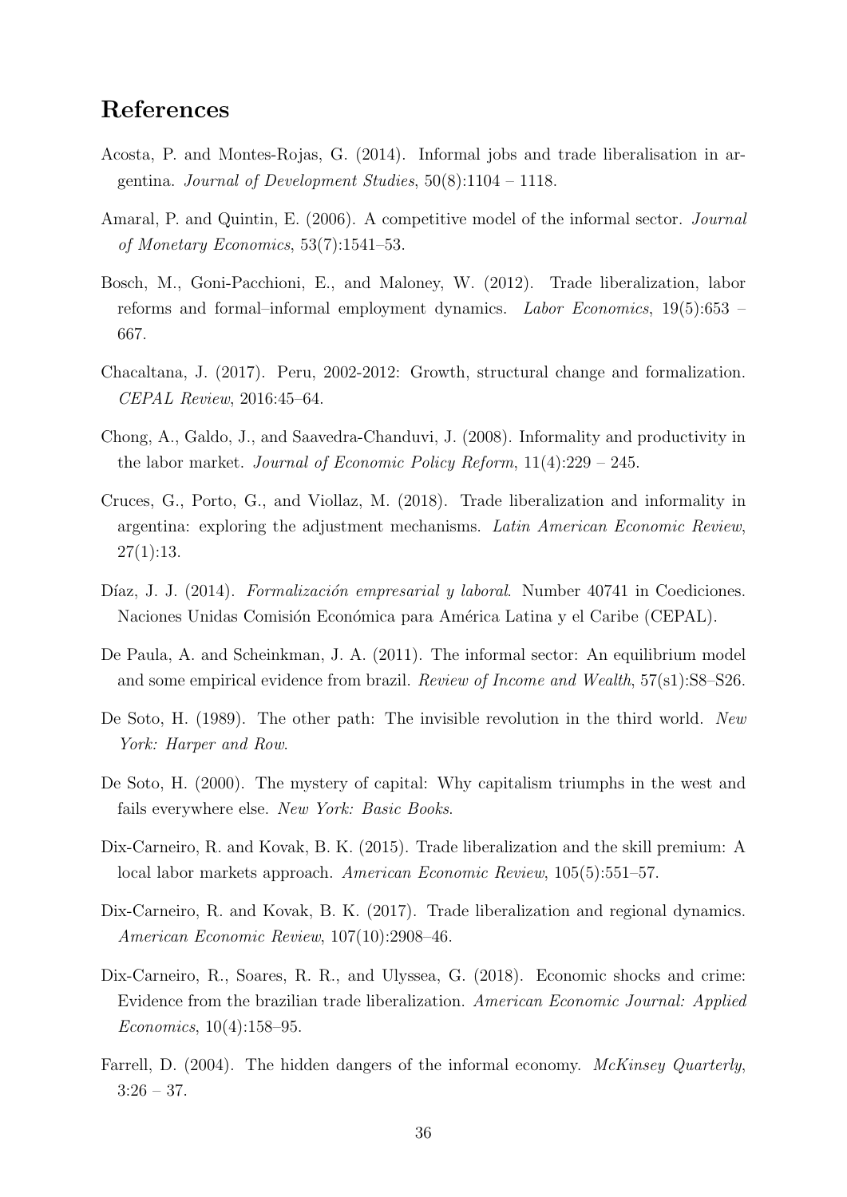## References

Acosta, P. and Montes-Rojas, G. (2014). Informal jobs and trade liberalisation in argentina. *Journal of Development Studies*, 50(8):1104 – 1118.

Amaral, P. and Quintin, E. (2006). A competitive model of the informal sector. *Journal of Monetary Economics*, 53(7):1541–53.

Bosch, M., Goni-Pacchioni, E., and Maloney, W. (2012). Trade liberalization, labor reforms and formal–informal employment dynamics. *Labor Economics*, 19(5):653 – 667.

Chacaltana, J. (2017). Peru, 2002-2012: Growth, structural change and formalization. *CEPAL Review*, 2016:45–64.

Chong, A., Galdo, J., and Saavedra-Chanduvi, J. (2008). Informality and productivity in the labor market. *Journal of Economic Policy Reform*, 11(4):229 – 245.

Cruces, G., Porto, G., and Viollaz, M. (2018). Trade liberalization and informality in argentina: exploring the adjustment mechanisms. *Latin American Economic Review*, 27(1):13.

Díaz, J. J. (2014). *Formalización empresarial y laboral*. Number 40741 in Coediciones. Naciones Unidas Comisión Económica para América Latina y el Caribe (CEPAL).

De Paula, A. and Scheinkman, J. A. (2011). The informal sector: An equilibrium model and some empirical evidence from brazil. *Review of Income and Wealth*, 57(s1):S8–S26.

De Soto, H. (1989). The other path: The invisible revolution in the third world. *New York: Harper and Row*.

De Soto, H. (2000). The mystery of capital: Why capitalism triumphs in the west and fails everywhere else. *New York: Basic Books*.

Dix-Carneiro, R. and Kovak, B. K. (2015). Trade liberalization and the skill premium: A local labor markets approach. *American Economic Review*, 105(5):551–57.

Dix-Carneiro, R. and Kovak, B. K. (2017). Trade liberalization and regional dynamics. *American Economic Review*, 107(10):2908–46.

Dix-Carneiro, R., Soares, R. R., and Ulyssea, G. (2018). Economic shocks and crime: Evidence from the brazilian trade liberalization. *American Economic Journal: Applied Economics*, 10(4):158–95.

Farrell, D. (2004). The hidden dangers of the informal economy. *McKinsey Quarterly*, 3:26 – 37.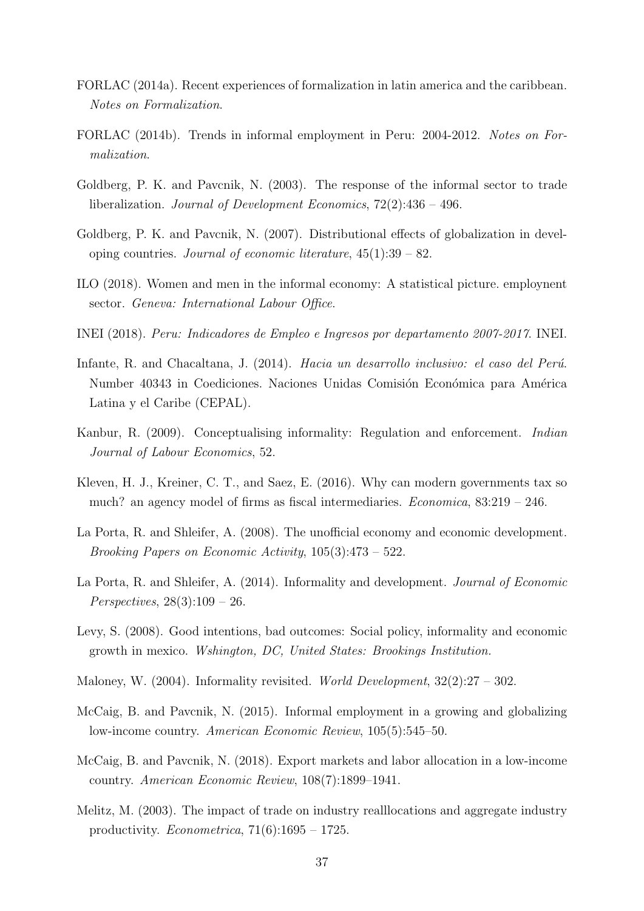FORLAC (2014a). Recent experiences of formalization in latin america and the caribbean. *Notes on Formalization*.

FORLAC (2014b). Trends in informal employment in Peru: 2004-2012. *Notes on Formalization*.

Goldberg, P. K. and Pavcnik, N. (2003). The response of the informal sector to trade liberalization. *Journal of Development Economics*, 72(2):436 – 496.

Goldberg, P. K. and Pavcnik, N. (2007). Distributional effects of globalization in developing countries. *Journal of economic literature*, 45(1):39 – 82.

ILO (2018). Women and men in the informal economy: A statistical picture. employnent sector. *Geneva: International Labour Office*.

INEI (2018). *Peru: Indicadores de Empleo e Ingresos por departamento 2007-2017*. INEI.

Infante, R. and Chacaltana, J. (2014). *Hacia un desarrollo inclusivo: el caso del Perú*. Number 40343 in Coediciones. Naciones Unidas Comisión Económica para América Latina y el Caribe (CEPAL).

Kanbur, R. (2009). Conceptualising informality: Regulation and enforcement. *Indian Journal of Labour Economics*, 52.

Kleven, H. J., Kreiner, C. T., and Saez, E. (2016). Why can modern governments tax so much? an agency model of firms as fiscal intermediaries. *Economica*, 83:219 – 246.

La Porta, R. and Shleifer, A. (2008). The unofficial economy and economic development. *Brooking Papers on Economic Activity*, 105(3):473 – 522.

La Porta, R. and Shleifer, A. (2014). Informality and development. *Journal of Economic Perspectives*, 28(3):109 – 26.

Levy, S. (2008). Good intentions, bad outcomes: Social policy, informality and economic growth in mexico. *Wshington, DC, United States: Brookings Institution.*

Maloney, W. (2004). Informality revisited. *World Development*, 32(2):27 – 302.

McCaig, B. and Pavcnik, N. (2015). Informal employment in a growing and globalizing low-income country. *American Economic Review*, 105(5):545–50.

McCaig, B. and Pavcnik, N. (2018). Export markets and labor allocation in a low-income country. *American Economic Review*, 108(7):1899–1941.

Melitz, M. (2003). The impact of trade on industry realllocations and aggregate industry productivity. *Econometrica*, 71(6):1695 – 1725.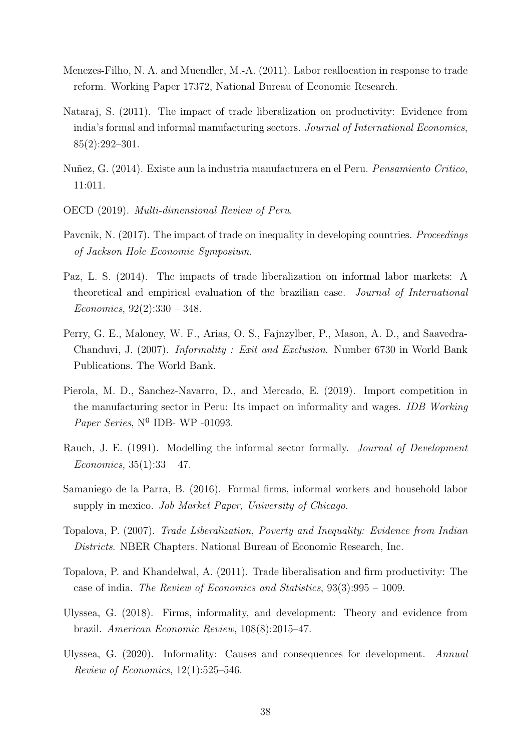Menezes-Filho, N. A. and Muendler, M.-A. (2011). Labor reallocation in response to trade reform. Working Paper 17372, National Bureau of Economic Research.

Nataraj, S. (2011). The impact of trade liberalization on productivity: Evidence from india's formal and informal manufacturing sectors. *Journal of International Economics*, 85(2):292–301.

Nuñez, G. (2014). Existe aun la industria manufacturera en el Peru. *Pensamiento Critico*, 11:011.

OECD (2019). *Multi-dimensional Review of Peru*.

Pavcnik, N. (2017). The impact of trade on inequality in developing countries. *Proceedings of Jackson Hole Economic Symposium*.

Paz, L. S. (2014). The impacts of trade liberalization on informal labor markets: A theoretical and empirical evaluation of the brazilian case. *Journal of International Economics*, 92(2):330 – 348.

Perry, G. E., Maloney, W. F., Arias, O. S., Fajnzylber, P., Mason, A. D., and Saavedra-Chanduvi, J. (2007). *Informality : Exit and Exclusion*. Number 6730 in World Bank Publications. The World Bank.

Pierola, M. D., Sanchez-Navarro, D., and Mercado, E. (2019). Import competition in the manufacturing sector in Peru: Its impact on informality and wages. *IDB Working Paper Series*, N$^0$ IDB- WP -01093.

Rauch, J. E. (1991). Modelling the informal sector formally. *Journal of Development Economics*, 35(1):33 – 47.

Samaniego de la Parra, B. (2016). Formal firms, informal workers and household labor supply in mexico. *Job Market Paper, University of Chicago*.

Topalova, P. (2007). *Trade Liberalization, Poverty and Inequality: Evidence from Indian Districts*. NBER Chapters. National Bureau of Economic Research, Inc.

Topalova, P. and Khandelwal, A. (2011). Trade liberalisation and firm productivity: The case of india. *The Review of Economics and Statistics*, 93(3):995 – 1009.

Ulyssea, G. (2018). Firms, informality, and development: Theory and evidence from brazil. *American Economic Review*, 108(8):2015–47.

Ulyssea, G. (2020). Informality: Causes and consequences for development. *Annual Review of Economics*, 12(1):525–546.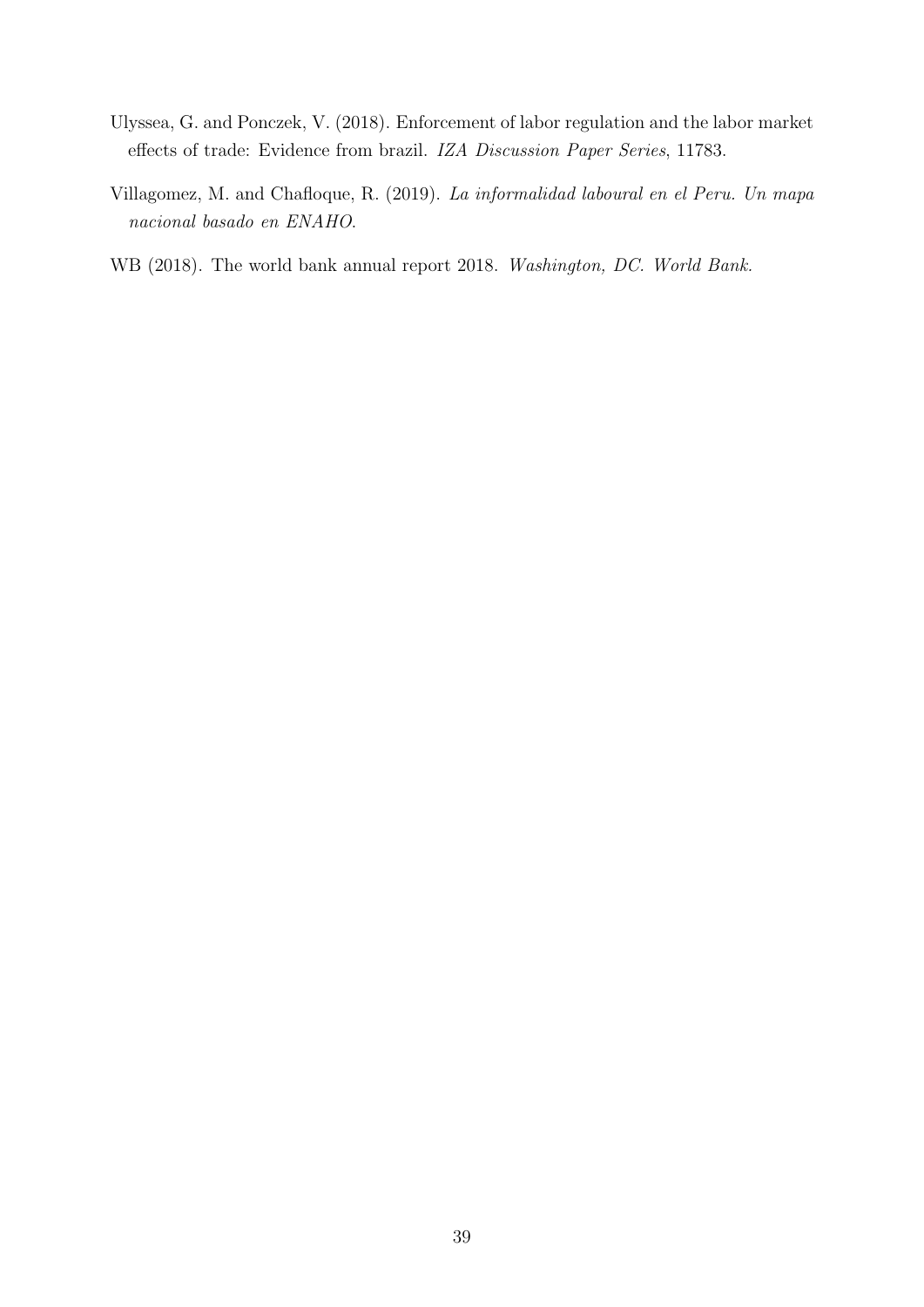Ulyssea, G. and Ponczek, V. (2018). Enforcement of labor regulation and the labor market effects of trade: Evidence from brazil. *IZA Discussion Paper Series*, 11783.

Villagomez, M. and Chafloque, R. (2019). *La informalidad laboural en el Peru. Un mapa nacional basado en ENAHO*.

WB (2018). The world bank annual report 2018. *Washington, DC. World Bank.*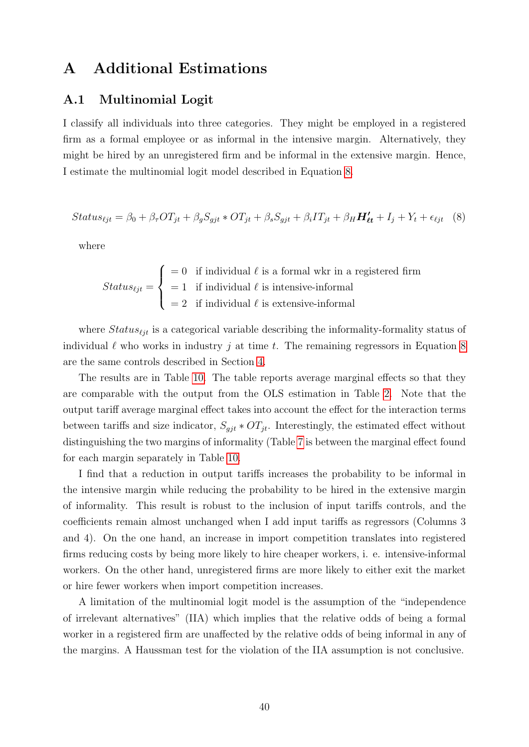# A Additional Estimations

## A.1 Multinomial Logit

I classify all individuals into three categories. They might be employed in a registered firm as a formal employee or as informal in the intensive margin. Alternatively, they might be hired by an unregistered firm and be informal in the extensive margin. Hence, I estimate the multinomial logit model described in Equation 8.

$$Status_{\ell jt} = \beta_0 + \beta_\tau OT_{jt} + \beta_g S_{gjt} * OT_{jt} + \beta_s S_{gjt} + \beta_i IT_{jt} + \beta_H \boldsymbol{H'_{\ell t}} + I_j + Y_t + \epsilon_{\ell jt} \quad (8)$$

where

$$Status_{\ell jt} = \begin{cases} = 0 & \text{if individual } \ell \text{ is a formal wkr in a registered firm} \\ = 1 & \text{if individual } \ell \text{ is intensive-informal} \\ = 2 & \text{if individual } \ell \text{ is extensive-informal} \end{cases}$$

where $Status_{\ell jt}$ is a categorical variable describing the informality-formality status of individual $\ell$ who works in industry $j$ at time $t$. The remaining regressors in Equation 8 are the same controls described in Section 4.

The results are in Table 10. The table reports average marginal effects so that they are comparable with the output from the OLS estimation in Table 2. Note that the output tariff average marginal effect takes into account the effect for the interaction terms between tariffs and size indicator, $S_{gjt} * OT_{jt}$. Interestingly, the estimated effect without distinguishing the two margins of informality (Table 7 is between the marginal effect found for each margin separately in Table 10.

I find that a reduction in output tariffs increases the probability to be informal in the intensive margin while reducing the probability to be hired in the extensive margin of informality. This result is robust to the inclusion of input tariffs controls, and the coefficients remain almost unchanged when I add input tariffs as regressors (Columns 3 and 4). On the one hand, an increase in import competition translates into registered firms reducing costs by being more likely to hire cheaper workers, i. e. intensive-informal workers. On the other hand, unregistered firms are more likely to either exit the market or hire fewer workers when import competition increases.

A limitation of the multinomial logit model is the assumption of the "independence of irrelevant alternatives" (IIA) which implies that the relative odds of being a formal worker in a registered firm are unaffected by the relative odds of being informal in any of the margins. A Haussman test for the violation of the IIA assumption is not conclusive.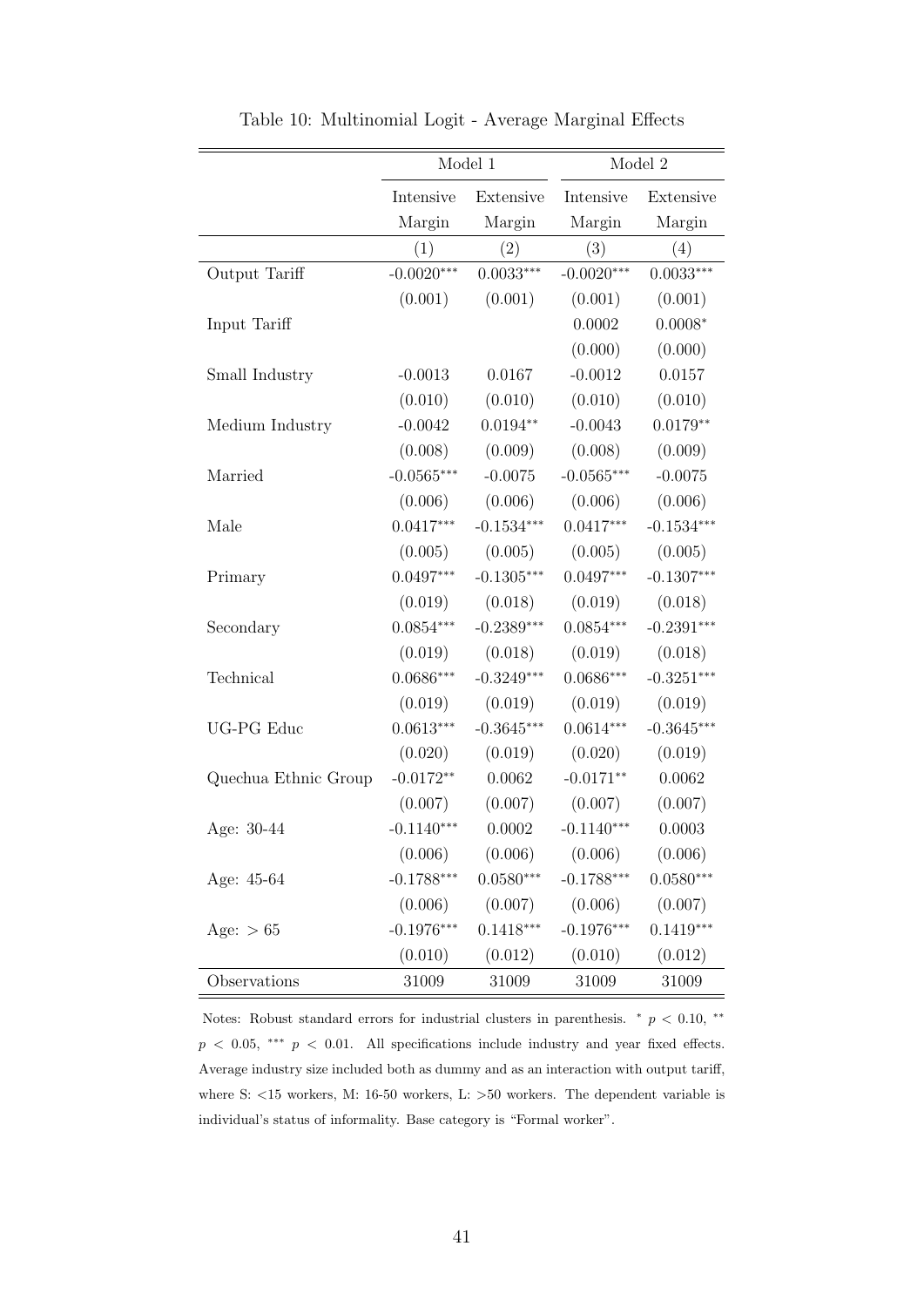Table 10: Multinomial Logit - Average Marginal Effects

| | Model 1 | | Model 2 | |
|---|---|---|---|---|
| | Intensive Margin | Extensive Margin | Intensive Margin | Extensive Margin |
| | (1) | (2) | (3) | (4) |
| Output Tariff | -0.0020*** | 0.0033*** | -0.0020*** | 0.0033*** |
| | (0.001) | (0.001) | (0.001) | (0.001) |
| Input Tariff | | | 0.0002 | 0.0008* |
| | | | (0.000) | (0.000) |
| Small Industry | -0.0013 | 0.0167 | -0.0012 | 0.0157 |
| | (0.010) | (0.010) | (0.010) | (0.010) |
| Medium Industry | -0.0042 | 0.0194** | -0.0043 | 0.0179** |
| | (0.008) | (0.009) | (0.008) | (0.009) |
| Married | -0.0565*** | -0.0075 | -0.0565*** | -0.0075 |
| | (0.006) | (0.006) | (0.006) | (0.006) |
| Male | 0.0417*** | -0.1534*** | 0.0417*** | -0.1534*** |
| | (0.005) | (0.005) | (0.005) | (0.005) |
| Primary | 0.0497*** | -0.1305*** | 0.0497*** | -0.1307*** |
| | (0.019) | (0.018) | (0.019) | (0.018) |
| Secondary | 0.0854*** | -0.2389*** | 0.0854*** | -0.2391*** |
| | (0.019) | (0.018) | (0.019) | (0.018) |
| Technical | 0.0686*** | -0.3249*** | 0.0686*** | -0.3251*** |
| | (0.019) | (0.019) | (0.019) | (0.019) |
| UG-PG Educ | 0.0613*** | -0.3645*** | 0.0614*** | -0.3645*** |
| | (0.020) | (0.019) | (0.020) | (0.019) |
| Quechua Ethnic Group | -0.0172** | 0.0062 | -0.0171** | 0.0062 |
| | (0.007) | (0.007) | (0.007) | (0.007) |
| Age: 30-44 | -0.1140*** | 0.0002 | -0.1140*** | 0.0003 |
| | (0.006) | (0.006) | (0.006) | (0.006) |
| Age: 45-64 | -0.1788*** | 0.0580*** | -0.1788*** | 0.0580*** |
| | (0.006) | (0.007) | (0.006) | (0.007) |
| Age: $> 65$ | -0.1976*** | 0.1418*** | -0.1976*** | 0.1419*** |
| | (0.010) | (0.012) | (0.010) | (0.012) |
| Observations | 31009 | 31009 | 31009 | 31009 |

Notes: Robust standard errors for industrial clusters in parenthesis. * $p < 0.10$, ** $p < 0.05$, *** $p < 0.01$. All specifications include industry and year fixed effects. Average industry size included both as dummy and as an interaction with output tariff, where S: <15 workers, M: 16-50 workers, L: >50 workers. The dependent variable is individual's status of informality. Base category is "Formal worker".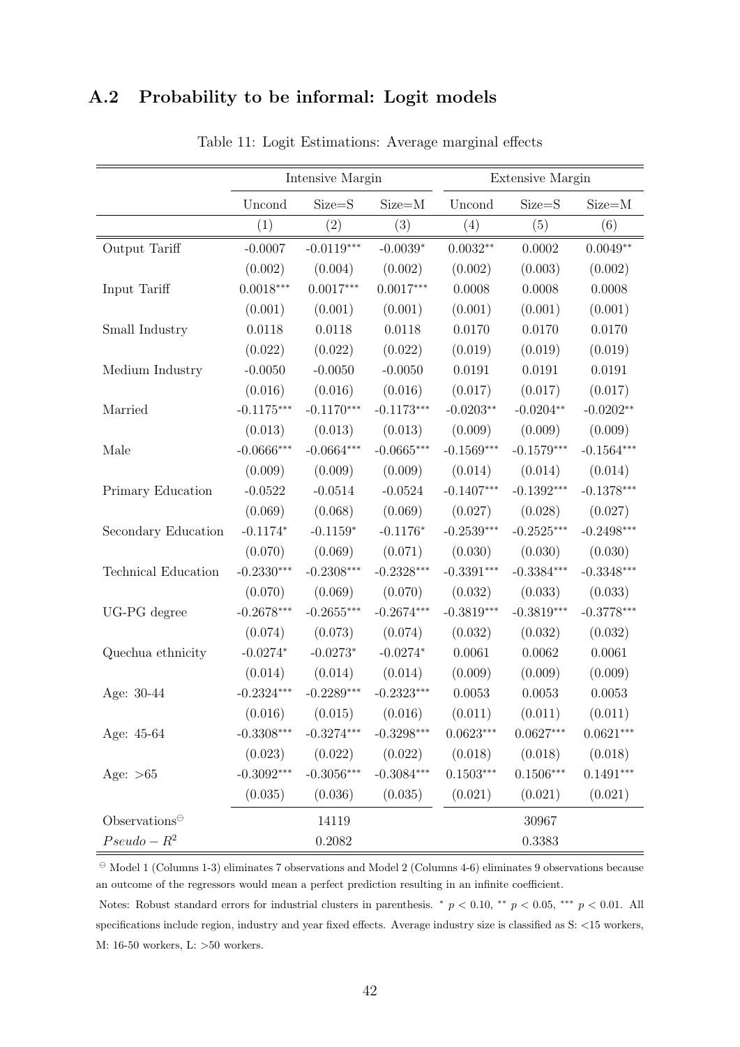## A.2 Probability to be informal: Logit models

Table 11: Logit Estimations: Average marginal effects

| | Intensive Margin | | | Extensive Margin | | |
|---|---|---|---|---|---|---|
| | Uncond | Size=S | Size=M | Uncond | Size=S | Size=M |
| | (1) | (2) | (3) | (4) | (5) | (6) |
| Output Tariff | -0.0007 | -0.0119*** | -0.0039* | 0.0032** | 0.0002 | 0.0049** |
| | (0.002) | (0.004) | (0.002) | (0.002) | (0.003) | (0.002) |
| Input Tariff | 0.0018*** | 0.0017*** | 0.0017*** | 0.0008 | 0.0008 | 0.0008 |
| | (0.001) | (0.001) | (0.001) | (0.001) | (0.001) | (0.001) |
| Small Industry | 0.0118 | 0.0118 | 0.0118 | 0.0170 | 0.0170 | 0.0170 |
| | (0.022) | (0.022) | (0.022) | (0.019) | (0.019) | (0.019) |
| Medium Industry | -0.0050 | -0.0050 | -0.0050 | 0.0191 | 0.0191 | 0.0191 |
| | (0.016) | (0.016) | (0.016) | (0.017) | (0.017) | (0.017) |
| Married | -0.1175*** | -0.1170*** | -0.1173*** | -0.0203** | -0.0204** | -0.0202** |
| | (0.013) | (0.013) | (0.013) | (0.009) | (0.009) | (0.009) |
| Male | -0.0666*** | -0.0664*** | -0.0665*** | -0.1569*** | -0.1579*** | -0.1564*** |
| | (0.009) | (0.009) | (0.009) | (0.014) | (0.014) | (0.014) |
| Primary Education | -0.0522 | -0.0514 | -0.0524 | -0.1407*** | -0.1392*** | -0.1378*** |
| | (0.069) | (0.068) | (0.069) | (0.027) | (0.028) | (0.027) |
| Secondary Education | -0.1174* | -0.1159* | -0.1176* | -0.2539*** | -0.2525*** | -0.2498*** |
| | (0.070) | (0.069) | (0.071) | (0.030) | (0.030) | (0.030) |
| Technical Education | -0.2330*** | -0.2308*** | -0.2328*** | -0.3391*** | -0.3384*** | -0.3348*** |
| | (0.070) | (0.069) | (0.070) | (0.032) | (0.033) | (0.033) |
| UG-PG degree | -0.2678*** | -0.2655*** | -0.2674*** | -0.3819*** | -0.3819*** | -0.3778*** |
| | (0.074) | (0.073) | (0.074) | (0.032) | (0.032) | (0.032) |
| Quechua ethnicity | -0.0274* | -0.0273* | -0.0274* | 0.0061 | 0.0062 | 0.0061 |
| | (0.014) | (0.014) | (0.014) | (0.009) | (0.009) | (0.009) |
| Age: 30-44 | -0.2324*** | -0.2289*** | -0.2323*** | 0.0053 | 0.0053 | 0.0053 |
| | (0.016) | (0.015) | (0.016) | (0.011) | (0.011) | (0.011) |
| Age: 45-64 | -0.3308*** | -0.3274*** | -0.3298*** | 0.0623*** | 0.0627*** | 0.0621*** |
| | (0.023) | (0.022) | (0.022) | (0.018) | (0.018) | (0.018) |
| Age: >65 | -0.3092*** | -0.3056*** | -0.3084*** | 0.1503*** | 0.1506*** | 0.1491*** |
| | (0.035) | (0.036) | (0.035) | (0.021) | (0.021) | (0.021) |
| Observations$^{\ominus}$ | | 14119 | | | 30967 | |
| $Pseudo-R^2$ | | 0.2082 | | | 0.3383 | |

$^{\ominus}$ Model 1 (Columns 1-3) eliminates 7 observations and Model 2 (Columns 4-6) eliminates 9 observations because an outcome of the regressors would mean a perfect prediction resulting in an infinite coefficient.

Notes: Robust standard errors for industrial clusters in parenthesis. * $p < 0.10$, ** $p < 0.05$, *** $p < 0.01$. All specifications include region, industry and year fixed effects. Average industry size is classified as S: <15 workers, M: 16-50 workers, L: >50 workers.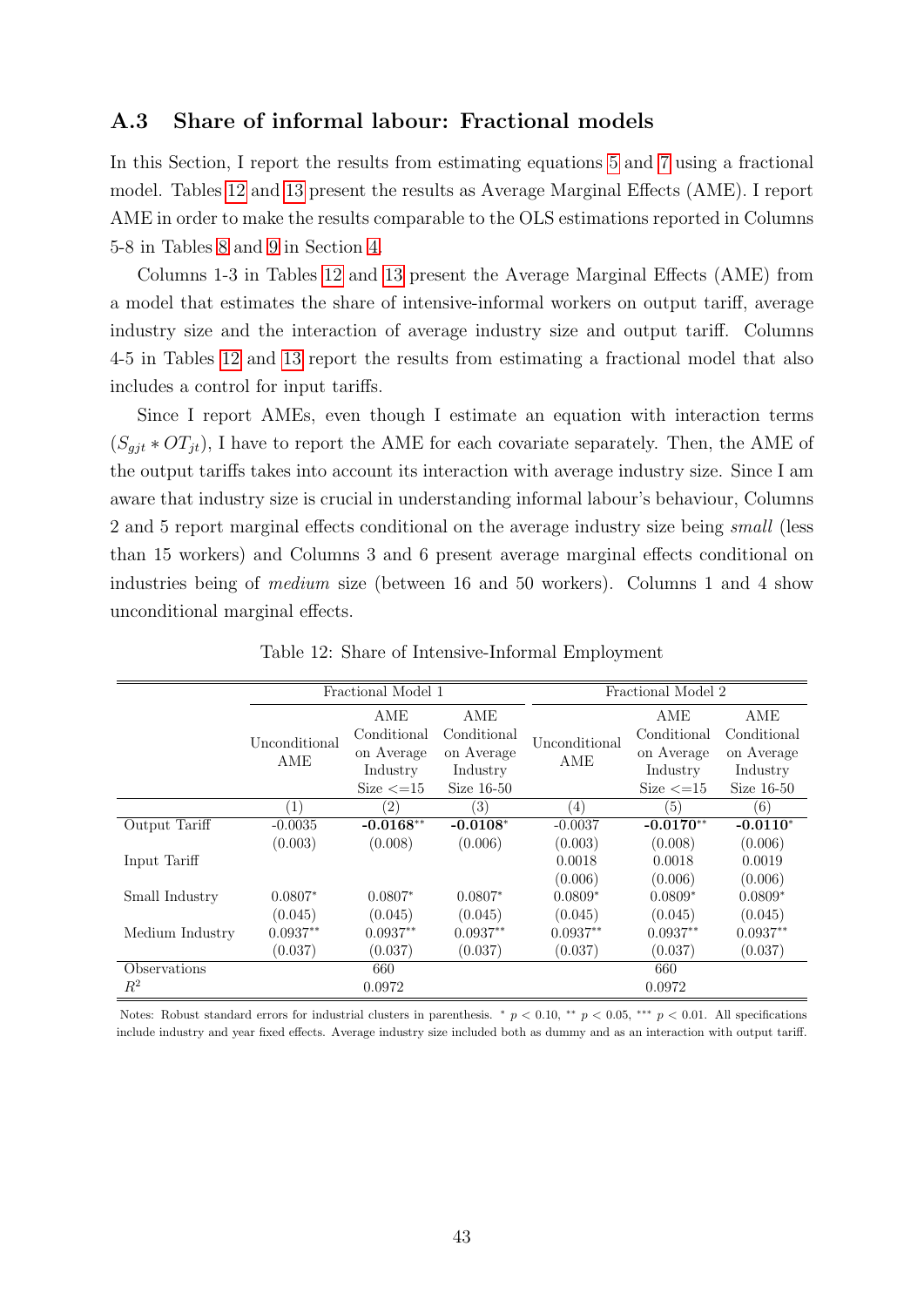## A.3 Share of informal labour: Fractional models

In this Section, I report the results from estimating equations 5 and 7 using a fractional model. Tables 12 and 13 present the results as Average Marginal Effects (AME). I report AME in order to make the results comparable to the OLS estimations reported in Columns 5-8 in Tables 8 and 9 in Section 4.

Columns 1-3 in Tables 12 and 13 present the Average Marginal Effects (AME) from a model that estimates the share of intensive-informal workers on output tariff, average industry size and the interaction of average industry size and output tariff. Columns 4-5 in Tables 12 and 13 report the results from estimating a fractional model that also includes a control for input tariffs.

Since I report AMEs, even though I estimate an equation with interaction terms ($S_{gjt} * OT_{jt}$), I have to report the AME for each covariate separately. Then, the AME of the output tariffs takes into account its interaction with average industry size. Since I am aware that industry size is crucial in understanding informal labour's behaviour, Columns 2 and 5 report marginal effects conditional on the average industry size being *small* (less than 15 workers) and Columns 3 and 6 present average marginal effects conditional on industries being of *medium* size (between 16 and 50 workers). Columns 1 and 4 show unconditional marginal effects.

Table 12: Share of Intensive-Informal Employment

| | Fractional Model 1 | | | Fractional Model 2 | | |
|---|---|---|---|---|---|---|
| | Unconditional AME | AME Conditional on Average Industry Size <=15 | AME Conditional on Average Industry Size 16-50 | Unconditional AME | AME Conditional on Average Industry Size <=15 | AME Conditional on Average Industry Size 16-50 |
| | (1) | (2) | (3) | (4) | (5) | (6) |
| Output Tariff | -0.0035 | **-0.0168**$^{**}$ | **-0.0108**$^{*}$ | -0.0037 | **-0.0170**$^{**}$ | **-0.0110**$^{*}$ |
| | (0.003) | (0.008) | (0.006) | (0.003) | (0.008) | (0.006) |
| Input Tariff | | | | 0.0018 | 0.0018 | 0.0019 |
| | | | | (0.006) | (0.006) | (0.006) |
| Small Industry | 0.0807$^{*}$ | 0.0807$^{*}$ | 0.0807$^{*}$ | 0.0809$^{*}$ | 0.0809$^{*}$ | 0.0809$^{*}$ |
| | (0.045) | (0.045) | (0.045) | (0.045) | (0.045) | (0.045) |
| Medium Industry | 0.0937$^{**}$ | 0.0937$^{**}$ | 0.0937$^{**}$ | 0.0937$^{**}$ | 0.0937$^{**}$ | 0.0937$^{**}$ |
| | (0.037) | (0.037) | (0.037) | (0.037) | (0.037) | (0.037) |
| Observations | | 660 | | | 660 | |
| $R^2$ | | 0.0972 | | | 0.0972 | |

Notes: Robust standard errors for industrial clusters in parenthesis. $^{*}$ $p < 0.10$, $^{**}$ $p < 0.05$, $^{***}$ $p < 0.01$. All specifications include industry and year fixed effects. Average industry size included both as dummy and as an interaction with output tariff.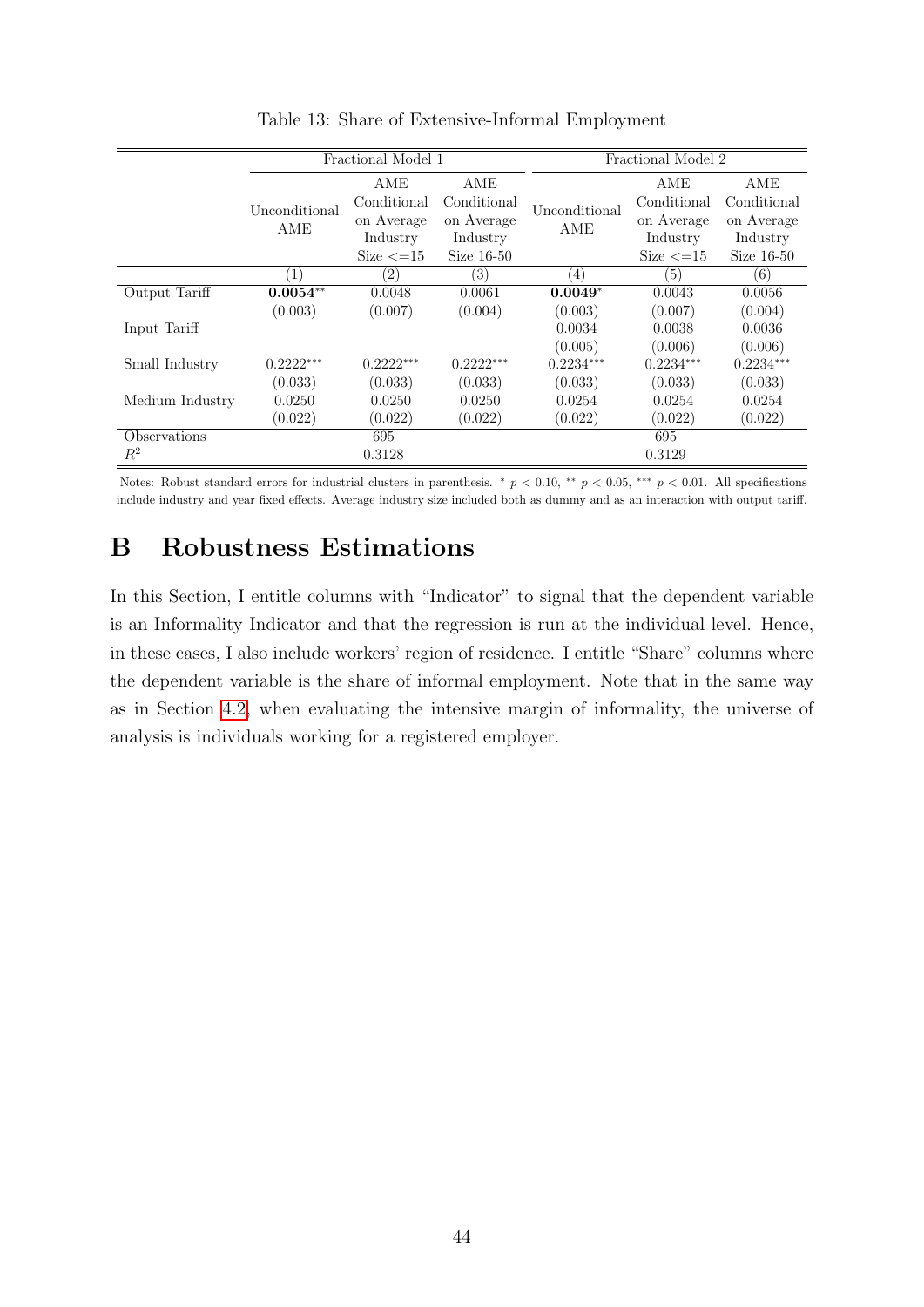Table 13: Share of Extensive-Informal Employment

| | Fractional Model 1 | | | Fractional Model 2 | | |
|---|---|---|---|---|---|---|
| | Unconditional AME | AME Conditional on Average Industry Size <=15 | AME Conditional on Average Industry Size 16-50 | Unconditional AME | AME Conditional on Average Industry Size <=15 | AME Conditional on Average Industry Size 16-50 |
| | (1) | (2) | (3) | (4) | (5) | (6) |
| Output Tariff | **0.0054**$^{**}$ | 0.0048 | 0.0061 | **0.0049**$^{*}$ | 0.0043 | 0.0056 |
| | (0.003) | (0.007) | (0.004) | (0.003) | (0.007) | (0.004) |
| Input Tariff | | | | 0.0034 | 0.0038 | 0.0036 |
| | | | | (0.005) | (0.006) | (0.006) |
| Small Industry | 0.2222$^{***}$ | 0.2222$^{***}$ | 0.2222$^{***}$ | 0.2234$^{***}$ | 0.2234$^{***}$ | 0.2234$^{***}$ |
| | (0.033) | (0.033) | (0.033) | (0.033) | (0.033) | (0.033) |
| Medium Industry | 0.0250 | 0.0250 | 0.0250 | 0.0254 | 0.0254 | 0.0254 |
| | (0.022) | (0.022) | (0.022) | (0.022) | (0.022) | (0.022) |
| Observations | | 695 | | | 695 | |
| $R^2$ | | 0.3128 | | | 0.3129 | |

Notes: Robust standard errors for industrial clusters in parenthesis. $^{*}$ $p < 0.10$, $^{**}$ $p < 0.05$, $^{***}$ $p < 0.01$. All specifications include industry and year fixed effects. Average industry size included both as dummy and as an interaction with output tariff.

# B Robustness Estimations

In this Section, I entitle columns with "Indicator" to signal that the dependent variable is an Informality Indicator and that the regression is run at the individual level. Hence, in these cases, I also include workers' region of residence. I entitle "Share" columns where the dependent variable is the share of informal employment. Note that in the same way as in Section 4.2, when evaluating the intensive margin of informality, the universe of analysis is individuals working for a registered employer.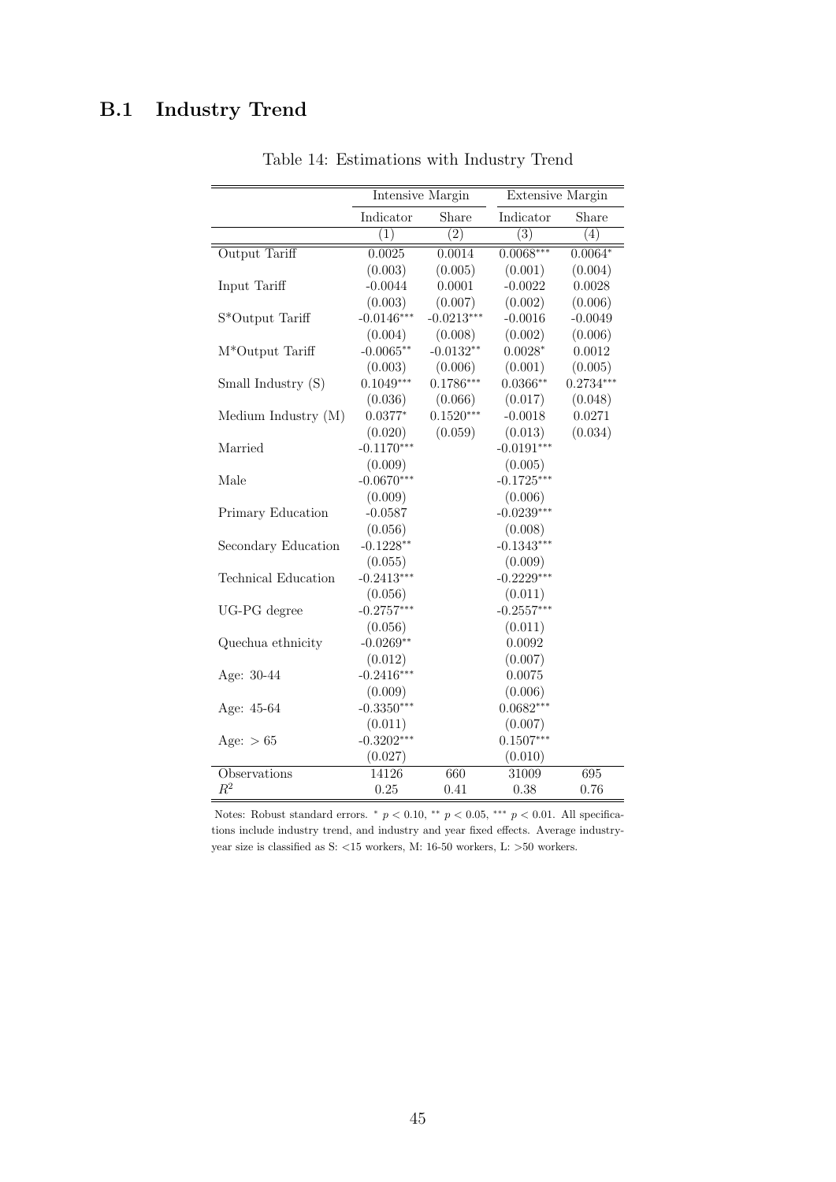## B.1 Industry Trend

Table 14: Estimations with Industry Trend

| | Intensive Margin | | Extensive Margin | |
|---|---|---|---|---|
| | Indicator | Share | Indicator | Share |
| | (1) | (2) | (3) | (4) |
| Output Tariff | 0.0025 | 0.0014 | 0.0068*** | 0.0064* |
| | (0.003) | (0.005) | (0.001) | (0.004) |
| Input Tariff | -0.0044 | 0.0001 | -0.0022 | 0.0028 |
| | (0.003) | (0.007) | (0.002) | (0.006) |
| S*Output Tariff | -0.0146*** | -0.0213*** | -0.0016 | -0.0049 |
| | (0.004) | (0.008) | (0.002) | (0.006) |
| M*Output Tariff | -0.0065** | -0.0132** | 0.0028* | 0.0012 |
| | (0.003) | (0.006) | (0.001) | (0.005) |
| Small Industry (S) | 0.1049*** | 0.1786*** | 0.0366** | 0.2734*** |
| | (0.036) | (0.066) | (0.017) | (0.048) |
| Medium Industry (M) | 0.0377* | 0.1520*** | -0.0018 | 0.0271 |
| | (0.020) | (0.059) | (0.013) | (0.034) |
| Married | -0.1170*** | | -0.0191*** | |
| | (0.009) | | (0.005) | |
| Male | -0.0670*** | | -0.1725*** | |
| | (0.009) | | (0.006) | |
| Primary Education | -0.0587 | | -0.0239*** | |
| | (0.056) | | (0.008) | |
| Secondary Education | -0.1228** | | -0.1343*** | |
| | (0.055) | | (0.009) | |
| Technical Education | -0.2413*** | | -0.2229*** | |
| | (0.056) | | (0.011) | |
| UG-PG degree | -0.2757*** | | -0.2557*** | |
| | (0.056) | | (0.011) | |
| Quechua ethnicity | -0.0269** | | 0.0092 | |
| | (0.012) | | (0.007) | |
| Age: 30-44 | -0.2416*** | | 0.0075 | |
| | (0.009) | | (0.006) | |
| Age: 45-64 | -0.3350*** | | 0.0682*** | |
| | (0.011) | | (0.007) | |
| Age: $> 65$ | -0.3202*** | | 0.1507*** | |
| | (0.027) | | (0.010) | |
| Observations | 14126 | 660 | 31009 | 695 |
| $R^2$ | 0.25 | 0.41 | 0.38 | 0.76 |

Notes: Robust standard errors. * $p < 0.10$, ** $p < 0.05$, *** $p < 0.01$. All specifications include industry trend, and industry and year fixed effects. Average industry-year size is classified as S: <15 workers, M: 16-50 workers, L: >50 workers.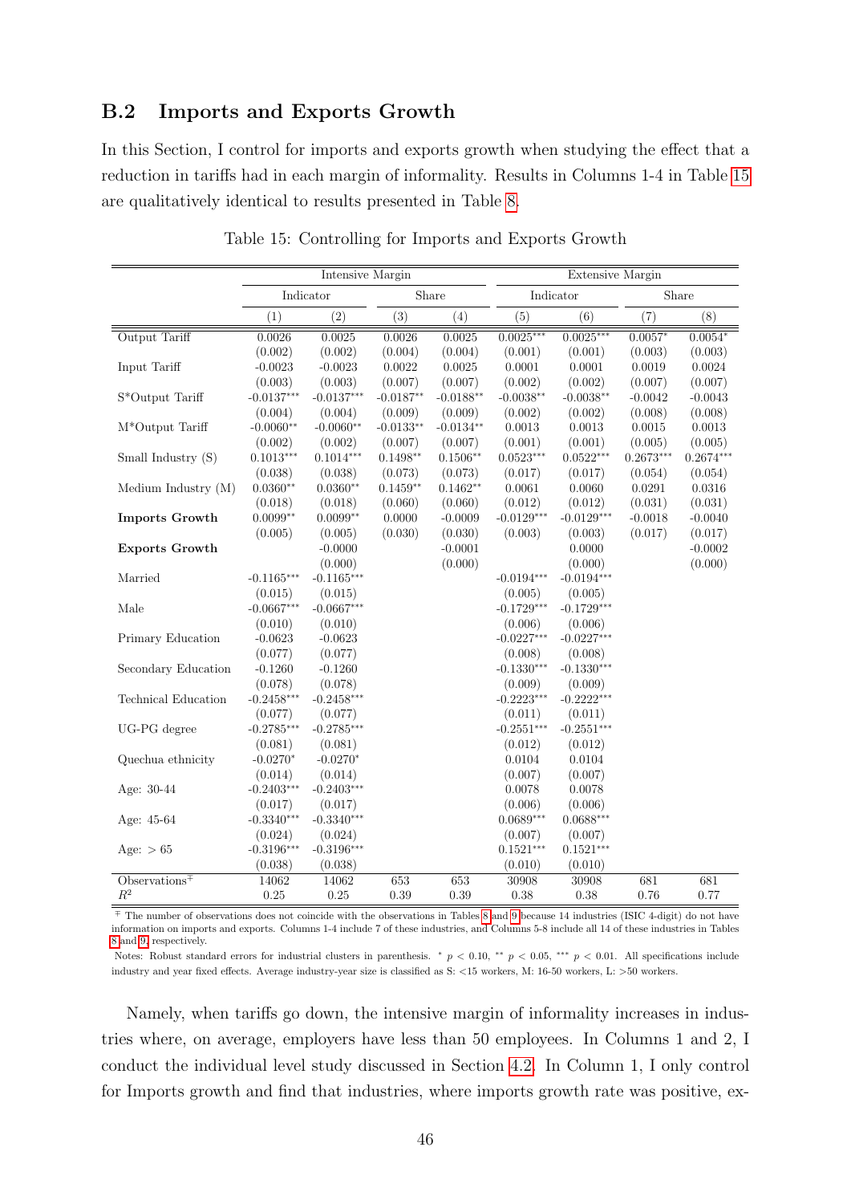## B.2 Imports and Exports Growth

In this Section, I control for imports and exports growth when studying the effect that a reduction in tariffs had in each margin of informality. Results in Columns 1-4 in Table 15 are qualitatively identical to results presented in Table 8.

Table 15: Controlling for Imports and Exports Growth

| | Intensive Margin | | | | Extensive Margin | | | |
|---|---|---|---|---|---|---|---|---|
| | Indicator | | Share | | Indicator | | Share | |
| | (1) | (2) | (3) | (4) | (5) | (6) | (7) | (8) |
| Output Tariff | 0.0026 | 0.0025 | 0.0026 | 0.0025 | 0.0025*** | 0.0025*** | 0.0057* | 0.0054* |
| | (0.002) | (0.002) | (0.004) | (0.004) | (0.001) | (0.001) | (0.003) | (0.003) |
| Input Tariff | -0.0023 | -0.0023 | 0.0022 | 0.0025 | 0.0001 | 0.0001 | 0.0019 | 0.0024 |
| | (0.003) | (0.003) | (0.007) | (0.007) | (0.002) | (0.002) | (0.007) | (0.007) |
| S*Output Tariff | -0.0137*** | -0.0137*** | -0.0187** | -0.0188** | -0.0038** | -0.0038** | -0.0042 | -0.0043 |
| | (0.004) | (0.004) | (0.009) | (0.009) | (0.002) | (0.002) | (0.008) | (0.008) |
| M*Output Tariff | -0.0060** | -0.0060** | -0.0133** | -0.0134** | 0.0013 | 0.0013 | 0.0015 | 0.0013 |
| | (0.002) | (0.002) | (0.007) | (0.007) | (0.001) | (0.001) | (0.005) | (0.005) |
| Small Industry (S) | 0.1013*** | 0.1014*** | 0.1498** | 0.1506** | 0.0523*** | 0.0522*** | 0.2673*** | 0.2674*** |
| | (0.038) | (0.038) | (0.073) | (0.073) | (0.017) | (0.017) | (0.054) | (0.054) |
| Medium Industry (M) | 0.0360** | 0.0360** | 0.1459** | 0.1462** | 0.0061 | 0.0060 | 0.0291 | 0.0316 |
| | (0.018) | (0.018) | (0.060) | (0.060) | (0.012) | (0.012) | (0.031) | (0.031) |
| **Imports Growth** | 0.0099** | 0.0099** | 0.0000 | -0.0009 | -0.0129*** | -0.0129*** | -0.0018 | -0.0040 |
| | (0.005) | (0.005) | (0.030) | (0.030) | (0.003) | (0.003) | (0.017) | (0.017) |
| **Exports Growth** | | -0.0000 | | -0.0001 | | 0.0000 | | -0.0002 |
| | | (0.000) | | (0.000) | | (0.000) | | (0.000) |
| Married | -0.1165*** | -0.1165*** | | | -0.0194*** | -0.0194*** | | |
| | (0.015) | (0.015) | | | (0.005) | (0.005) | | |
| Male | -0.0667*** | -0.0667*** | | | -0.1729*** | -0.1729*** | | |
| | (0.010) | (0.010) | | | (0.006) | (0.006) | | |
| Primary Education | -0.0623 | -0.0623 | | | -0.0227*** | -0.0227*** | | |
| | (0.077) | (0.077) | | | (0.008) | (0.008) | | |
| Secondary Education | -0.1260 | -0.1260 | | | -0.1330*** | -0.1330*** | | |
| | (0.078) | (0.078) | | | (0.009) | (0.009) | | |
| Technical Education | -0.2458*** | -0.2458*** | | | -0.2223*** | -0.2222*** | | |
| | (0.077) | (0.077) | | | (0.011) | (0.011) | | |
| UG-PG degree | -0.2785*** | -0.2785*** | | | -0.2551*** | -0.2551*** | | |
| | (0.081) | (0.081) | | | (0.012) | (0.012) | | |
| Quechua ethnicity | -0.0270* | -0.0270* | | | 0.0104 | 0.0104 | | |
| | (0.014) | (0.014) | | | (0.007) | (0.007) | | |
| Age: 30-44 | -0.2403*** | -0.2403*** | | | 0.0078 | 0.0078 | | |
| | (0.017) | (0.017) | | | (0.006) | (0.006) | | |
| Age: 45-64 | -0.3340*** | -0.3340*** | | | 0.0689*** | 0.0688*** | | |
| | (0.024) | (0.024) | | | (0.007) | (0.007) | | |
| Age: > 65 | -0.3196*** | -0.3196*** | | | 0.1521*** | 0.1521*** | | |
| | (0.038) | (0.038) | | | (0.010) | (0.010) | | |
| Observations∓ | 14062 | 14062 | 653 | 653 | 30908 | 30908 | 681 | 681 |
| $R^2$ | 0.25 | 0.25 | 0.39 | 0.39 | 0.38 | 0.38 | 0.76 | 0.77 |

∓ The number of observations does not coincide with the observations in Tables 8 and 9 because 14 industries (ISIC 4-digit) do not have information on imports and exports. Columns 1-4 include 7 of these industries, and Columns 5-8 include all 14 of these industries in Tables 8 and 9, respectively.

Notes: Robust standard errors for industrial clusters in parenthesis. * $p < 0.10$, ** $p < 0.05$, *** $p < 0.01$. All specifications include industry and year fixed effects. Average industry-year size is classified as S: <15 workers, M: 16-50 workers, L: >50 workers.

Namely, when tariffs go down, the intensive margin of informality increases in industries where, on average, employers have less than 50 employees. In Columns 1 and 2, I conduct the individual level study discussed in Section 4.2. In Column 1, I only control for Imports growth and find that industries, where imports growth rate was positive, ex-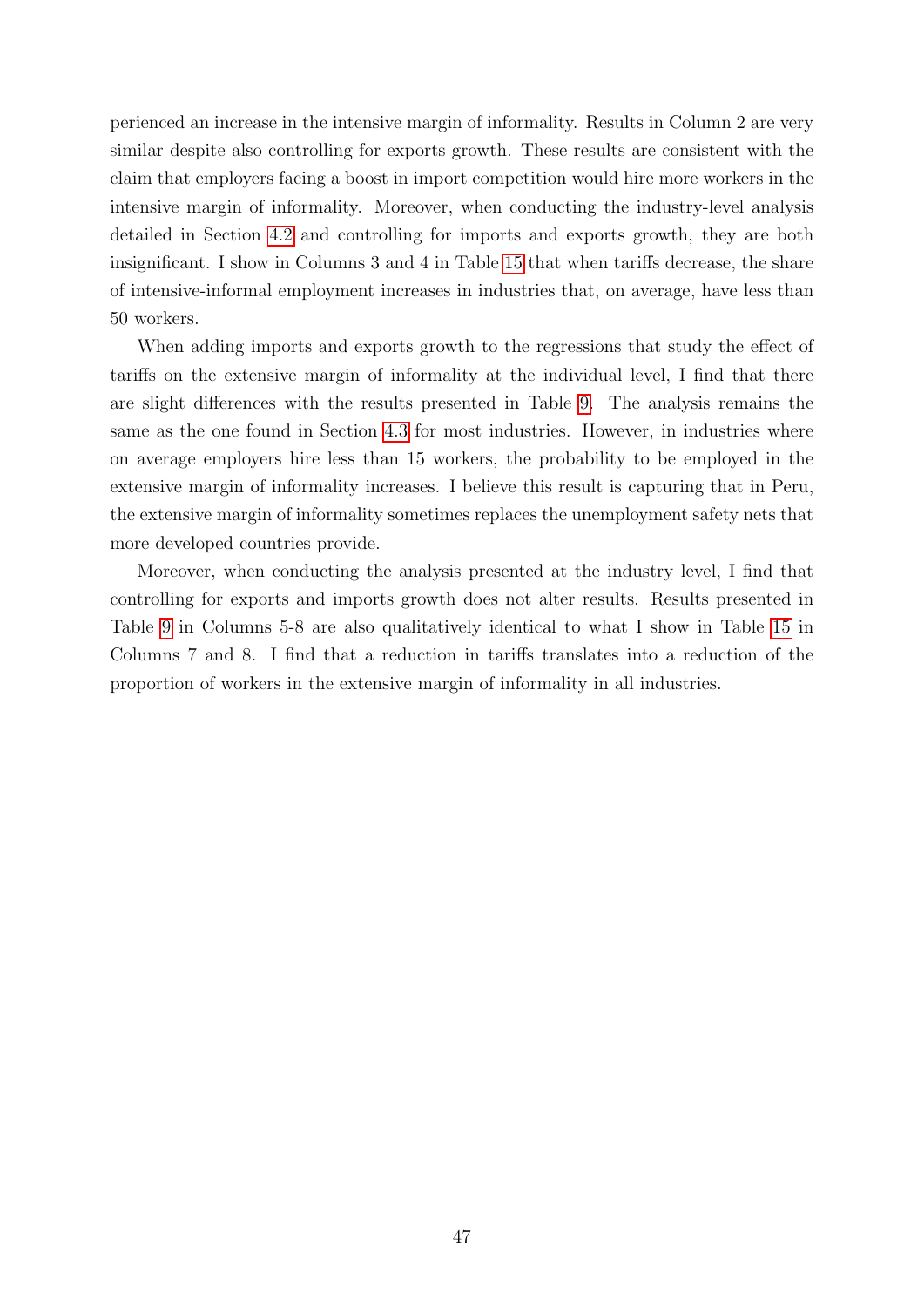perienced an increase in the intensive margin of informality. Results in Column 2 are very similar despite also controlling for exports growth. These results are consistent with the claim that employers facing a boost in import competition would hire more workers in the intensive margin of informality. Moreover, when conducting the industry-level analysis detailed in Section 4.2 and controlling for imports and exports growth, they are both insignificant. I show in Columns 3 and 4 in Table 15 that when tariffs decrease, the share of intensive-informal employment increases in industries that, on average, have less than 50 workers.

When adding imports and exports growth to the regressions that study the effect of tariffs on the extensive margin of informality at the individual level, I find that there are slight differences with the results presented in Table 9. The analysis remains the same as the one found in Section 4.3 for most industries. However, in industries where on average employers hire less than 15 workers, the probability to be employed in the extensive margin of informality increases. I believe this result is capturing that in Peru, the extensive margin of informality sometimes replaces the unemployment safety nets that more developed countries provide.

Moreover, when conducting the analysis presented at the industry level, I find that controlling for exports and imports growth does not alter results. Results presented in Table 9 in Columns 5-8 are also qualitatively identical to what I show in Table 15 in Columns 7 and 8. I find that a reduction in tariffs translates into a reduction of the proportion of workers in the extensive margin of informality in all industries.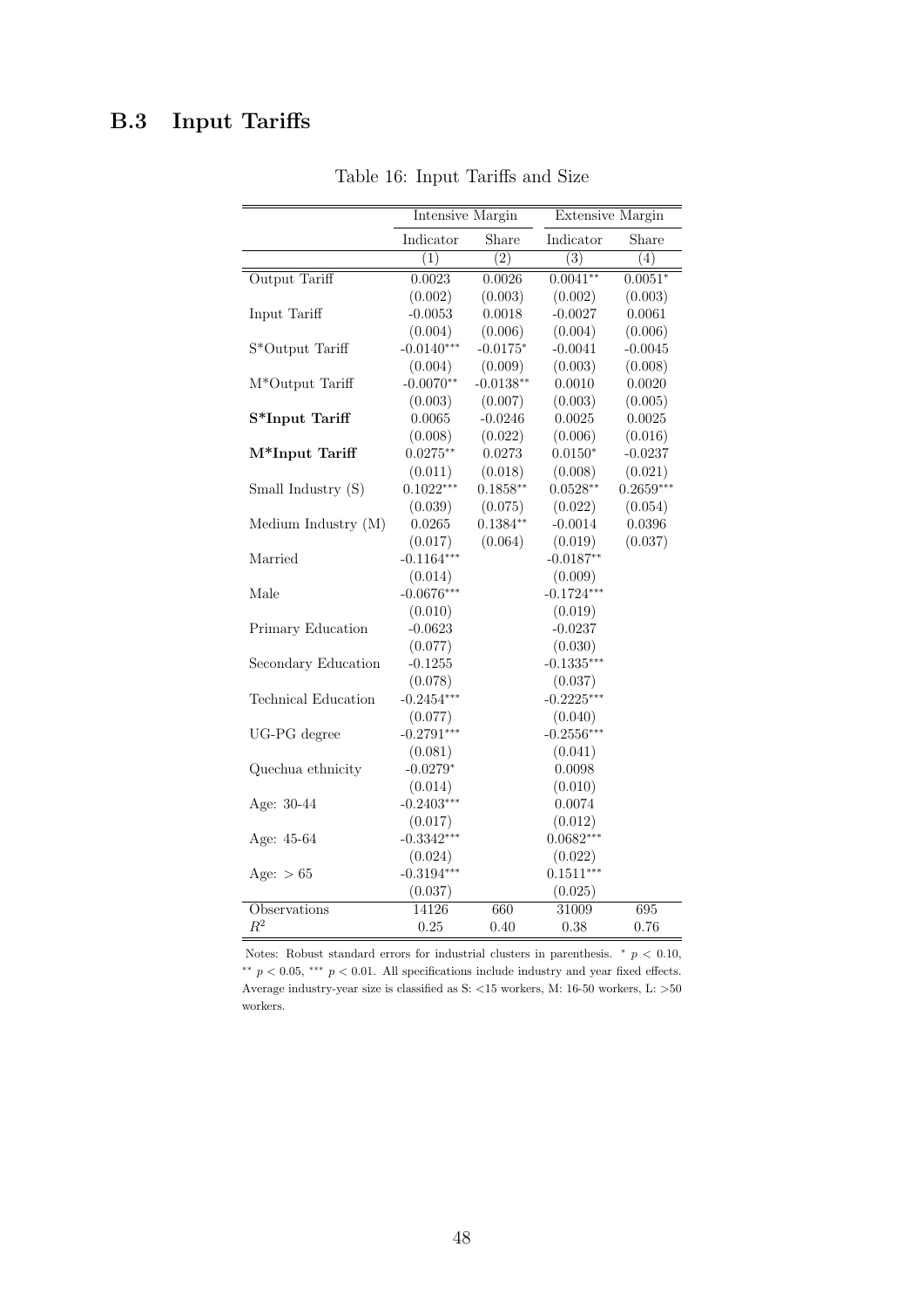## B.3 Input Tariffs

Table 16: Input Tariffs and Size

| | Intensive Margin | | Extensive Margin | |
|---|---|---|---|---|
| | Indicator | Share | Indicator | Share |
| | (1) | (2) | (3) | (4) |
| Output Tariff | 0.0023 | 0.0026 | 0.0041** | 0.0051* |
| | (0.002) | (0.003) | (0.002) | (0.003) |
| Input Tariff | -0.0053 | 0.0018 | -0.0027 | 0.0061 |
| | (0.004) | (0.006) | (0.004) | (0.006) |
| S*Output Tariff | -0.0140*** | -0.0175* | -0.0041 | -0.0045 |
| | (0.004) | (0.009) | (0.003) | (0.008) |
| M*Output Tariff | -0.0070** | -0.0138** | 0.0010 | 0.0020 |
| | (0.003) | (0.007) | (0.003) | (0.005) |
| **S*Input Tariff** | 0.0065 | -0.0246 | 0.0025 | 0.0025 |
| | (0.008) | (0.022) | (0.006) | (0.016) |
| **M*Input Tariff** | 0.0275** | 0.0273 | 0.0150* | -0.0237 |
| | (0.011) | (0.018) | (0.008) | (0.021) |
| Small Industry (S) | 0.1022*** | 0.1858** | 0.0528** | 0.2659*** |
| | (0.039) | (0.075) | (0.022) | (0.054) |
| Medium Industry (M) | 0.0265 | 0.1384** | -0.0014 | 0.0396 |
| | (0.017) | (0.064) | (0.019) | (0.037) |
| Married | -0.1164*** | | -0.0187** | |
| | (0.014) | | (0.009) | |
| Male | -0.0676*** | | -0.1724*** | |
| | (0.010) | | (0.019) | |
| Primary Education | -0.0623 | | -0.0237 | |
| | (0.077) | | (0.030) | |
| Secondary Education | -0.1255 | | -0.1335*** | |
| | (0.078) | | (0.037) | |
| Technical Education | -0.2454*** | | -0.2225*** | |
| | (0.077) | | (0.040) | |
| UG-PG degree | -0.2791*** | | -0.2556*** | |
| | (0.081) | | (0.041) | |
| Quechua ethnicity | -0.0279* | | 0.0098 | |
| | (0.014) | | (0.010) | |
| Age: 30-44 | -0.2403*** | | 0.0074 | |
| | (0.017) | | (0.012) | |
| Age: 45-64 | -0.3342*** | | 0.0682*** | |
| | (0.024) | | (0.022) | |
| Age: > 65 | -0.3194*** | | 0.1511*** | |
| | (0.037) | | (0.025) | |
| Observations | 14126 | 660 | 31009 | 695 |
| $R^2$ | 0.25 | 0.40 | 0.38 | 0.76 |

Notes: Robust standard errors for industrial clusters in parenthesis. * $p < 0.10$, ** $p < 0.05$, *** $p < 0.01$. All specifications include industry and year fixed effects. Average industry-year size is classified as S: <15 workers, M: 16-50 workers, L: >50 workers.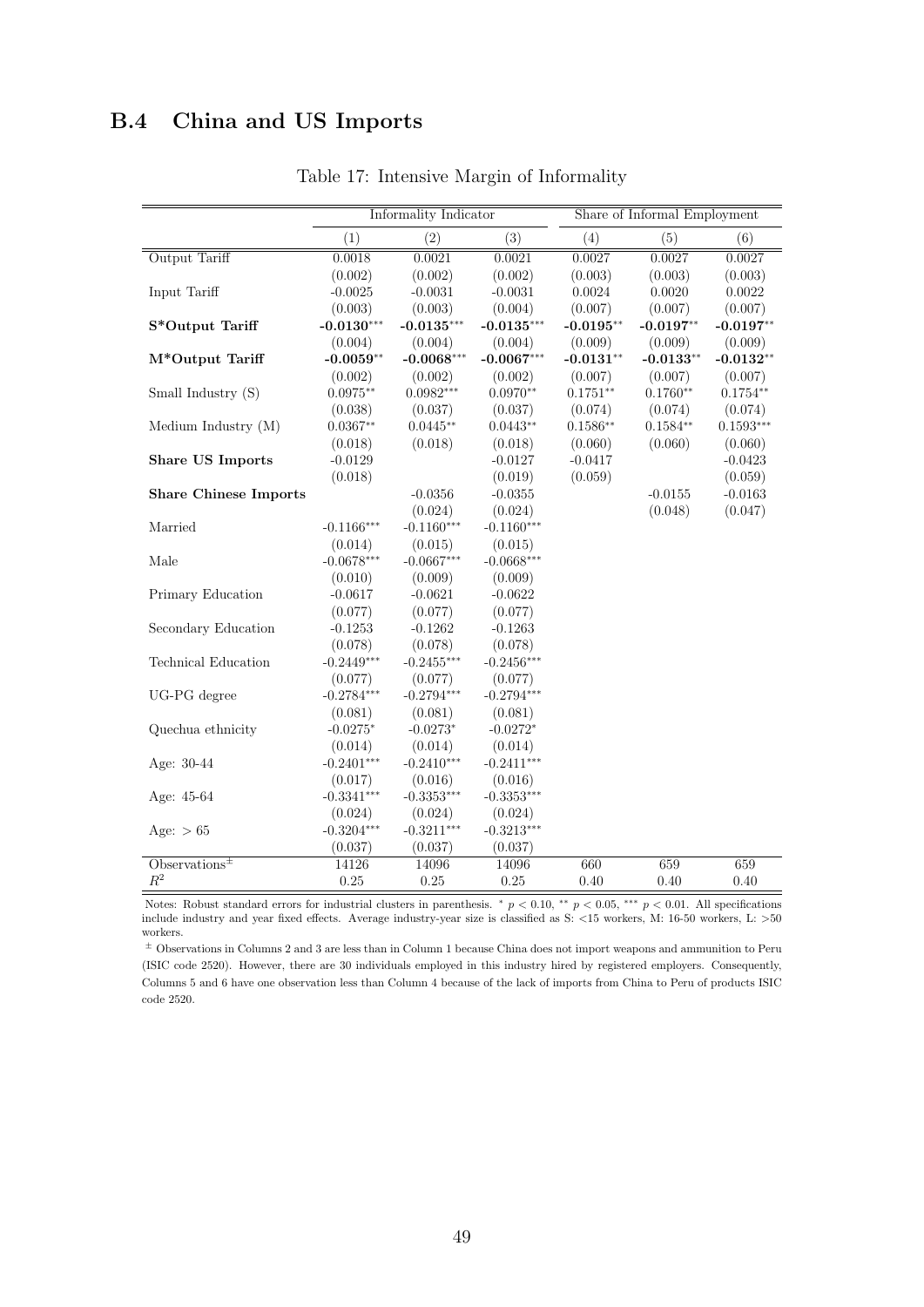## B.4 China and US Imports

Table 17: Intensive Margin of Informality

| | Informality Indicator | | | Share of Informal Employment | | |
|---|---|---|---|---|---|---|
| | (1) | (2) | (3) | (4) | (5) | (6) |
| Output Tariff | 0.0018 | 0.0021 | 0.0021 | 0.0027 | 0.0027 | 0.0027 |
| | (0.002) | (0.002) | (0.002) | (0.003) | (0.003) | (0.003) |
| Input Tariff | -0.0025 | -0.0031 | -0.0031 | 0.0024 | 0.0020 | 0.0022 |
| | (0.003) | (0.003) | (0.004) | (0.007) | (0.007) | (0.007) |
| **S*Output Tariff** | **-0.0130**$^{***}$ | **-0.0135**$^{***}$ | **-0.0135**$^{***}$ | **-0.0195**$^{**}$ | **-0.0197**$^{**}$ | **-0.0197**$^{**}$ |
| | (0.004) | (0.004) | (0.004) | (0.009) | (0.009) | (0.009) |
| **M*Output Tariff** | **-0.0059**$^{**}$ | **-0.0068**$^{***}$ | **-0.0067**$^{***}$ | **-0.0131**$^{**}$ | **-0.0133**$^{**}$ | **-0.0132**$^{**}$ |
| | (0.002) | (0.002) | (0.002) | (0.007) | (0.007) | (0.007) |
| Small Industry (S) | 0.0975$^{**}$ | 0.0982$^{***}$ | 0.0970$^{**}$ | 0.1751$^{**}$ | 0.1760$^{**}$ | 0.1754$^{**}$ |
| | (0.038) | (0.037) | (0.037) | (0.074) | (0.074) | (0.074) |
| Medium Industry (M) | 0.0367$^{**}$ | 0.0445$^{**}$ | 0.0443$^{**}$ | 0.1586$^{**}$ | 0.1584$^{**}$ | 0.1593$^{***}$ |
| | (0.018) | (0.018) | (0.018) | (0.060) | (0.060) | (0.060) |
| **Share US Imports** | -0.0129 | | -0.0127 | -0.0417 | | -0.0423 |
| | (0.018) | | (0.019) | (0.059) | | (0.059) |
| **Share Chinese Imports** | | -0.0356 | -0.0355 | | -0.0155 | -0.0163 |
| | | (0.024) | (0.024) | | (0.048) | (0.047) |
| Married | -0.1166$^{***}$ | -0.1160$^{***}$ | -0.1160$^{***}$ | | | |
| | (0.014) | (0.015) | (0.015) | | | |
| Male | -0.0678$^{***}$ | -0.0667$^{***}$ | -0.0668$^{***}$ | | | |
| | (0.010) | (0.009) | (0.009) | | | |
| Primary Education | -0.0617 | -0.0621 | -0.0622 | | | |
| | (0.077) | (0.077) | (0.077) | | | |
| Secondary Education | -0.1253 | -0.1262 | -0.1263 | | | |
| | (0.078) | (0.078) | (0.078) | | | |
| Technical Education | -0.2449$^{***}$ | -0.2455$^{***}$ | -0.2456$^{***}$ | | | |
| | (0.077) | (0.077) | (0.077) | | | |
| UG-PG degree | -0.2784$^{***}$ | -0.2794$^{***}$ | -0.2794$^{***}$ | | | |
| | (0.081) | (0.081) | (0.081) | | | |
| Quechua ethnicity | -0.0275$^{*}$ | -0.0273$^{*}$ | -0.0272$^{*}$ | | | |
| | (0.014) | (0.014) | (0.014) | | | |
| Age: 30-44 | -0.2401$^{***}$ | -0.2410$^{***}$ | -0.2411$^{***}$ | | | |
| | (0.017) | (0.016) | (0.016) | | | |
| Age: 45-64 | -0.3341$^{***}$ | -0.3353$^{***}$ | -0.3353$^{***}$ | | | |
| | (0.024) | (0.024) | (0.024) | | | |
| Age: $> 65$ | -0.3204$^{***}$ | -0.3211$^{***}$ | -0.3213$^{***}$ | | | |
| | (0.037) | (0.037) | (0.037) | | | |
| Observations$^{\pm}$ | 14126 | 14096 | 14096 | 660 | 659 | 659 |
| $R^2$ | 0.25 | 0.25 | 0.25 | 0.40 | 0.40 | 0.40 |

Notes: Robust standard errors for industrial clusters in parenthesis. $^{*}$ $p < 0.10$, $^{**}$ $p < 0.05$, $^{***}$ $p < 0.01$. All specifications include industry and year fixed effects. Average industry-year size is classified as S: <15 workers, M: 16-50 workers, L: >50 workers.

$^{\pm}$ Observations in Columns 2 and 3 are less than in Column 1 because China does not import weapons and ammunition to Peru (ISIC code 2520). However, there are 30 individuals employed in this industry hired by registered employers. Consequently, Columns 5 and 6 have one observation less than Column 4 because of the lack of imports from China to Peru of products ISIC code 2520.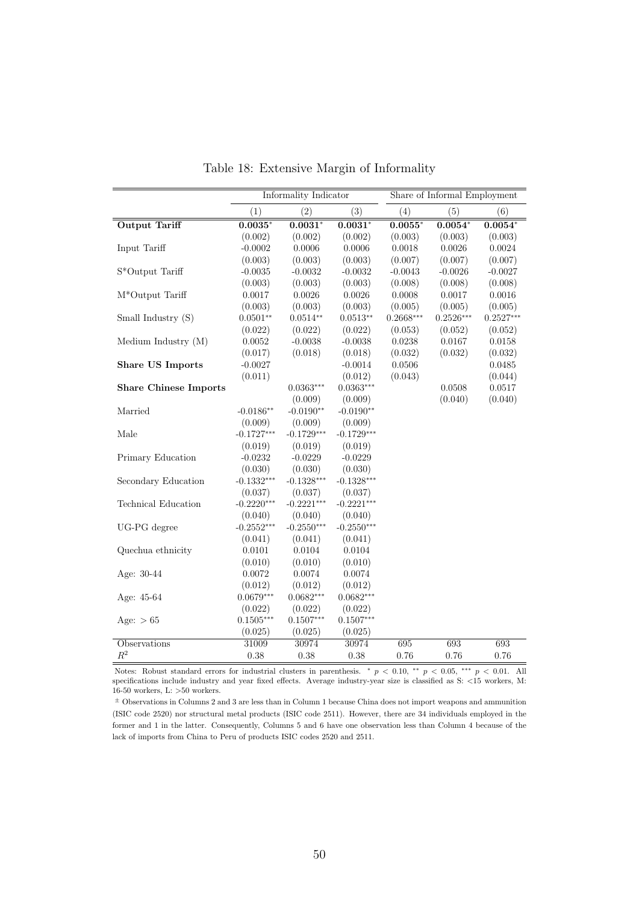Table 18: Extensive Margin of Informality

| | Informality Indicator | | | Share of Informal Employment | | |
|---|---|---|---|---|---|---|
| | (1) | (2) | (3) | (4) | (5) | (6) |
| **Output Tariff** | **0.0035*** | **0.0031*** | **0.0031*** | **0.0055*** | **0.0054*** | **0.0054*** |
| | (0.002) | (0.002) | (0.002) | (0.003) | (0.003) | (0.003) |
| Input Tariff | -0.0002 | 0.0006 | 0.0006 | 0.0018 | 0.0026 | 0.0024 |
| | (0.003) | (0.003) | (0.003) | (0.007) | (0.007) | (0.007) |
| S*Output Tariff | -0.0035 | -0.0032 | -0.0032 | -0.0043 | -0.0026 | -0.0027 |
| | (0.003) | (0.003) | (0.003) | (0.008) | (0.008) | (0.008) |
| M*Output Tariff | 0.0017 | 0.0026 | 0.0026 | 0.0008 | 0.0017 | 0.0016 |
| | (0.003) | (0.003) | (0.003) | (0.005) | (0.005) | (0.005) |
| Small Industry (S) | 0.0501** | 0.0514** | 0.0513** | 0.2668*** | 0.2526*** | 0.2527*** |
| | (0.022) | (0.022) | (0.022) | (0.053) | (0.052) | (0.052) |
| Medium Industry (M) | 0.0052 | -0.0038 | -0.0038 | 0.0238 | 0.0167 | 0.0158 |
| | (0.017) | (0.018) | (0.018) | (0.032) | (0.032) | (0.032) |
| **Share US Imports** | -0.0027 | | -0.0014 | 0.0506 | | 0.0485 |
| | (0.011) | | (0.012) | (0.043) | | (0.044) |
| **Share Chinese Imports** | | 0.0363*** | 0.0363*** | | 0.0508 | 0.0517 |
| | | (0.009) | (0.009) | | (0.040) | (0.040) |
| Married | -0.0186** | -0.0190** | -0.0190** | | | |
| | (0.009) | (0.009) | (0.009) | | | |
| Male | -0.1727*** | -0.1729*** | -0.1729*** | | | |
| | (0.019) | (0.019) | (0.019) | | | |
| Primary Education | -0.0232 | -0.0229 | -0.0229 | | | |
| | (0.030) | (0.030) | (0.030) | | | |
| Secondary Education | -0.1332*** | -0.1328*** | -0.1328*** | | | |
| | (0.037) | (0.037) | (0.037) | | | |
| Technical Education | -0.2220*** | -0.2221*** | -0.2221*** | | | |
| | (0.040) | (0.040) | (0.040) | | | |
| UG-PG degree | -0.2552*** | -0.2550*** | -0.2550*** | | | |
| | (0.041) | (0.041) | (0.041) | | | |
| Quechua ethnicity | 0.0101 | 0.0104 | 0.0104 | | | |
| | (0.010) | (0.010) | (0.010) | | | |
| Age: 30-44 | 0.0072 | 0.0074 | 0.0074 | | | |
| | (0.012) | (0.012) | (0.012) | | | |
| Age: 45-64 | 0.0679*** | 0.0682*** | 0.0682*** | | | |
| | (0.022) | (0.022) | (0.022) | | | |
| Age: > 65 | 0.1505*** | 0.1507*** | 0.1507*** | | | |
| | (0.025) | (0.025) | (0.025) | | | |
| Observations | 31009 | 30974 | 30974 | 695 | 693 | 693 |
| $R^2$ | 0.38 | 0.38 | 0.38 | 0.76 | 0.76 | 0.76 |

Notes: Robust standard errors for industrial clusters in parenthesis. * $p < 0.10$, ** $p < 0.05$, *** $p < 0.01$. All specifications include industry and year fixed effects. Average industry-year size is classified as S: <15 workers, M: 16-50 workers, L: >50 workers.

± Observations in Columns 2 and 3 are less than in Column 1 because China does not import weapons and ammunition (ISIC code 2520) nor structural metal products (ISIC code 2511). However, there are 34 individuals employed in the former and 1 in the latter. Consequently, Columns 5 and 6 have one observation less than Column 4 because of the lack of imports from China to Peru of products ISIC codes 2520 and 2511.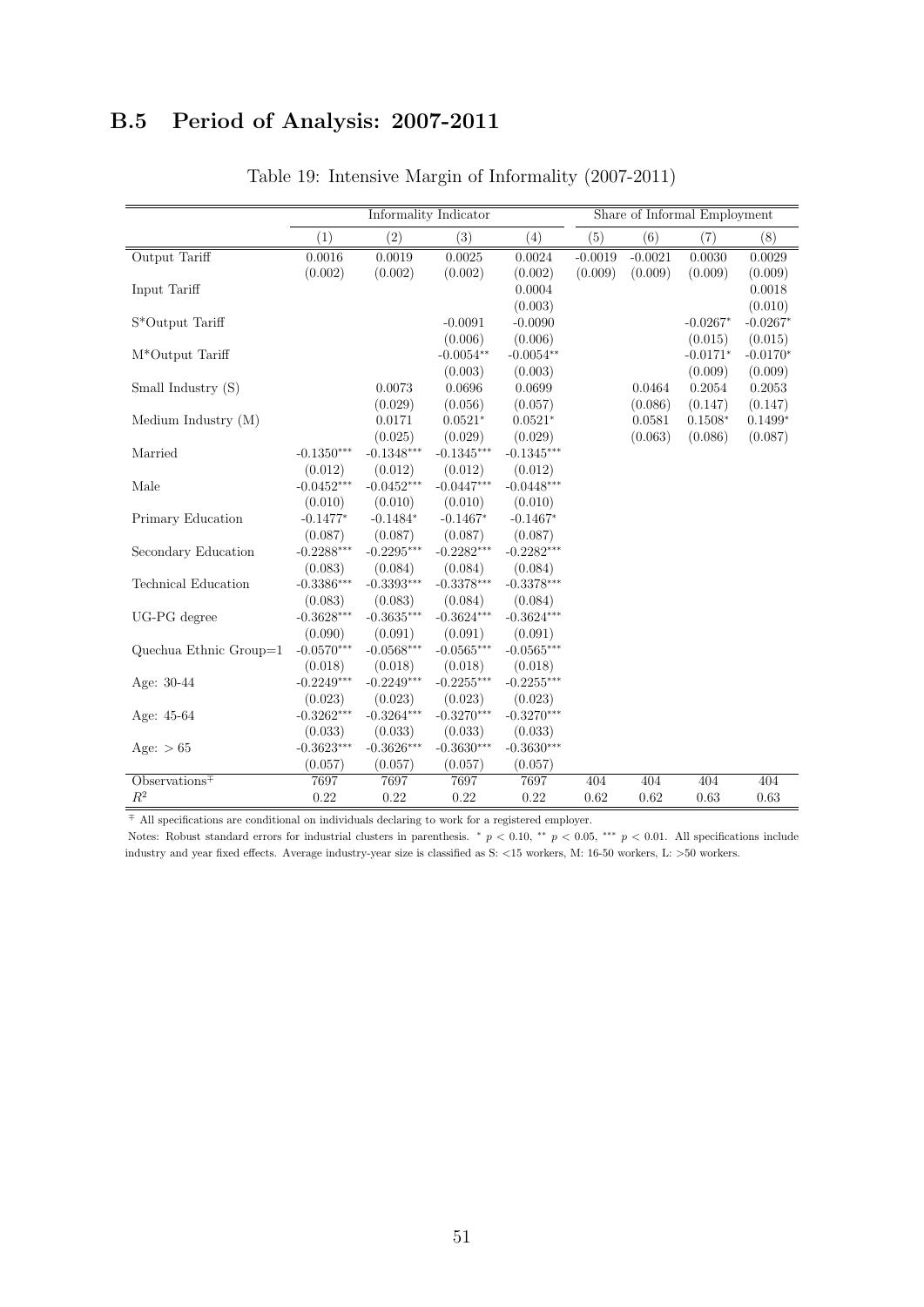## B.5 Period of Analysis: 2007-2011

Table 19: Intensive Margin of Informality (2007-2011)

| | Informality Indicator | | | | Share of Informal Employment | | | |
|---|---|---|---|---|---|---|---|---|
| | (1) | (2) | (3) | (4) | (5) | (6) | (7) | (8) |
| Output Tariff | 0.0016 | 0.0019 | 0.0025 | 0.0024 | -0.0019 | -0.0021 | 0.0030 | 0.0029 |
| | (0.002) | (0.002) | (0.002) | (0.002) | (0.009) | (0.009) | (0.009) | (0.009) |
| Input Tariff | | | | 0.0004 | | | | 0.0018 |
| | | | | (0.003) | | | | (0.010) |
| S*Output Tariff | | | -0.0091 | -0.0090 | | | -0.0267* | -0.0267* |
| | | | (0.006) | (0.006) | | | (0.015) | (0.015) |
| M*Output Tariff | | | -0.0054** | -0.0054** | | | -0.0171* | -0.0170* |
| | | | (0.003) | (0.003) | | | (0.009) | (0.009) |
| Small Industry (S) | | 0.0073 | 0.0696 | 0.0699 | | 0.0464 | 0.2054 | 0.2053 |
| | | (0.029) | (0.056) | (0.057) | | (0.086) | (0.147) | (0.147) |
| Medium Industry (M) | | 0.0171 | 0.0521* | 0.0521* | | 0.0581 | 0.1508* | 0.1499* |
| | | (0.025) | (0.029) | (0.029) | | (0.063) | (0.086) | (0.087) |
| Married | -0.1350*** | -0.1348*** | -0.1345*** | -0.1345*** | | | | |
| | (0.012) | (0.012) | (0.012) | (0.012) | | | | |
| Male | -0.0452*** | -0.0452*** | -0.0447*** | -0.0448*** | | | | |
| | (0.010) | (0.010) | (0.010) | (0.010) | | | | |
| Primary Education | -0.1477* | -0.1484* | -0.1467* | -0.1467* | | | | |
| | (0.087) | (0.087) | (0.087) | (0.087) | | | | |
| Secondary Education | -0.2288*** | -0.2295*** | -0.2282*** | -0.2282*** | | | | |
| | (0.083) | (0.084) | (0.084) | (0.084) | | | | |
| Technical Education | -0.3386*** | -0.3393*** | -0.3378*** | -0.3378*** | | | | |
| | (0.083) | (0.083) | (0.084) | (0.084) | | | | |
| UG-PG degree | -0.3628*** | -0.3635*** | -0.3624*** | -0.3624*** | | | | |
| | (0.090) | (0.091) | (0.091) | (0.091) | | | | |
| Quechua Ethnic Group=1 | -0.0570*** | -0.0568*** | -0.0565*** | -0.0565*** | | | | |
| | (0.018) | (0.018) | (0.018) | (0.018) | | | | |
| Age: 30-44 | -0.2249*** | -0.2249*** | -0.2255*** | -0.2255*** | | | | |
| | (0.023) | (0.023) | (0.023) | (0.023) | | | | |
| Age: 45-64 | -0.3262*** | -0.3264*** | -0.3270*** | -0.3270*** | | | | |
| | (0.033) | (0.033) | (0.033) | (0.033) | | | | |
| Age: > 65 | -0.3623*** | -0.3626*** | -0.3630*** | -0.3630*** | | | | |
| | (0.057) | (0.057) | (0.057) | (0.057) | | | | |
| Observations[∓] | 7697 | 7697 | 7697 | 7697 | 404 | 404 | 404 | 404 |
| $R^2$ | 0.22 | 0.22 | 0.22 | 0.22 | 0.62 | 0.62 | 0.63 | 0.63 |

[∓] All specifications are conditional on individuals declaring to work for a registered employer.

Notes: Robust standard errors for industrial clusters in parenthesis. * $p < 0.10$, ** $p < 0.05$, *** $p < 0.01$. All specifications include industry and year fixed effects. Average industry-year size is classified as S: <15 workers, M: 16-50 workers, L: >50 workers.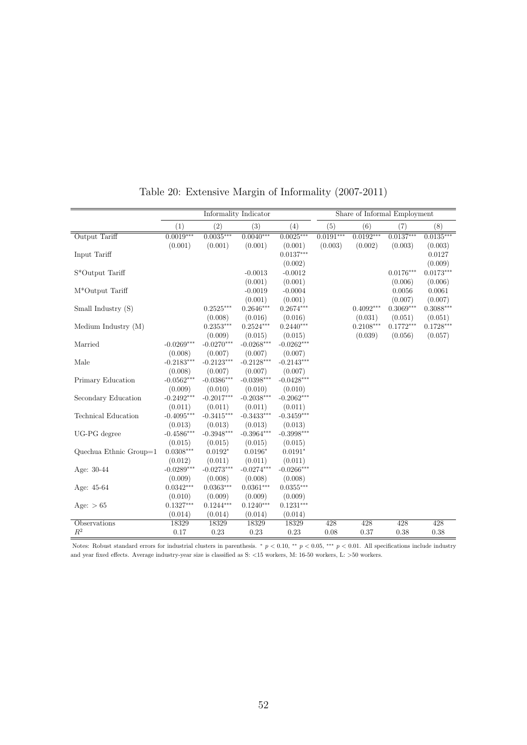Table 20: Extensive Margin of Informality (2007-2011)

| | Informality Indicator | | | | Share of Informal Employment | | | |
|---|---|---|---|---|---|---|---|---|
| | (1) | (2) | (3) | (4) | (5) | (6) | (7) | (8) |
| Output Tariff | 0.0019*** | 0.0035*** | 0.0040*** | 0.0025*** | 0.0191*** | 0.0192*** | 0.0137*** | 0.0135*** |
| | (0.001) | (0.001) | (0.001) | (0.001) | (0.003) | (0.002) | (0.003) | (0.003) |
| Input Tariff | | | | 0.0137*** | | | | 0.0127 |
| | | | | (0.002) | | | | (0.009) |
| S*Output Tariff | | | -0.0013 | -0.0012 | | | 0.0176*** | 0.0173*** |
| | | | (0.001) | (0.001) | | | (0.006) | (0.006) |
| M*Output Tariff | | | -0.0019 | -0.0004 | | | 0.0056 | 0.0061 |
| | | | (0.001) | (0.001) | | | (0.007) | (0.007) |
| Small Industry (S) | | 0.2525*** | 0.2646*** | 0.2674*** | | 0.4092*** | 0.3069*** | 0.3088*** |
| | | (0.008) | (0.016) | (0.016) | | (0.031) | (0.051) | (0.051) |
| Medium Industry (M) | | 0.2353*** | 0.2524*** | 0.2440*** | | 0.2108*** | 0.1772*** | 0.1728*** |
| | | (0.009) | (0.015) | (0.015) | | (0.039) | (0.056) | (0.057) |
| Married | -0.0269*** | -0.0270*** | -0.0268*** | -0.0262*** | | | | |
| | (0.008) | (0.007) | (0.007) | (0.007) | | | | |
| Male | -0.2183*** | -0.2123*** | -0.2128*** | -0.2143*** | | | | |
| | (0.008) | (0.007) | (0.007) | (0.007) | | | | |
| Primary Education | -0.0562*** | -0.0386*** | -0.0398*** | -0.0428*** | | | | |
| | (0.009) | (0.010) | (0.010) | (0.010) | | | | |
| Secondary Education | -0.2492*** | -0.2017*** | -0.2038*** | -0.2062*** | | | | |
| | (0.011) | (0.011) | (0.011) | (0.011) | | | | |
| Technical Education | -0.4095*** | -0.3415*** | -0.3433*** | -0.3459*** | | | | |
| | (0.013) | (0.013) | (0.013) | (0.013) | | | | |
| UG-PG degree | -0.4586*** | -0.3948*** | -0.3964*** | -0.3998*** | | | | |
| | (0.015) | (0.015) | (0.015) | (0.015) | | | | |
| Quechua Ethnic Group=1 | 0.0308*** | 0.0192* | 0.0196* | 0.0191* | | | | |
| | (0.012) | (0.011) | (0.011) | (0.011) | | | | |
| Age: 30-44 | -0.0289*** | -0.0273*** | -0.0274*** | -0.0266*** | | | | |
| | (0.009) | (0.008) | (0.008) | (0.008) | | | | |
| Age: 45-64 | 0.0342*** | 0.0363*** | 0.0361*** | 0.0355*** | | | | |
| | (0.010) | (0.009) | (0.009) | (0.009) | | | | |
| Age: $> 65$ | 0.1327*** | 0.1244*** | 0.1240*** | 0.1231*** | | | | |
| | (0.014) | (0.014) | (0.014) | (0.014) | | | | |
| Observations | 18329 | 18329 | 18329 | 18329 | 428 | 428 | 428 | 428 |
| $R^2$ | 0.17 | 0.23 | 0.23 | 0.23 | 0.08 | 0.37 | 0.38 | 0.38 |

Notes: Robust standard errors for industrial clusters in parenthesis. $^{*}$ $p < 0.10$, $^{**}$ $p < 0.05$, $^{***}$ $p < 0.01$. All specifications include industry and year fixed effects. Average industry-year size is classified as S: <15 workers, M: 16-50 workers, L: >50 workers.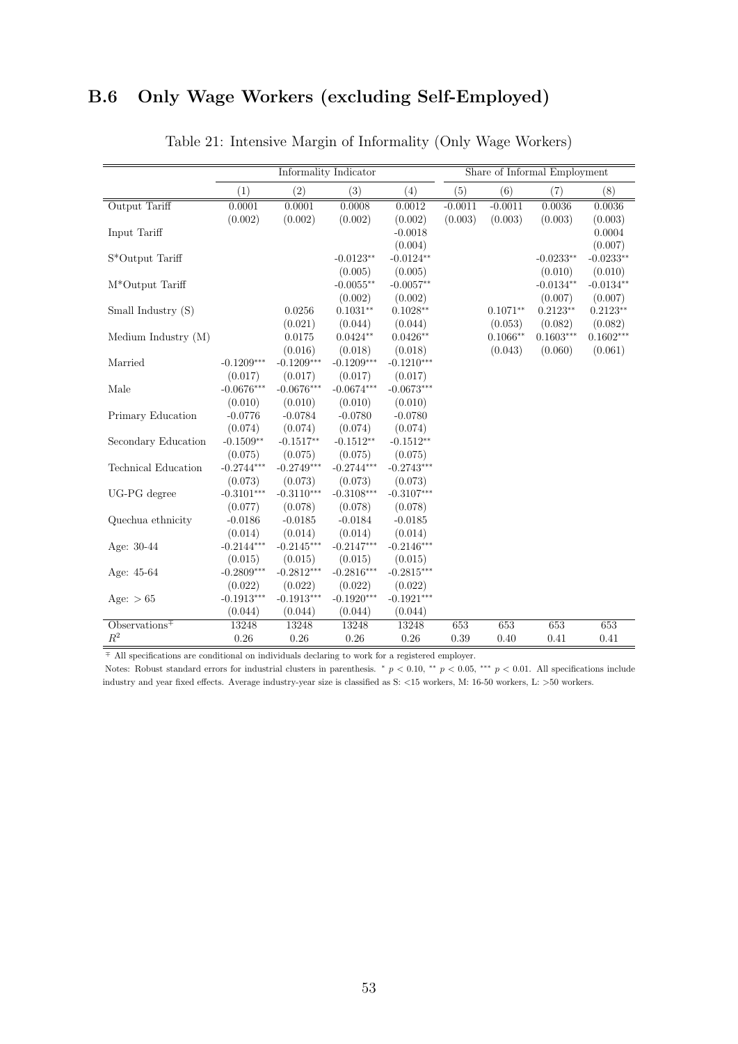## B.6 Only Wage Workers (excluding Self-Employed)

Table 21: Intensive Margin of Informality (Only Wage Workers)

| | Informality Indicator | | | | Share of Informal Employment | | | |
|---|---|---|---|---|---|---|---|---|
| | (1) | (2) | (3) | (4) | (5) | (6) | (7) | (8) |
| Output Tariff | 0.0001 | 0.0001 | 0.0008 | 0.0012 | -0.0011 | -0.0011 | 0.0036 | 0.0036 |
| | (0.002) | (0.002) | (0.002) | (0.002) | (0.003) | (0.003) | (0.003) | (0.003) |
| Input Tariff | | | | -0.0018 | | | | 0.0004 |
| | | | | (0.004) | | | | (0.007) |
| S*Output Tariff | | | -0.0123** | -0.0124** | | | -0.0233** | -0.0233** |
| | | | (0.005) | (0.005) | | | (0.010) | (0.010) |
| M*Output Tariff | | | -0.0055** | -0.0057** | | | -0.0134** | -0.0134** |
| | | | (0.002) | (0.002) | | | (0.007) | (0.007) |
| Small Industry (S) | | 0.0256 | 0.1031** | 0.1028** | | 0.1071** | 0.2123** | 0.2123** |
| | | (0.021) | (0.044) | (0.044) | | (0.053) | (0.082) | (0.082) |
| Medium Industry (M) | | 0.0175 | 0.0424** | 0.0426** | | 0.1066** | 0.1603*** | 0.1602*** |
| | | (0.016) | (0.018) | (0.018) | | (0.043) | (0.060) | (0.061) |
| Married | -0.1209*** | -0.1209*** | -0.1209*** | -0.1210*** | | | | |
| | (0.017) | (0.017) | (0.017) | (0.017) | | | | |
| Male | -0.0676*** | -0.0676*** | -0.0674*** | -0.0673*** | | | | |
| | (0.010) | (0.010) | (0.010) | (0.010) | | | | |
| Primary Education | -0.0776 | -0.0784 | -0.0780 | -0.0780 | | | | |
| | (0.074) | (0.074) | (0.074) | (0.074) | | | | |
| Secondary Education | -0.1509** | -0.1517** | -0.1512** | -0.1512** | | | | |
| | (0.075) | (0.075) | (0.075) | (0.075) | | | | |
| Technical Education | -0.2744*** | -0.2749*** | -0.2744*** | -0.2743*** | | | | |
| | (0.073) | (0.073) | (0.073) | (0.073) | | | | |
| UG-PG degree | -0.3101*** | -0.3110*** | -0.3108*** | -0.3107*** | | | | |
| | (0.077) | (0.078) | (0.078) | (0.078) | | | | |
| Quechua ethnicity | -0.0186 | -0.0185 | -0.0184 | -0.0185 | | | | |
| | (0.014) | (0.014) | (0.014) | (0.014) | | | | |
| Age: 30-44 | -0.2144*** | -0.2145*** | -0.2147*** | -0.2146*** | | | | |
| | (0.015) | (0.015) | (0.015) | (0.015) | | | | |
| Age: 45-64 | -0.2809*** | -0.2812*** | -0.2816*** | -0.2815*** | | | | |
| | (0.022) | (0.022) | (0.022) | (0.022) | | | | |
| Age: > 65 | -0.1913*** | -0.1913*** | -0.1920*** | -0.1921*** | | | | |
| | (0.044) | (0.044) | (0.044) | (0.044) | | | | |
| Observations∓ | 13248 | 13248 | 13248 | 13248 | 653 | 653 | 653 | 653 |
| $R^2$ | 0.26 | 0.26 | 0.26 | 0.26 | 0.39 | 0.40 | 0.41 | 0.41 |

∓ All specifications are conditional on individuals declaring to work for a registered employer.

Notes: Robust standard errors for industrial clusters in parenthesis. * $p < 0.10$, ** $p < 0.05$, *** $p < 0.01$. All specifications include industry and year fixed effects. Average industry-year size is classified as S: <15 workers, M: 16-50 workers, L: >50 workers.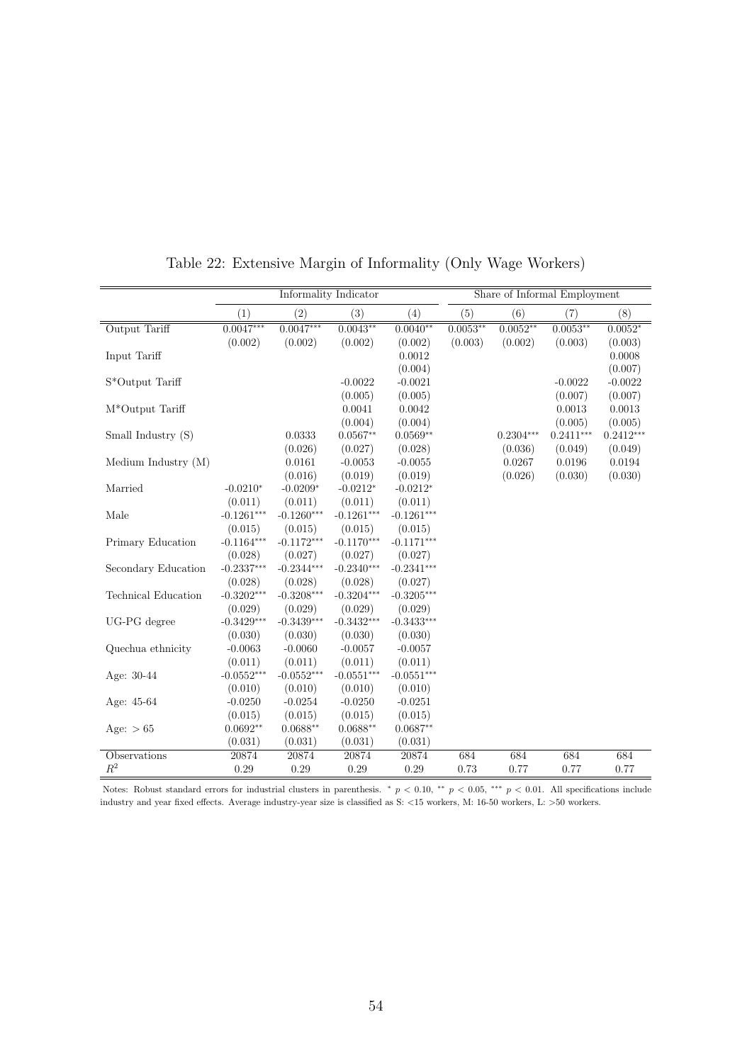Table 22: Extensive Margin of Informality (Only Wage Workers)

| | Informality Indicator | | | | Share of Informal Employment | | | |
|---|---|---|---|---|---|---|---|---|
| | (1) | (2) | (3) | (4) | (5) | (6) | (7) | (8) |
| Output Tariff | 0.0047*** | 0.0047*** | 0.0043** | 0.0040** | 0.0053** | 0.0052** | 0.0053** | 0.0052* |
| | (0.002) | (0.002) | (0.002) | (0.002) | (0.003) | (0.002) | (0.003) | (0.003) |
| Input Tariff | | | | 0.0012 | | | | 0.0008 |
| | | | | (0.004) | | | | (0.007) |
| S*Output Tariff | | | -0.0022 | -0.0021 | | | -0.0022 | -0.0022 |
| | | | (0.005) | (0.005) | | | (0.007) | (0.007) |
| M*Output Tariff | | | 0.0041 | 0.0042 | | | 0.0013 | 0.0013 |
| | | | (0.004) | (0.004) | | | (0.005) | (0.005) |
| Small Industry (S) | | 0.0333 | 0.0567** | 0.0569** | | 0.2304*** | 0.2411*** | 0.2412*** |
| | | (0.026) | (0.027) | (0.028) | | (0.036) | (0.049) | (0.049) |
| Medium Industry (M) | | 0.0161 | -0.0053 | -0.0055 | | 0.0267 | 0.0196 | 0.0194 |
| | | (0.016) | (0.019) | (0.019) | | (0.026) | (0.030) | (0.030) |
| Married | -0.0210* | -0.0209* | -0.0212* | -0.0212* | | | | |
| | (0.011) | (0.011) | (0.011) | (0.011) | | | | |
| Male | -0.1261*** | -0.1260*** | -0.1261*** | -0.1261*** | | | | |
| | (0.015) | (0.015) | (0.015) | (0.015) | | | | |
| Primary Education | -0.1164*** | -0.1172*** | -0.1170*** | -0.1171*** | | | | |
| | (0.028) | (0.027) | (0.027) | (0.027) | | | | |
| Secondary Education | -0.2337*** | -0.2344*** | -0.2340*** | -0.2341*** | | | | |
| | (0.028) | (0.028) | (0.028) | (0.027) | | | | |
| Technical Education | -0.3202*** | -0.3208*** | -0.3204*** | -0.3205*** | | | | |
| | (0.029) | (0.029) | (0.029) | (0.029) | | | | |
| UG-PG degree | -0.3429*** | -0.3439*** | -0.3432*** | -0.3433*** | | | | |
| | (0.030) | (0.030) | (0.030) | (0.030) | | | | |
| Quechua ethnicity | -0.0063 | -0.0060 | -0.0057 | -0.0057 | | | | |
| | (0.011) | (0.011) | (0.011) | (0.011) | | | | |
| Age: 30-44 | -0.0552*** | -0.0552*** | -0.0551*** | -0.0551*** | | | | |
| | (0.010) | (0.010) | (0.010) | (0.010) | | | | |
| Age: 45-64 | -0.0250 | -0.0254 | -0.0250 | -0.0251 | | | | |
| | (0.015) | (0.015) | (0.015) | (0.015) | | | | |
| Age: $> 65$ | 0.0692** | 0.0688** | 0.0688** | 0.0687** | | | | |
| | (0.031) | (0.031) | (0.031) | (0.031) | | | | |
| Observations | 20874 | 20874 | 20874 | 20874 | 684 | 684 | 684 | 684 |
| $R^2$ | 0.29 | 0.29 | 0.29 | 0.29 | 0.73 | 0.77 | 0.77 | 0.77 |

Notes: Robust standard errors for industrial clusters in parenthesis. * $p < 0.10$, ** $p < 0.05$, *** $p < 0.01$. All specifications include industry and year fixed effects. Average industry-year size is classified as S: <15 workers, M: 16-50 workers, L: >50 workers.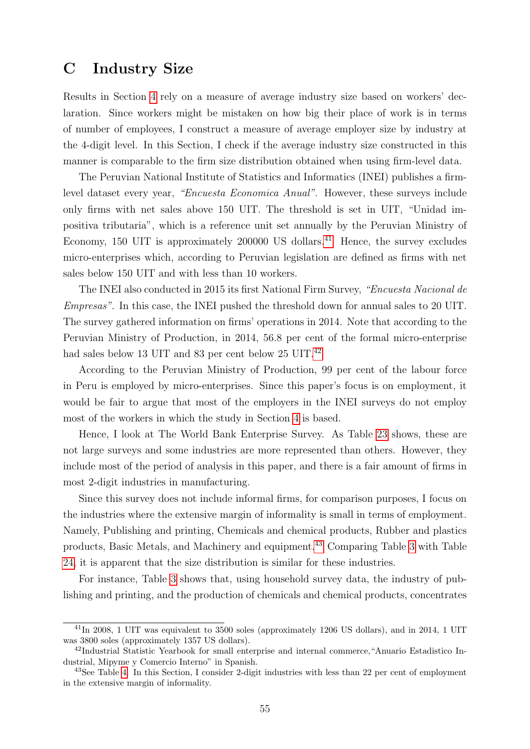# C Industry Size

Results in Section 4 rely on a measure of average industry size based on workers' declaration. Since workers might be mistaken on how big their place of work is in terms of number of employees, I construct a measure of average employer size by industry at the 4-digit level. In this Section, I check if the average industry size constructed in this manner is comparable to the firm size distribution obtained when using firm-level data.

The Peruvian National Institute of Statistics and Informatics (INEI) publishes a firm-level dataset every year, *"Encuesta Economica Anual"*. However, these surveys include only firms with net sales above 150 UIT. The threshold is set in UIT, "Unidad impositiva tributaria", which is a reference unit set annually by the Peruvian Ministry of Economy, 150 UIT is approximately 200000 US dollars.[41] Hence, the survey excludes micro-enterprises which, according to Peruvian legislation are defined as firms with net sales below 150 UIT and with less than 10 workers.

The INEI also conducted in 2015 its first National Firm Survey, *"Encuesta Nacional de Empresas"*. In this case, the INEI pushed the threshold down for annual sales to 20 UIT. The survey gathered information on firms' operations in 2014. Note that according to the Peruvian Ministry of Production, in 2014, 56.8 per cent of the formal micro-enterprise had sales below 13 UIT and 83 per cent below 25 UIT.[42]

According to the Peruvian Ministry of Production, 99 per cent of the labour force in Peru is employed by micro-enterprises. Since this paper's focus is on employment, it would be fair to argue that most of the employers in the INEI surveys do not employ most of the workers in which the study in Section 4 is based.

Hence, I look at The World Bank Enterprise Survey. As Table 23 shows, these are not large surveys and some industries are more represented than others. However, they include most of the period of analysis in this paper, and there is a fair amount of firms in most 2-digit industries in manufacturing.

Since this survey does not include informal firms, for comparison purposes, I focus on the industries where the extensive margin of informality is small in terms of employment. Namely, Publishing and printing, Chemicals and chemical products, Rubber and plastics products, Basic Metals, and Machinery and equipment.[43] Comparing Table 3 with Table 24, it is apparent that the size distribution is similar for these industries.

For instance, Table 3 shows that, using household survey data, the industry of publishing and printing, and the production of chemicals and chemical products, concentrates

---

[41] In 2008, 1 UIT was equivalent to 3500 soles (approximately 1206 US dollars), and in 2014, 1 UIT was 3800 soles (approximately 1357 US dollars).

[42] Industrial Statistic Yearbook for small enterprise and internal commerce,"Anuario Estadistico Industrial, Mipyme y Comercio Interno" in Spanish.

[43] See Table 4. In this Section, I consider 2-digit industries with less than 22 per cent of employment in the extensive margin of informality.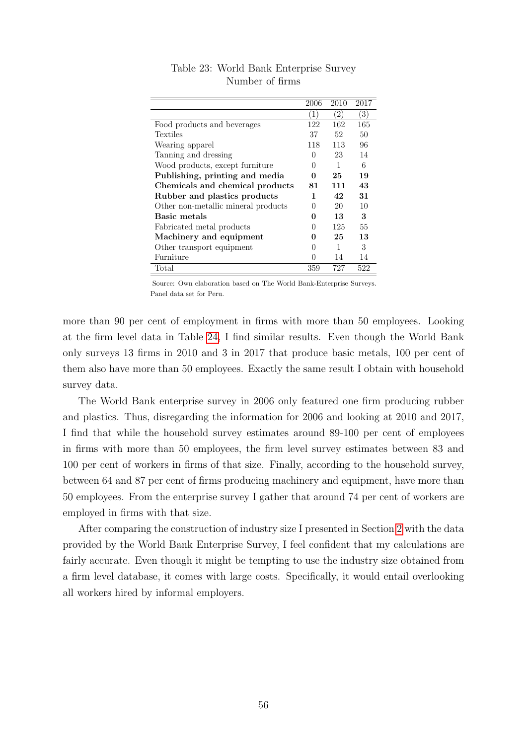Table 23: World Bank Enterprise Survey
Number of firms

| | 2006 | 2010 | 2017 |
|---|---|---|---|
| | (1) | (2) | (3) |
| Food products and beverages | 122 | 162 | 165 |
| Textiles | 37 | 52 | 50 |
| Wearing apparel | 118 | 113 | 96 |
| Tanning and dressing | 0 | 23 | 14 |
| Wood products, except furniture | 0 | 1 | 6 |
| **Publishing, printing and media** | **0** | **25** | **19** |
| **Chemicals and chemical products** | **81** | **111** | **43** |
| **Rubber and plastics products** | **1** | **42** | **31** |
| Other non-metallic mineral products | 0 | 20 | 10 |
| **Basic metals** | **0** | **13** | **3** |
| Fabricated metal products | 0 | 125 | 55 |
| **Machinery and equipment** | **0** | **25** | **13** |
| Other transport equipment | 0 | 1 | 3 |
| Furniture | 0 | 14 | 14 |
| Total | 359 | 727 | 522 |

Source: Own elaboration based on The World Bank-Enterprise Surveys. Panel data set for Peru.

more than 90 per cent of employment in firms with more than 50 employees. Looking at the firm level data in Table 24, I find similar results. Even though the World Bank only surveys 13 firms in 2010 and 3 in 2017 that produce basic metals, 100 per cent of them also have more than 50 employees. Exactly the same result I obtain with household survey data.

The World Bank enterprise survey in 2006 only featured one firm producing rubber and plastics. Thus, disregarding the information for 2006 and looking at 2010 and 2017, I find that while the household survey estimates around 89-100 per cent of employees in firms with more than 50 employees, the firm level survey estimates between 83 and 100 per cent of workers in firms of that size. Finally, according to the household survey, between 64 and 87 per cent of firms producing machinery and equipment, have more than 50 employees. From the enterprise survey I gather that around 74 per cent of workers are employed in firms with that size.

After comparing the construction of industry size I presented in Section 2 with the data provided by the World Bank Enterprise Survey, I feel confident that my calculations are fairly accurate. Even though it might be tempting to use the industry size obtained from a firm level database, it comes with large costs. Specifically, it would entail overlooking all workers hired by informal employers.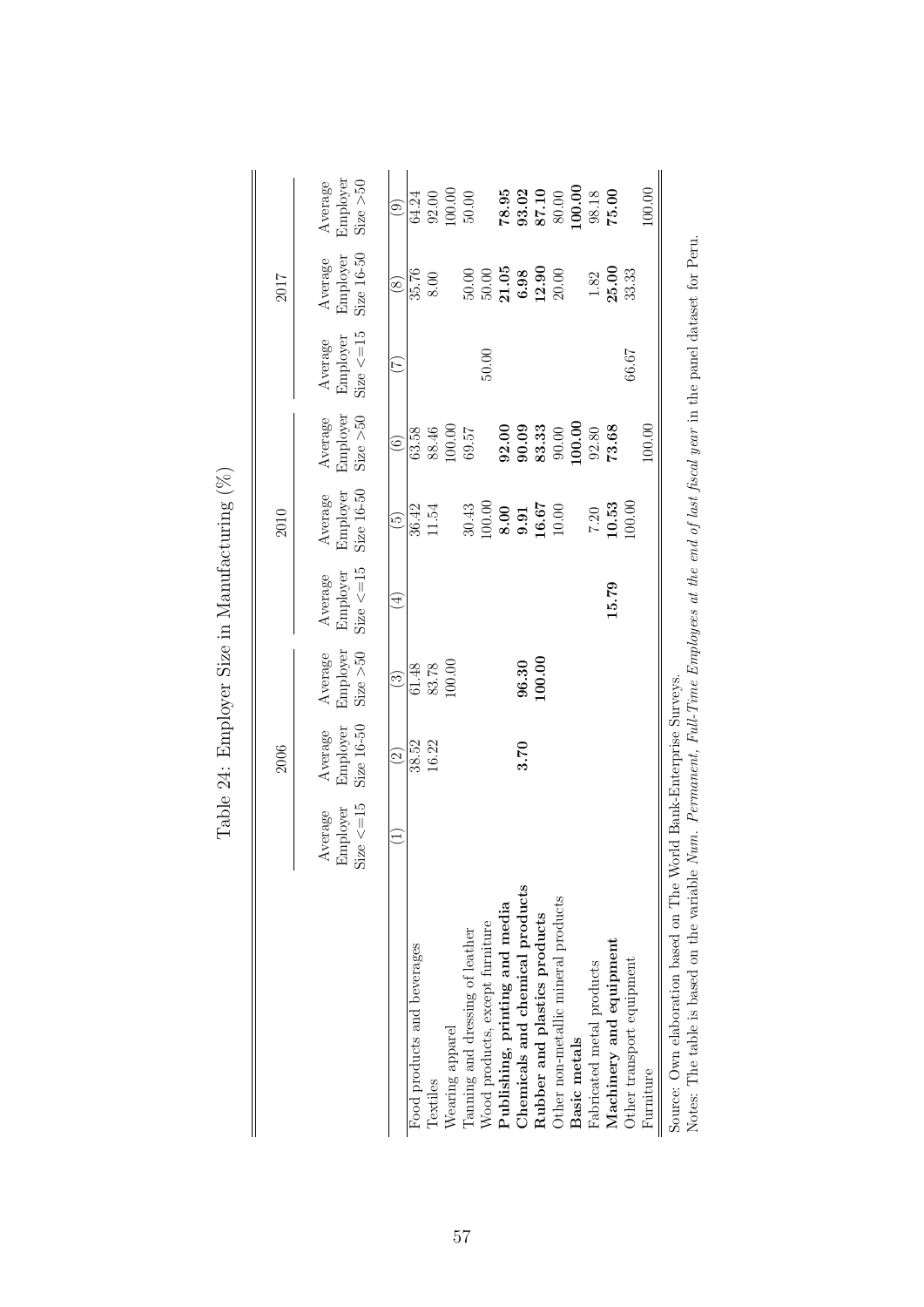# Table 24: Employer Size in Manufacturing (%)

| | 2006 | | | 2010 | | | 2017 | | |
|---|---|---|---|---|---|---|---|---|---|
| | Average Employer Size <=15 | Average Employer Size 16-50 | Average Employer Size >50 | Average Employer Size <=15 | Average Employer Size 16-50 | Average Employer Size >50 | Average Employer Size <=15 | Average Employer Size 16-50 | Average Employer Size >50 |
| | (1) | (2) | (3) | (4) | (5) | (6) | (7) | (8) | (9) |
| Food products and beverages | | 38.52 | 61.48 | | 36.42 | 63.58 | | 35.76 | 64.24 |
| Textiles | | 16.22 | 83.78 | | 11.54 | 88.46 | | 8.00 | 92.00 |
| Wearing apparel | | | 100.00 | | | 100.00 | | | 100.00 |
| Tanning and dressing of leather | | | | | 30.43 | 69.57 | | 50.00 | 50.00 |
| Wood products, except furniture | | | | | 100.00 | | 50.00 | 50.00 | |
| **Publishing, printing and media** | | | | | **8.00** | **92.00** | | **21.05** | **78.95** |
| **Chemicals and chemical products** | | **3.70** | **96.30** | | **9.91** | **90.09** | | **6.98** | **93.02** |
| **Rubber and plastics products** | | | **100.00** | | **16.67** | **83.33** | | **12.90** | **87.10** |
| Other non-metallic mineral products | | | | | 10.00 | 90.00 | | 20.00 | 80.00 |
| **Basic metals** | | | | | | **100.00** | | | **100.00** |
| Fabricated metal products | | | | | 7.20 | 92.80 | | 1.82 | 98.18 |
| **Machinery and equipment** | | | | **15.79** | **10.53** | **73.68** | | **25.00** | **75.00** |
| Other transport equipment | | | | | 100.00 | | 66.67 | 33.33 | |
| Furniture | | | | | | 100.00 | | | 100.00 |

Source: Own elaboration based on The World Bank-Enterprise Surveys.
Notes: The table is based on the variable *Num. Permanent, Full-Time Employees at the end of last fiscal year* in the panel dataset for Peru.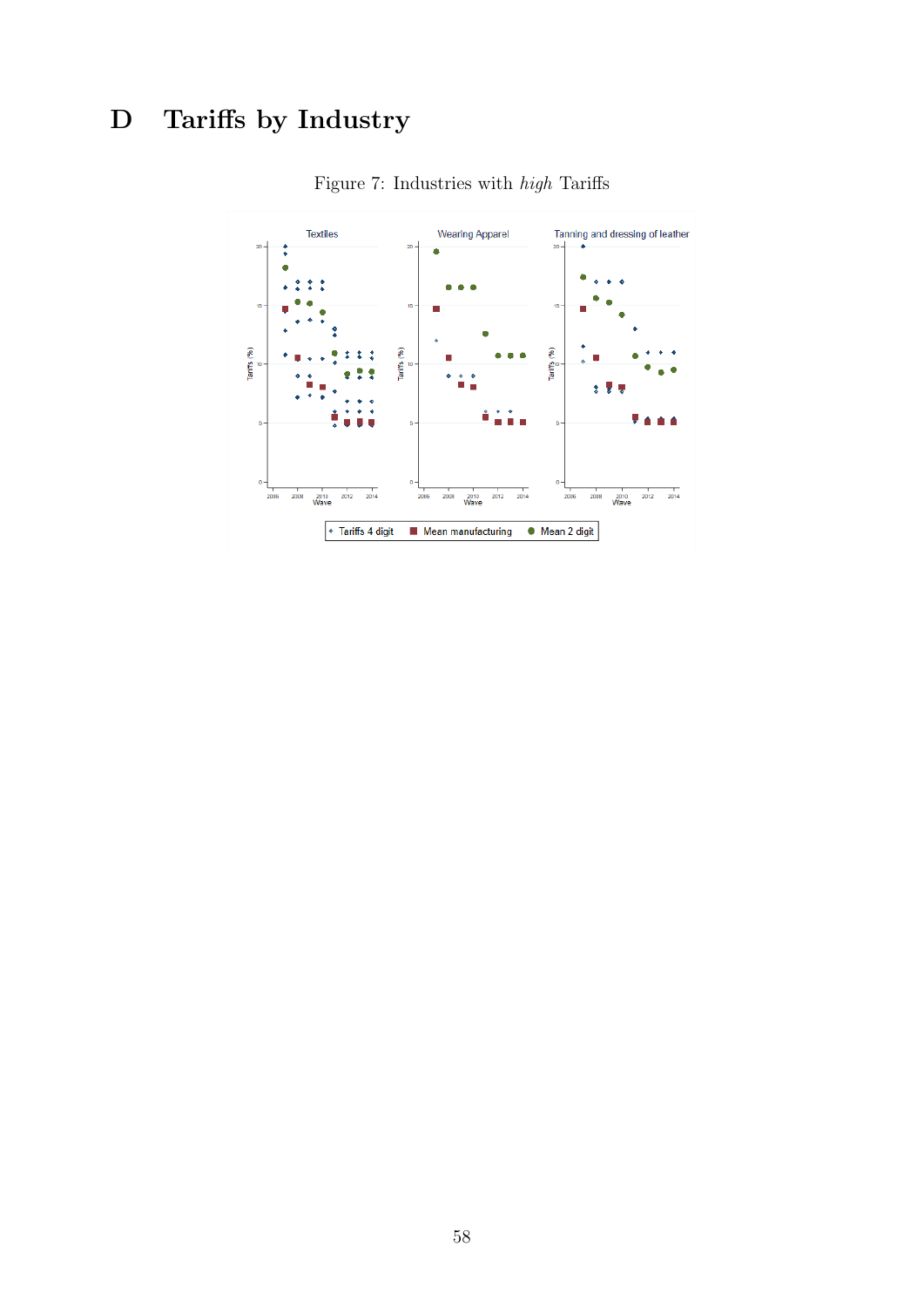# D Tariffs by Industry

Figure 7: Industries with *high* Tariffs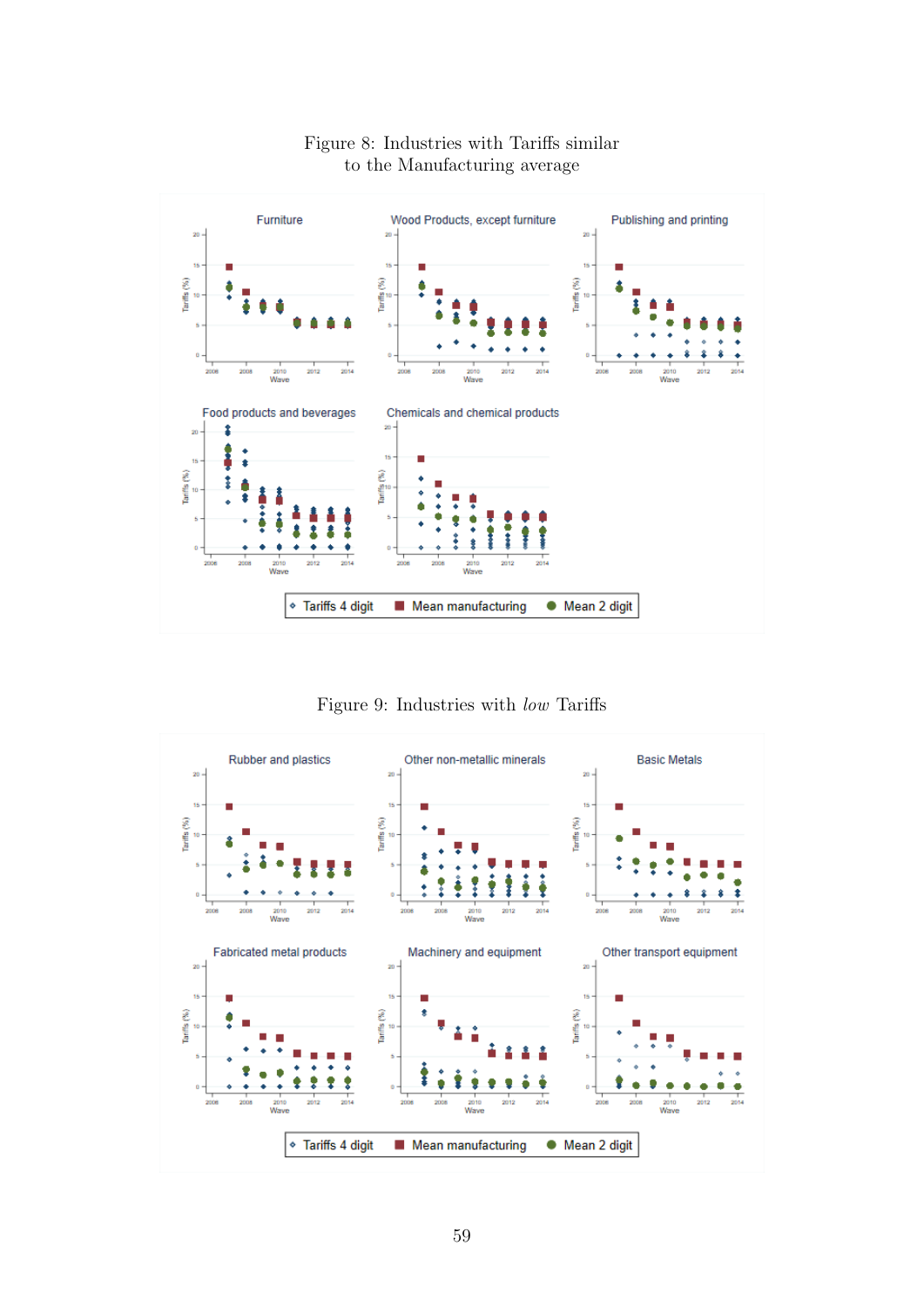Figure 8: Industries with Tariffs similar to the Manufacturing average

Figure 9: Industries with *low* Tariffs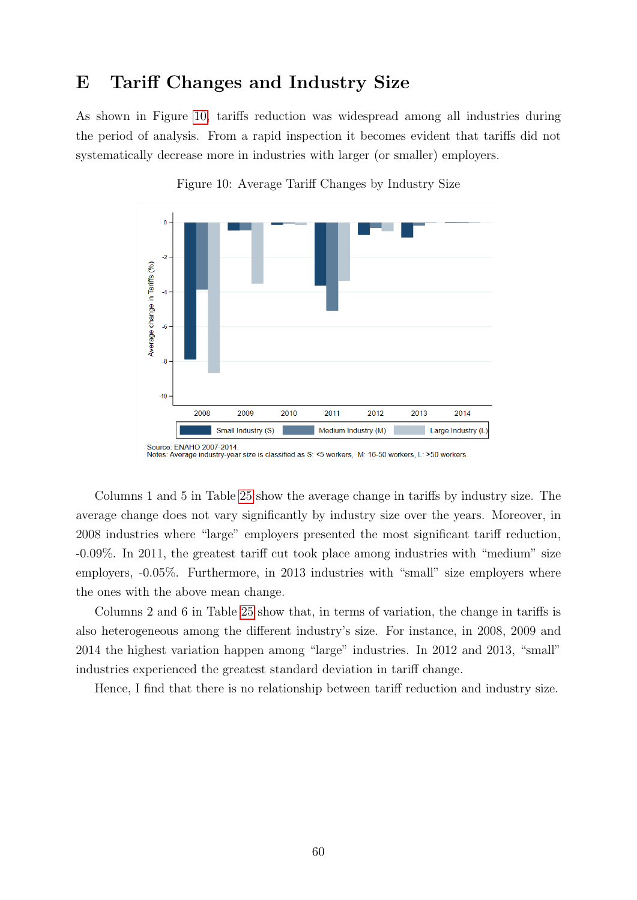# E Tariff Changes and Industry Size

As shown in Figure 10, tariffs reduction was widespread among all industries during the period of analysis. From a rapid inspection it becomes evident that tariffs did not systematically decrease more in industries with larger (or smaller) employers.

Figure 10: Average Tariff Changes by Industry Size

Source: ENAHO 2007-2014.
Notes: Average industry-year size is classified as S: <5 workers, M: 16-50 workers, L: >50 workers.

Columns 1 and 5 in Table 25 show the average change in tariffs by industry size. The average change does not vary significantly by industry size over the years. Moreover, in 2008 industries where "large" employers presented the most significant tariff reduction, -0.09%. In 2011, the greatest tariff cut took place among industries with "medium" size employers, -0.05%. Furthermore, in 2013 industries with "small" size employers where the ones with the above mean change.

Columns 2 and 6 in Table 25 show that, in terms of variation, the change in tariffs is also heterogeneous among the different industry's size. For instance, in 2008, 2009 and 2014 the highest variation happen among "large" industries. In 2012 and 2013, "small" industries experienced the greatest standard deviation in tariff change.

Hence, I find that there is no relationship between tariff reduction and industry size.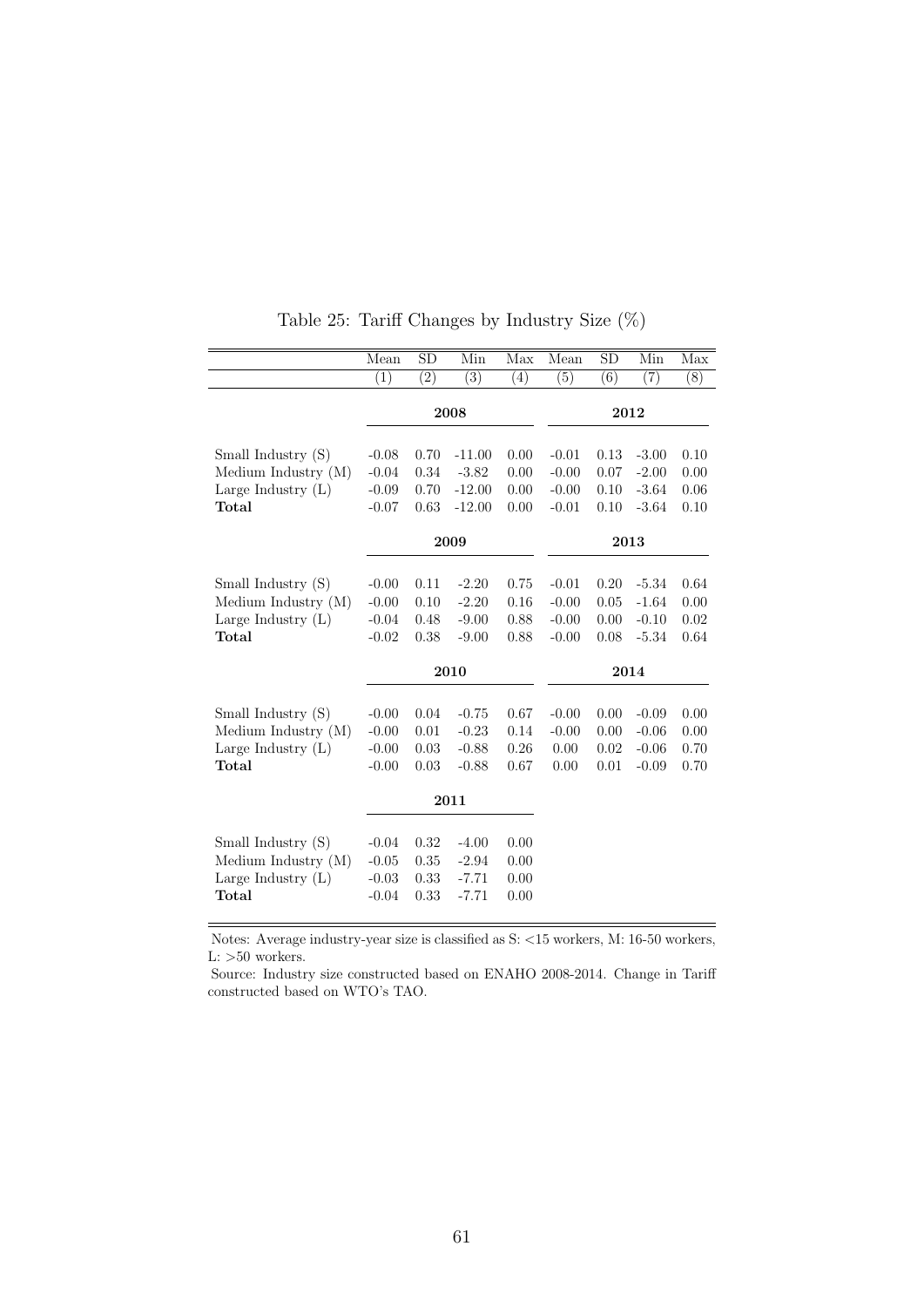Table 25: Tariff Changes by Industry Size (%)

| | Mean | SD | Min | Max | Mean | SD | Min | Max |
|---|---|---|---|---|---|---|---|---|
| | (1) | (2) | (3) | (4) | (5) | (6) | (7) | (8) |
| | **2008** | | | | **2012** | | | |
| Small Industry (S) | -0.08 | 0.70 | -11.00 | 0.00 | -0.01 | 0.13 | -3.00 | 0.10 |
| Medium Industry (M) | -0.04 | 0.34 | -3.82 | 0.00 | -0.00 | 0.07 | -2.00 | 0.00 |
| Large Industry (L) | -0.09 | 0.70 | -12.00 | 0.00 | -0.00 | 0.10 | -3.64 | 0.06 |
| **Total** | -0.07 | 0.63 | -12.00 | 0.00 | -0.01 | 0.10 | -3.64 | 0.10 |
| | **2009** | | | | **2013** | | | |
| Small Industry (S) | -0.00 | 0.11 | -2.20 | 0.75 | -0.01 | 0.20 | -5.34 | 0.64 |
| Medium Industry (M) | -0.00 | 0.10 | -2.20 | 0.16 | -0.00 | 0.05 | -1.64 | 0.00 |
| Large Industry (L) | -0.04 | 0.48 | -9.00 | 0.88 | -0.00 | 0.00 | -0.10 | 0.02 |
| **Total** | -0.02 | 0.38 | -9.00 | 0.88 | -0.00 | 0.08 | -5.34 | 0.64 |
| | **2010** | | | | **2014** | | | |
| Small Industry (S) | -0.00 | 0.04 | -0.75 | 0.67 | -0.00 | 0.00 | -0.09 | 0.00 |
| Medium Industry (M) | -0.00 | 0.01 | -0.23 | 0.14 | -0.00 | 0.00 | -0.06 | 0.00 |
| Large Industry (L) | -0.00 | 0.03 | -0.88 | 0.26 | 0.00 | 0.02 | -0.06 | 0.70 |
| **Total** | -0.00 | 0.03 | -0.88 | 0.67 | 0.00 | 0.01 | -0.09 | 0.70 |
| | **2011** | | | | | | | |
| Small Industry (S) | -0.04 | 0.32 | -4.00 | 0.00 | | | | |
| Medium Industry (M) | -0.05 | 0.35 | -2.94 | 0.00 | | | | |
| Large Industry (L) | -0.03 | 0.33 | -7.71 | 0.00 | | | | |
| **Total** | -0.04 | 0.33 | -7.71 | 0.00 | | | | |

Notes: Average industry-year size is classified as S: <15 workers, M: 16-50 workers, L: >50 workers.

Source: Industry size constructed based on ENAHO 2008-2014. Change in Tariff constructed based on WTO's TAO.